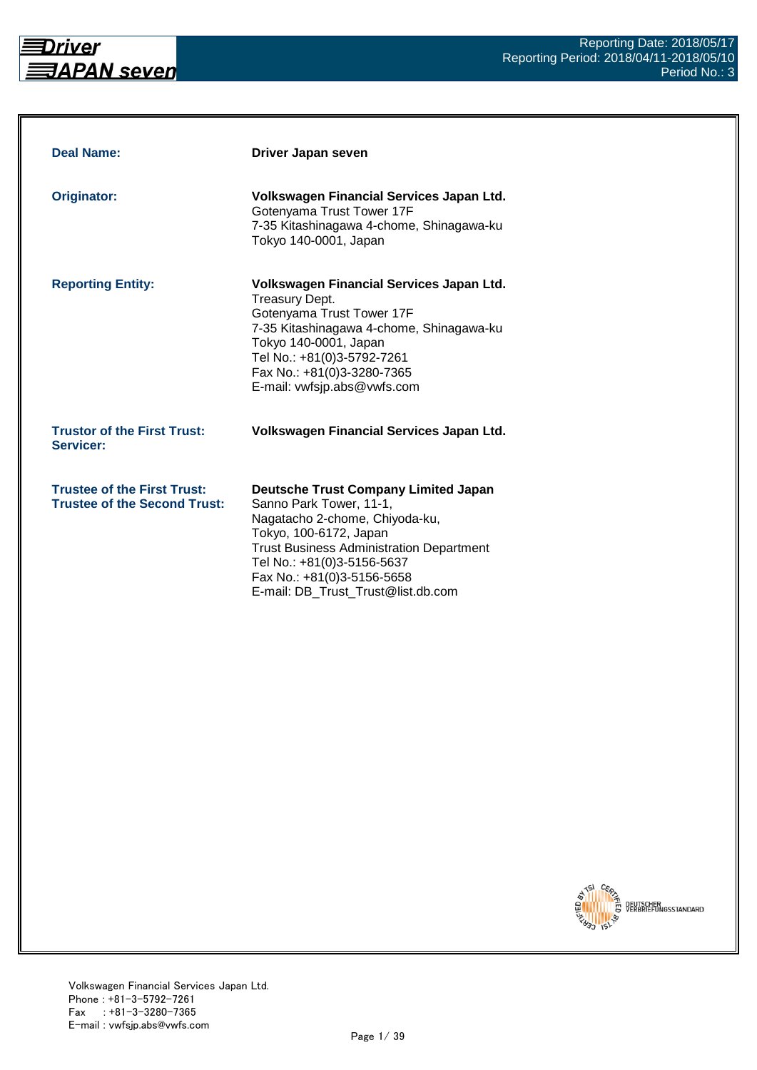Reporting Date: 2018/05/17
Reporting Period: 2018/04/11-2018/05/10
Period No.: 3

| | |
|---|---|
| **Deal Name:** | **Driver Japan seven** |
| **Originator:** | **Volkswagen Financial Services Japan Ltd.**<br>Gotenyama Trust Tower 17F<br>7-35 Kitashinagawa 4-chome, Shinagawa-ku<br>Tokyo 140-0001, Japan |
| **Reporting Entity:** | **Volkswagen Financial Services Japan Ltd.**<br>Treasury Dept.<br>Gotenyama Trust Tower 17F<br>7-35 Kitashinagawa 4-chome, Shinagawa-ku<br>Tokyo 140-0001, Japan<br>Tel No.: +81(0)3-5792-7261<br>Fax No.: +81(0)3-3280-7365<br>E-mail: vwfsjp.abs@vwfs.com |
| **Trustor of the First Trust:**<br>**Servicer:** | **Volkswagen Financial Services Japan Ltd.** |
| **Trustee of the First Trust:**<br>**Trustee of the Second Trust:** | **Deutsche Trust Company Limited Japan**<br>Sanno Park Tower, 11-1,<br>Nagatacho 2-chome, Chiyoda-ku,<br>Tokyo, 100-6172, Japan<br>Trust Business Administration Department<br>Tel No.: +81(0)3-5156-5637<br>Fax No.: +81(0)3-5156-5658<br>E-mail: DB_Trust_Trust@list.db.com |

Volkswagen Financial Services Japan Ltd.
Phone : +81-3-5792-7261
Fax : +81-3-3280-7365
E-mail : vwfsjp.abs@vwfs.com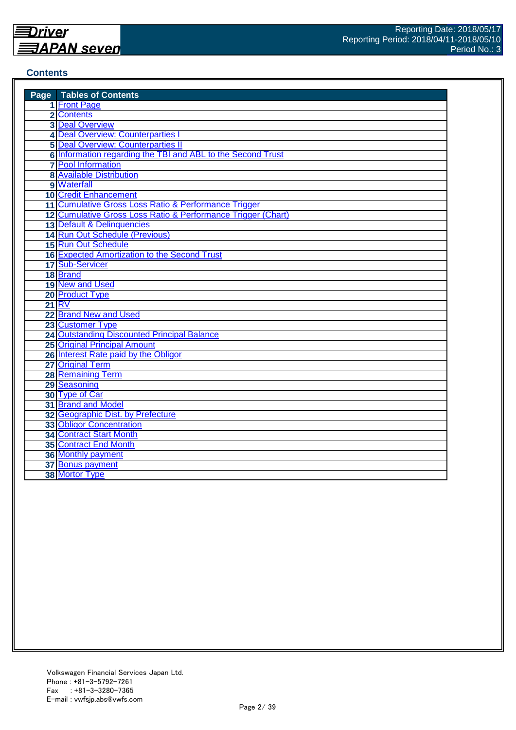## Contents

| Page | Tables of Contents |
|---|---|
| 1 | Front Page |
| 2 | Contents |
| 3 | Deal Overview |
| 4 | Deal Overview: Counterparties I |
| 5 | Deal Overview: Counterparties II |
| 6 | Information regarding the TBI and ABL to the Second Trust |
| 7 | Pool Information |
| 8 | Available Distribution |
| 9 | Waterfall |
| 10 | Credit Enhancement |
| 11 | Cumulative Gross Loss Ratio & Performance Trigger |
| 12 | Cumulative Gross Loss Ratio & Performance Trigger (Chart) |
| 13 | Default & Delinquencies |
| 14 | Run Out Schedule (Previous) |
| 15 | Run Out Schedule |
| 16 | Expected Amortization to the Second Trust |
| 17 | Sub-Servicer |
| 18 | Brand |
| 19 | New and Used |
| 20 | Product Type |
| 21 | RV |
| 22 | Brand New and Used |
| 23 | Customer Type |
| 24 | Outstanding Discounted Principal Balance |
| 25 | Original Principal Amount |
| 26 | Interest Rate paid by the Obligor |
| 27 | Original Term |
| 28 | Remaining Term |
| 29 | Seasoning |
| 30 | Type of Car |
| 31 | Brand and Model |
| 32 | Geographic Dist. by Prefecture |
| 33 | Obligor Concentration |
| 34 | Contract Start Month |
| 35 | Contract End Month |
| 36 | Monthly payment |
| 37 | Bonus payment |
| 38 | Mortor Type |

Volkswagen Financial Services Japan Ltd.
Phone : +81-3-5792-7261
Fax : +81-3-3280-7365
E-mail : vwfsjp.abs@vwfs.com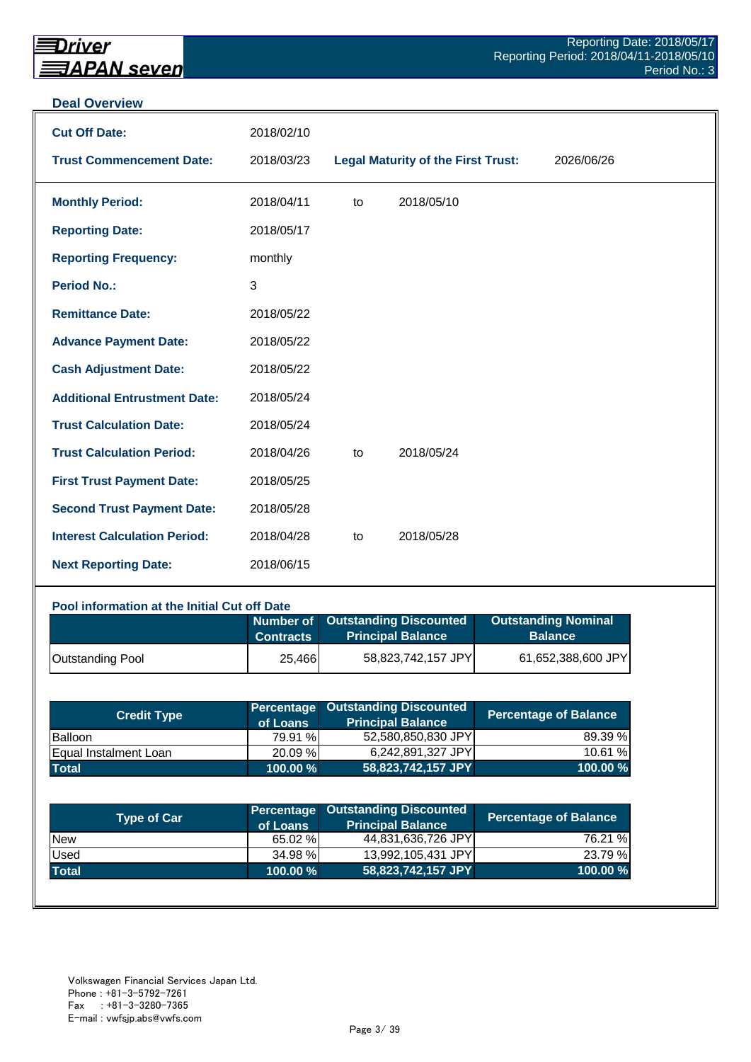## Deal Overview

| | | | | |
|---|---|---|---|---|
| **Cut Off Date:** | 2018/02/10 | | | |
| **Trust Commencement Date:** | 2018/03/23 | **Legal Maturity of the First Trust:** | | 2026/06/26 |
| **Monthly Period:** | 2018/04/11 | to | 2018/05/10 | |
| **Reporting Date:** | 2018/05/17 | | | |
| **Reporting Frequency:** | monthly | | | |
| **Period No.:** | 3 | | | |
| **Remittance Date:** | 2018/05/22 | | | |
| **Advance Payment Date:** | 2018/05/22 | | | |
| **Cash Adjustment Date:** | 2018/05/22 | | | |
| **Additional Entrustment Date:** | 2018/05/24 | | | |
| **Trust Calculation Date:** | 2018/05/24 | | | |
| **Trust Calculation Period:** | 2018/04/26 | to | 2018/05/24 | |
| **First Trust Payment Date:** | 2018/05/25 | | | |
| **Second Trust Payment Date:** | 2018/05/28 | | | |
| **Interest Calculation Period:** | 2018/04/28 | to | 2018/05/28 | |
| **Next Reporting Date:** | 2018/06/15 | | | |

### Pool information at the Initial Cut off Date

| | Number of Contracts | Outstanding Discounted Principal Balance | Outstanding Nominal Balance |
|---|---|---|---|
| Outstanding Pool | 25,466 | 58,823,742,157 JPY | 61,652,388,600 JPY |

| Credit Type | Percentage of Loans | Outstanding Discounted Principal Balance | Percentage of Balance |
|---|---|---|---|
| Balloon | 79.91 % | 52,580,850,830 JPY | 89.39 % |
| Equal Instalment Loan | 20.09 % | 6,242,891,327 JPY | 10.61 % |
| **Total** | **100.00 %** | **58,823,742,157 JPY** | **100.00 %** |

| Type of Car | Percentage of Loans | Outstanding Discounted Principal Balance | Percentage of Balance |
|---|---|---|---|
| New | 65.02 % | 44,831,636,726 JPY | 76.21 % |
| Used | 34.98 % | 13,992,105,431 JPY | 23.79 % |
| **Total** | **100.00 %** | **58,823,742,157 JPY** | **100.00 %** |

Volkswagen Financial Services Japan Ltd.
Phone : +81-3-5792-7261
Fax : +81-3-3280-7365
E-mail : vwfsjp.abs@vwfs.com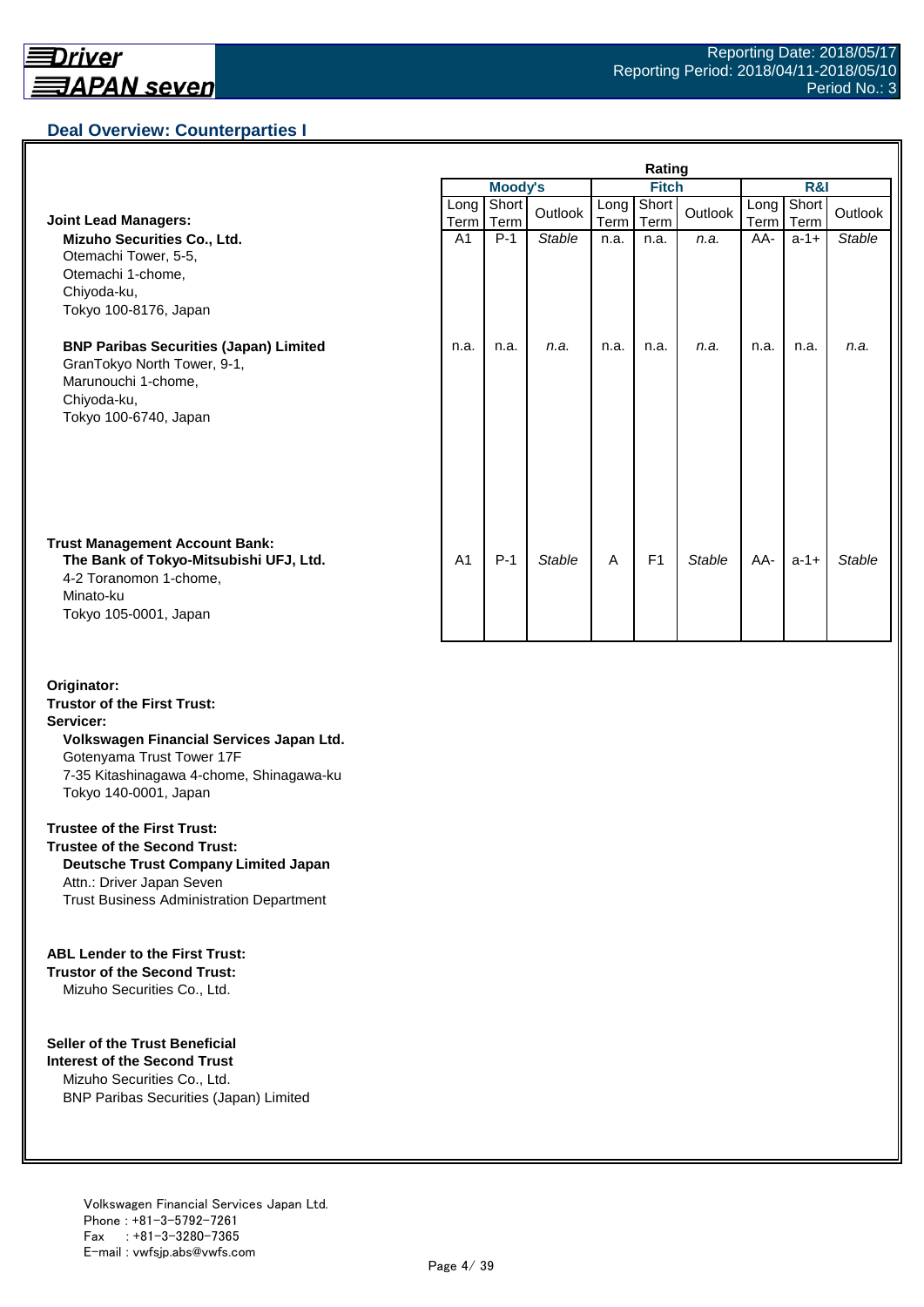## Deal Overview: Counterparties I

| | Moody's Long Term | Moody's Short Term | Moody's Outlook | Fitch Long Term | Fitch Short Term | Fitch Outlook | R&I Long Term | R&I Short Term | R&I Outlook |
|---|---|---|---|---|---|---|---|---|---|
| **Joint Lead Managers:** | | | | | | | | | |
| **Mizuho Securities Co., Ltd.**<br>Otemachi Tower, 5-5,<br>Otemachi 1-chome,<br>Chiyoda-ku,<br>Tokyo 100-8176, Japan | A1 | P-1 | *Stable* | n.a. | n.a. | *n.a.* | AA- | a-1+ | *Stable* |
| **BNP Paribas Securities (Japan) Limited**<br>GranTokyo North Tower, 9-1,<br>Marunouchi 1-chome,<br>Chiyoda-ku,<br>Tokyo 100-6740, Japan | n.a. | n.a. | *n.a.* | n.a. | n.a. | *n.a.* | n.a. | n.a. | *n.a.* |
| **Trust Management Account Bank:** | | | | | | | | | |
| **The Bank of Tokyo-Mitsubishi UFJ, Ltd.**<br>4-2 Toranomon 1-chome,<br>Minato-ku<br>Tokyo 105-0001, Japan | A1 | P-1 | *Stable* | A | F1 | *Stable* | AA- | a-1+ | *Stable* |

**Originator:**
**Trustor of the First Trust:**
**Servicer:**
**Volkswagen Financial Services Japan Ltd.**
Gotenyama Trust Tower 17F
7-35 Kitashinagawa 4-chome, Shinagawa-ku
Tokyo 140-0001, Japan

**Trustee of the First Trust:**
**Trustee of the Second Trust:**
**Deutsche Trust Company Limited Japan**
Attn.: Driver Japan Seven
Trust Business Administration Department

**ABL Lender to the First Trust:**
**Trustor of the Second Trust:**
Mizuho Securities Co., Ltd.

**Seller of the Trust Beneficial Interest of the Second Trust**
Mizuho Securities Co., Ltd.
BNP Paribas Securities (Japan) Limited

Volkswagen Financial Services Japan Ltd.
Phone : +81-3-5792-7261
Fax : +81-3-3280-7365
E-mail : vwfsjp.abs@vwfs.com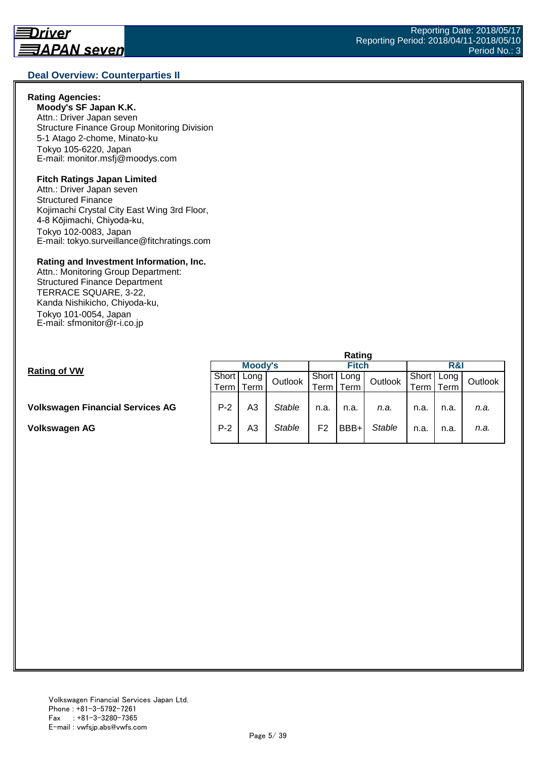## Deal Overview: Counterparties II

**Rating Agencies:**

**Moody's SF Japan K.K.**
Attn.: Driver Japan seven
Structure Finance Group Monitoring Division
5-1 Atago 2-chome, Minato-ku
Tokyo 105-6220, Japan
E-mail: monitor.msfj@moodys.com

**Fitch Ratings Japan Limited**
Attn.: Driver Japan seven
Structured Finance
Kojimachi Crystal City East Wing 3rd Floor,
4-8 Kōjimachi, Chiyoda-ku,
Tokyo 102-0083, Japan
E-mail: tokyo.surveillance@fitchratings.com

**Rating and Investment Information, Inc.**
Attn.: Monitoring Group Department:
Structured Finance Department
TERRACE SQUARE, 3-22,
Kanda Nishikicho, Chiyoda-ku,
Tokyo 101-0054, Japan
E-mail: sfmonitor@r-i.co.jp

**Rating of VW**

| | Rating | | | | | | | | |
|---|---|---|---|---|---|---|---|---|---|
| | Moody's | | | Fitch | | | R&I | | |
| | Short Term | Long Term | Outlook | Short Term | Long Term | Outlook | Short Term | Long Term | Outlook |
| **Volkswagen Financial Services AG** | P-2 | A3 | *Stable* | n.a. | n.a. | *n.a.* | n.a. | n.a. | *n.a.* |
| **Volkswagen AG** | P-2 | A3 | *Stable* | F2 | BBB+ | *Stable* | n.a. | n.a. | *n.a.* |

Volkswagen Financial Services Japan Ltd.
Phone : +81-3-5792-7261
Fax : +81-3-3280-7365
E-mail : vwfsjp.abs@vwfs.com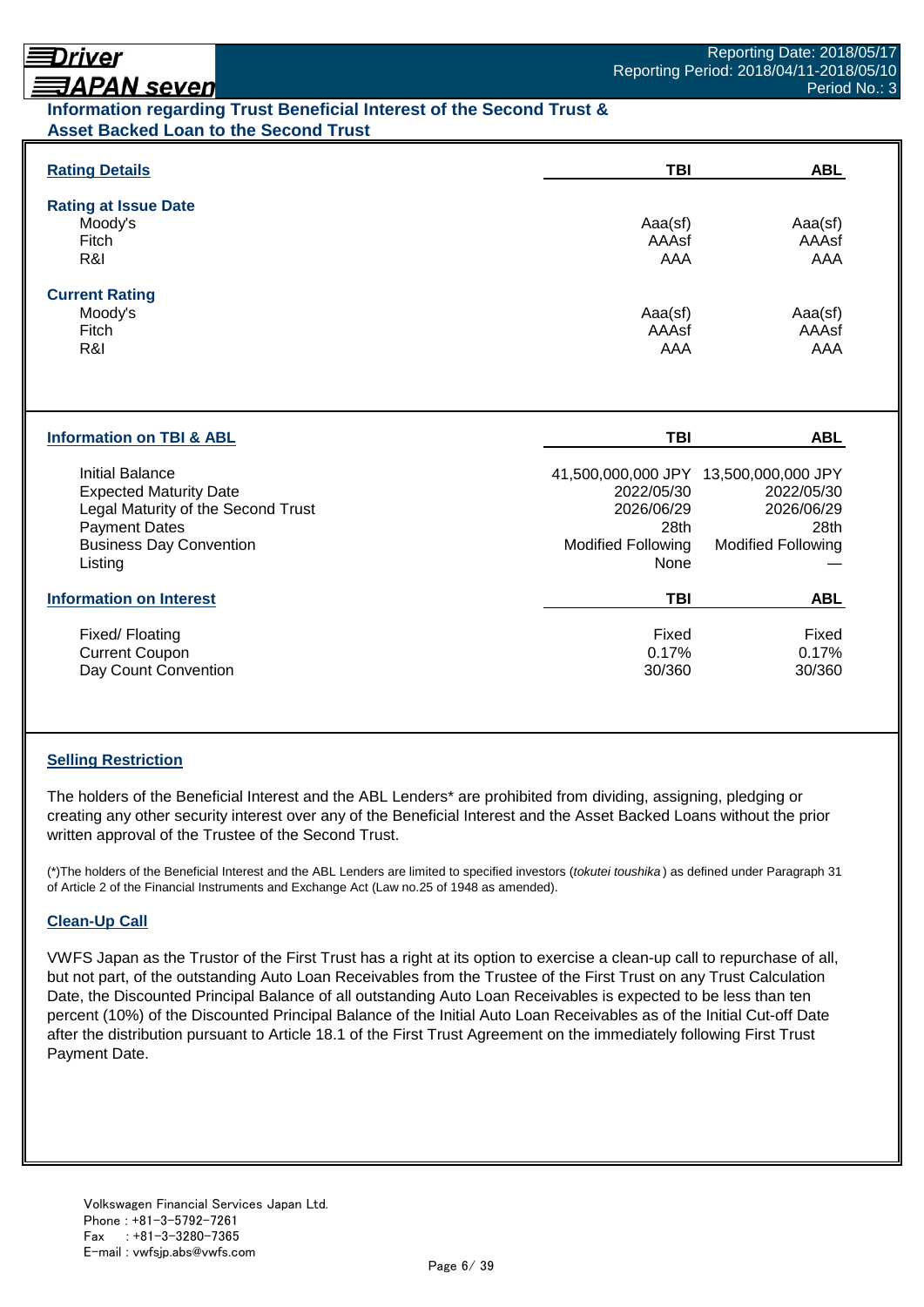# Information regarding Trust Beneficial Interest of the Second Trust & Asset Backed Loan to the Second Trust

## Rating Details

| | TBI | ABL |
|---|---|---|
| **Rating at Issue Date** | | |
| Moody's | Aaa(sf) | Aaa(sf) |
| Fitch | AAAsf | AAAsf |
| R&I | AAA | AAA |
| **Current Rating** | | |
| Moody's | Aaa(sf) | Aaa(sf) |
| Fitch | AAAsf | AAAsf |
| R&I | AAA | AAA |

## Information on TBI & ABL

| | TBI | ABL |
|---|---|---|
| Initial Balance | 41,500,000,000 JPY | 13,500,000,000 JPY |
| Expected Maturity Date | 2022/05/30 | 2022/05/30 |
| Legal Maturity of the Second Trust | 2026/06/29 | 2026/06/29 |
| Payment Dates | 28th | 28th |
| Business Day Convention | Modified Following | Modified Following |
| Listing | None | — |

## Information on Interest

| | TBI | ABL |
|---|---|---|
| Fixed/ Floating | Fixed | Fixed |
| Current Coupon | 0.17% | 0.17% |
| Day Count Convention | 30/360 | 30/360 |

## Selling Restriction

The holders of the Beneficial Interest and the ABL Lenders* are prohibited from dividing, assigning, pledging or creating any other security interest over any of the Beneficial Interest and the Asset Backed Loans without the prior written approval of the Trustee of the Second Trust.

(*)The holders of the Beneficial Interest and the ABL Lenders are limited to specified investors (*tokutei toushika*) as defined under Paragraph 31 of Article 2 of the Financial Instruments and Exchange Act (Law no.25 of 1948 as amended).

## Clean-Up Call

VWFS Japan as the Trustor of the First Trust has a right at its option to exercise a clean-up call to repurchase of all, but not part, of the outstanding Auto Loan Receivables from the Trustee of the First Trust on any Trust Calculation Date, the Discounted Principal Balance of all outstanding Auto Loan Receivables is expected to be less than ten percent (10%) of the Discounted Principal Balance of the Initial Auto Loan Receivables as of the Initial Cut-off Date after the distribution pursuant to Article 18.1 of the First Trust Agreement on the immediately following First Trust Payment Date.

Volkswagen Financial Services Japan Ltd.
Phone : +81-3-5792-7261
Fax : +81-3-3280-7365
E-mail : vwfsjp.abs@vwfs.com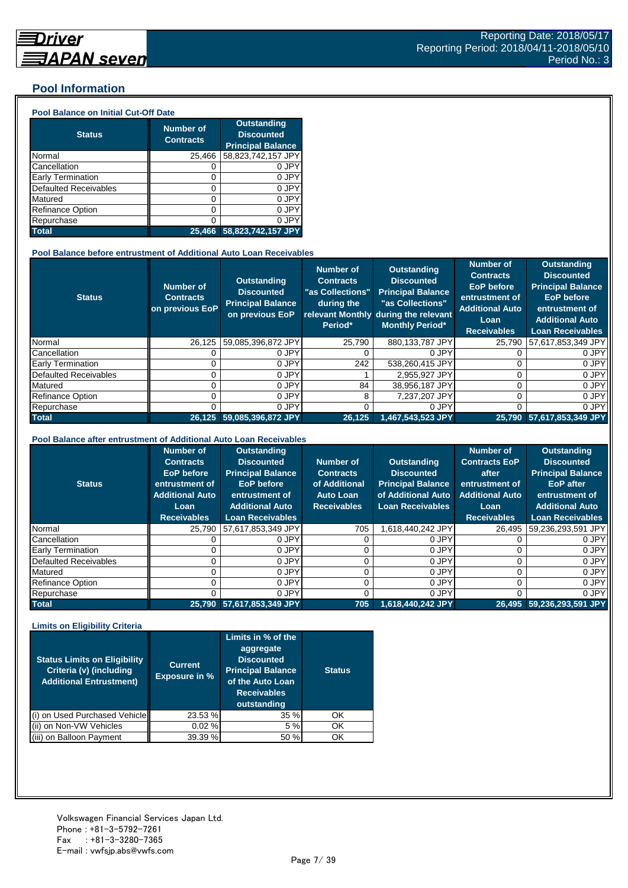## Pool Information

### Pool Balance on Initial Cut-Off Date

| Status | Number of Contracts | Outstanding Discounted Principal Balance |
|---|---|---|
| Normal | 25,466 | 58,823,742,157 JPY |
| Cancellation | 0 | 0 JPY |
| Early Termination | 0 | 0 JPY |
| Defaulted Receivables | 0 | 0 JPY |
| Matured | 0 | 0 JPY |
| Refinance Option | 0 | 0 JPY |
| Repurchase | 0 | 0 JPY |
| **Total** | **25,466** | **58,823,742,157 JPY** |

### Pool Balance before entrustment of Additional Auto Loan Receivables

| Status | Number of Contracts on previous EoP | Outstanding Discounted Principal Balance on previous EoP | Number of Contracts "as Collections" during the relevant Monthly Period* | Outstanding Discounted Principal Balance "as Collections" during the relevant Monthly Period* | Number of Contracts EoP before entrustment of Additional Auto Loan Receivables | Outstanding Discounted Principal Balance EoP before entrustment of Additional Auto Loan Receivables |
|---|---|---|---|---|---|---|
| Normal | 26,125 | 59,085,396,872 JPY | 25,790 | 880,133,787 JPY | 25,790 | 57,617,853,349 JPY |
| Cancellation | 0 | 0 JPY | 0 | 0 JPY | 0 | 0 JPY |
| Early Termination | 0 | 0 JPY | 242 | 538,260,415 JPY | 0 | 0 JPY |
| Defaulted Receivables | 0 | 0 JPY | 1 | 2,955,927 JPY | 0 | 0 JPY |
| Matured | 0 | 0 JPY | 84 | 38,956,187 JPY | 0 | 0 JPY |
| Refinance Option | 0 | 0 JPY | 8 | 7,237,207 JPY | 0 | 0 JPY |
| Repurchase | 0 | 0 JPY | 0 | 0 JPY | 0 | 0 JPY |
| **Total** | **26,125** | **59,085,396,872 JPY** | **26,125** | **1,467,543,523 JPY** | **25,790** | **57,617,853,349 JPY** |

### Pool Balance after entrustment of Additional Auto Loan Receivables

| Status | Number of Contracts EoP before entrustment of Additional Auto Loan Receivables | Outstanding Discounted Principal Balance EoP before entrustment of Additional Auto Loan Receivables | Number of Contracts of Additional Auto Loan Receivables | Outstanding Discounted Principal Balance of Additional Auto Loan Receivables | Number of Contracts EoP after entrustment of Additional Auto Loan Receivables | Outstanding Discounted Principal Balance EoP after entrustment of Additional Auto Loan Receivables |
|---|---|---|---|---|---|---|
| Normal | 25,790 | 57,617,853,349 JPY | 705 | 1,618,440,242 JPY | 26,495 | 59,236,293,591 JPY |
| Cancellation | 0 | 0 JPY | 0 | 0 JPY | 0 | 0 JPY |
| Early Termination | 0 | 0 JPY | 0 | 0 JPY | 0 | 0 JPY |
| Defaulted Receivables | 0 | 0 JPY | 0 | 0 JPY | 0 | 0 JPY |
| Matured | 0 | 0 JPY | 0 | 0 JPY | 0 | 0 JPY |
| Refinance Option | 0 | 0 JPY | 0 | 0 JPY | 0 | 0 JPY |
| Repurchase | 0 | 0 JPY | 0 | 0 JPY | 0 | 0 JPY |
| **Total** | **25,790** | **57,617,853,349 JPY** | **705** | **1,618,440,242 JPY** | **26,495** | **59,236,293,591 JPY** |

### Limits on Eligibility Criteria

| Status Limits on Eligibility Criteria (v) (including Additional Entrustment) | Current Exposure in % | Limits in % of the aggregate Discounted Principal Balance of the Auto Loan Receivables outstanding | Status |
|---|---|---|---|
| (i) on Used Purchased Vehicle | 23.53 % | 35 % | OK |
| (ii) on Non-VW Vehicles | 0.02 % | 5 % | OK |
| (iii) on Balloon Payment | 39.39 % | 50 % | OK |

Volkswagen Financial Services Japan Ltd.
Phone : +81-3-5792-7261
Fax : +81-3-3280-7365
E-mail : vwfsjp.abs@vwfs.com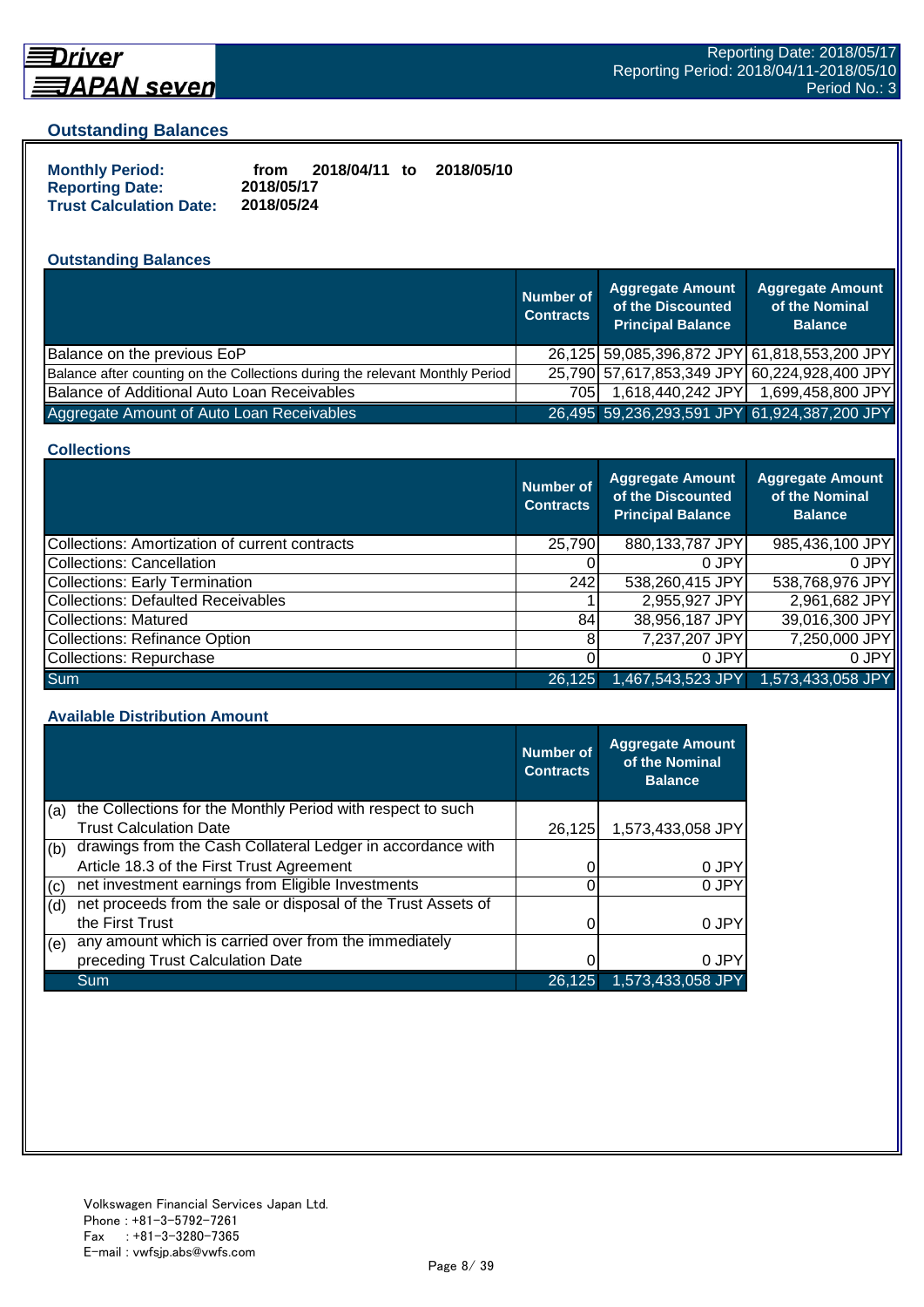## Outstanding Balances

**Monthly Period:** from 2018/04/11 to 2018/05/10
**Reporting Date:** 2018/05/17
**Trust Calculation Date:** 2018/05/24

### Outstanding Balances

| | Number of Contracts | Aggregate Amount of the Discounted Principal Balance | Aggregate Amount of the Nominal Balance |
|---|---|---|---|
| Balance on the previous EoP | 26,125 | 59,085,396,872 JPY | 61,818,553,200 JPY |
| Balance after counting on the Collections during the relevant Monthly Period | 25,790 | 57,617,853,349 JPY | 60,224,928,400 JPY |
| Balance of Additional Auto Loan Receivables | 705 | 1,618,440,242 JPY | 1,699,458,800 JPY |
| Aggregate Amount of Auto Loan Receivables | 26,495 | 59,236,293,591 JPY | 61,924,387,200 JPY |

### Collections

| | Number of Contracts | Aggregate Amount of the Discounted Principal Balance | Aggregate Amount of the Nominal Balance |
|---|---|---|---|
| Collections: Amortization of current contracts | 25,790 | 880,133,787 JPY | 985,436,100 JPY |
| Collections: Cancellation | 0 | 0 JPY | 0 JPY |
| Collections: Early Termination | 242 | 538,260,415 JPY | 538,768,976 JPY |
| Collections: Defaulted Receivables | 1 | 2,955,927 JPY | 2,961,682 JPY |
| Collections: Matured | 84 | 38,956,187 JPY | 39,016,300 JPY |
| Collections: Refinance Option | 8 | 7,237,207 JPY | 7,250,000 JPY |
| Collections: Repurchase | 0 | 0 JPY | 0 JPY |
| Sum | 26,125 | 1,467,543,523 JPY | 1,573,433,058 JPY |

### Available Distribution Amount

| | | Number of Contracts | Aggregate Amount of the Nominal Balance |
|---|---|---|---|
| (a) | the Collections for the Monthly Period with respect to such Trust Calculation Date | 26,125 | 1,573,433,058 JPY |
| (b) | drawings from the Cash Collateral Ledger in accordance with Article 18.3 of the First Trust Agreement | 0 | 0 JPY |
| (c) | net investment earnings from Eligible Investments | 0 | 0 JPY |
| (d) | net proceeds from the sale or disposal of the Trust Assets of the First Trust | 0 | 0 JPY |
| (e) | any amount which is carried over from the immediately preceding Trust Calculation Date | 0 | 0 JPY |
| | Sum | 26,125 | 1,573,433,058 JPY |

Volkswagen Financial Services Japan Ltd.
Phone : +81-3-5792-7261
Fax : +81-3-3280-7365
E-mail : vwfsjp.abs@vwfs.com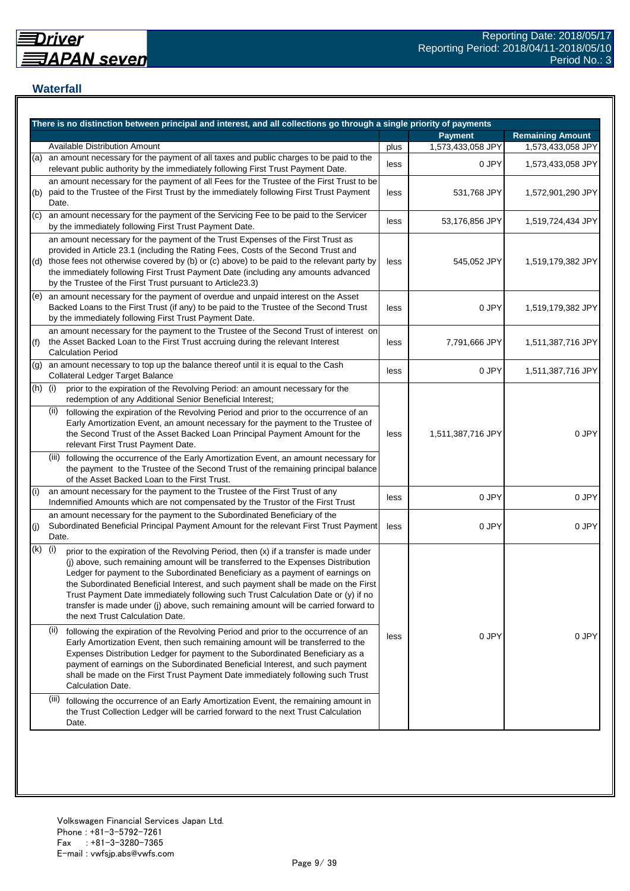## Waterfall

| There is no distinction between principal and interest, and all collections go through a single priority of payments | | | Payment | Remaining Amount |
|---|---|---|---|---|
| | Available Distribution Amount | plus | 1,573,433,058 JPY | 1,573,433,058 JPY |
| (a) | an amount necessary for the payment of all taxes and public charges to be paid to the relevant public authority by the immediately following First Trust Payment Date. | less | 0 JPY | 1,573,433,058 JPY |
| (b) | an amount necessary for the payment of all Fees for the Trustee of the First Trust to be paid to the Trustee of the First Trust by the immediately following First Trust Payment Date. | less | 531,768 JPY | 1,572,901,290 JPY |
| (c) | an amount necessary for the payment of the Servicing Fee to be paid to the Servicer by the immediately following First Trust Payment Date. | less | 53,176,856 JPY | 1,519,724,434 JPY |
| (d) | an amount necessary for the payment of the Trust Expenses of the First Trust as provided in Article 23.1 (including the Rating Fees, Costs of the Second Trust and those fees not otherwise covered by (b) or (c) above) to be paid to the relevant party by the immediately following First Trust Payment Date (including any amounts advanced by the Trustee of the First Trust pursuant to Article23.3) | less | 545,052 JPY | 1,519,179,382 JPY |
| (e) | an amount necessary for the payment of overdue and unpaid interest on the Asset Backed Loans to the First Trust (if any) to be paid to the Trustee of the Second Trust by the immediately following First Trust Payment Date. | less | 0 JPY | 1,519,179,382 JPY |
| (f) | an amount necessary for the payment to the Trustee of the Second Trust of interest on the Asset Backed Loan to the First Trust accruing during the relevant Interest Calculation Period | less | 7,791,666 JPY | 1,511,387,716 JPY |
| (g) | an amount necessary to top up the balance thereof until it is equal to the Cash Collateral Ledger Target Balance | less | 0 JPY | 1,511,387,716 JPY |
| (h) | (i) prior to the expiration of the Revolving Period: an amount necessary for the redemption of any Additional Senior Beneficial Interest;<br>(ii) following the expiration of the Revolving Period and prior to the occurrence of an Early Amortization Event, an amount necessary for the payment to the Trustee of the Second Trust of the Asset Backed Loan Principal Payment Amount for the relevant First Trust Payment Date.<br>(iii) following the occurrence of the Early Amortization Event, an amount necessary for the payment to the Trustee of the Second Trust of the remaining principal balance of the Asset Backed Loan to the First Trust. | less | 1,511,387,716 JPY | 0 JPY |
| (i) | an amount necessary for the payment to the Trustee of the First Trust of any Indemnified Amounts which are not compensated by the Trustor of the First Trust | less | 0 JPY | 0 JPY |
| (j) | an amount necessary for the payment to the Subordinated Beneficiary of the Subordinated Beneficial Principal Payment Amount for the relevant First Trust Payment Date. | less | 0 JPY | 0 JPY |
| (k) | (i) prior to the expiration of the Revolving Period, then (x) if a transfer is made under (j) above, such remaining amount will be transferred to the Expenses Distribution Ledger for payment to the Subordinated Beneficiary as a payment of earnings on the Subordinated Beneficial Interest, and such payment shall be made on the First Trust Payment Date immediately following such Trust Calculation Date or (y) if no transfer is made under (j) above, such remaining amount will be carried forward to the next Trust Calculation Date.<br>(ii) following the expiration of the Revolving Period and prior to the occurrence of an Early Amortization Event, then such remaining amount will be transferred to the Expenses Distribution Ledger for payment to the Subordinated Beneficiary as a payment of earnings on the Subordinated Beneficial Interest, and such payment shall be made on the First Trust Payment Date immediately following such Trust Calculation Date.<br>(iii) following the occurrence of an Early Amortization Event, the remaining amount in the Trust Collection Ledger will be carried forward to the next Trust Calculation Date. | less | 0 JPY | 0 JPY |

Volkswagen Financial Services Japan Ltd.
Phone : +81-3-5792-7261
Fax : +81-3-3280-7365
E-mail : vwfsjp.abs@vwfs.com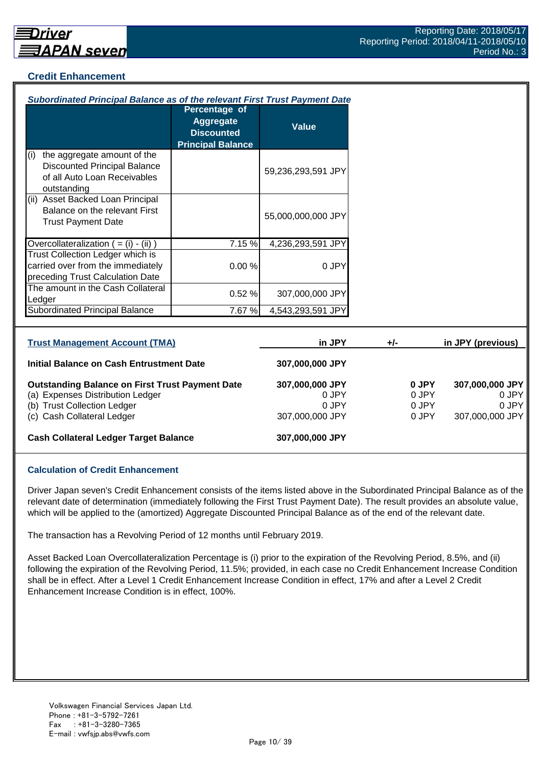## Credit Enhancement

### *Subordinated Principal Balance as of the relevant First Trust Payment Date*

| | Percentage of Aggregate Discounted Principal Balance | Value |
|---|---|---|
| (i) the aggregate amount of the Discounted Principal Balance of all Auto Loan Receivables outstanding | | 59,236,293,591 JPY |
| (ii) Asset Backed Loan Principal Balance on the relevant First Trust Payment Date | | 55,000,000,000 JPY |
| Overcollateralization ( = (i) - (ii) ) | 7.15 % | 4,236,293,591 JPY |
| Trust Collection Ledger which is carried over from the immediately preceding Trust Calculation Date | 0.00 % | 0 JPY |
| The amount in the Cash Collateral Ledger | 0.52 % | 307,000,000 JPY |
| Subordinated Principal Balance | 7.67 % | 4,543,293,591 JPY |

| Trust Management Account (TMA) | in JPY | +/- | in JPY (previous) |
|---|---|---|---|
| **Initial Balance on Cash Entrustment Date** | **307,000,000 JPY** | | |
| **Outstanding Balance on First Trust Payment Date** | **307,000,000 JPY** | **0 JPY** | **307,000,000 JPY** |
| (a) Expenses Distribution Ledger | 0 JPY | 0 JPY | 0 JPY |
| (b) Trust Collection Ledger | 0 JPY | 0 JPY | 0 JPY |
| (c) Cash Collateral Ledger | 307,000,000 JPY | 0 JPY | 307,000,000 JPY |
| **Cash Collateral Ledger Target Balance** | **307,000,000 JPY** | | |

### Calculation of Credit Enhancement

Driver Japan seven's Credit Enhancement consists of the items listed above in the Subordinated Principal Balance as of the relevant date of determination (immediately following the First Trust Payment Date). The result provides an absolute value, which will be applied to the (amortized) Aggregate Discounted Principal Balance as of the end of the relevant date.

The transaction has a Revolving Period of 12 months until February 2019.

Asset Backed Loan Overcollateralization Percentage is (i) prior to the expiration of the Revolving Period, 8.5%, and (ii) following the expiration of the Revolving Period, 11.5%; provided, in each case no Credit Enhancement Increase Condition shall be in effect. After a Level 1 Credit Enhancement Increase Condition in effect, 17% and after a Level 2 Credit Enhancement Increase Condition is in effect, 100%.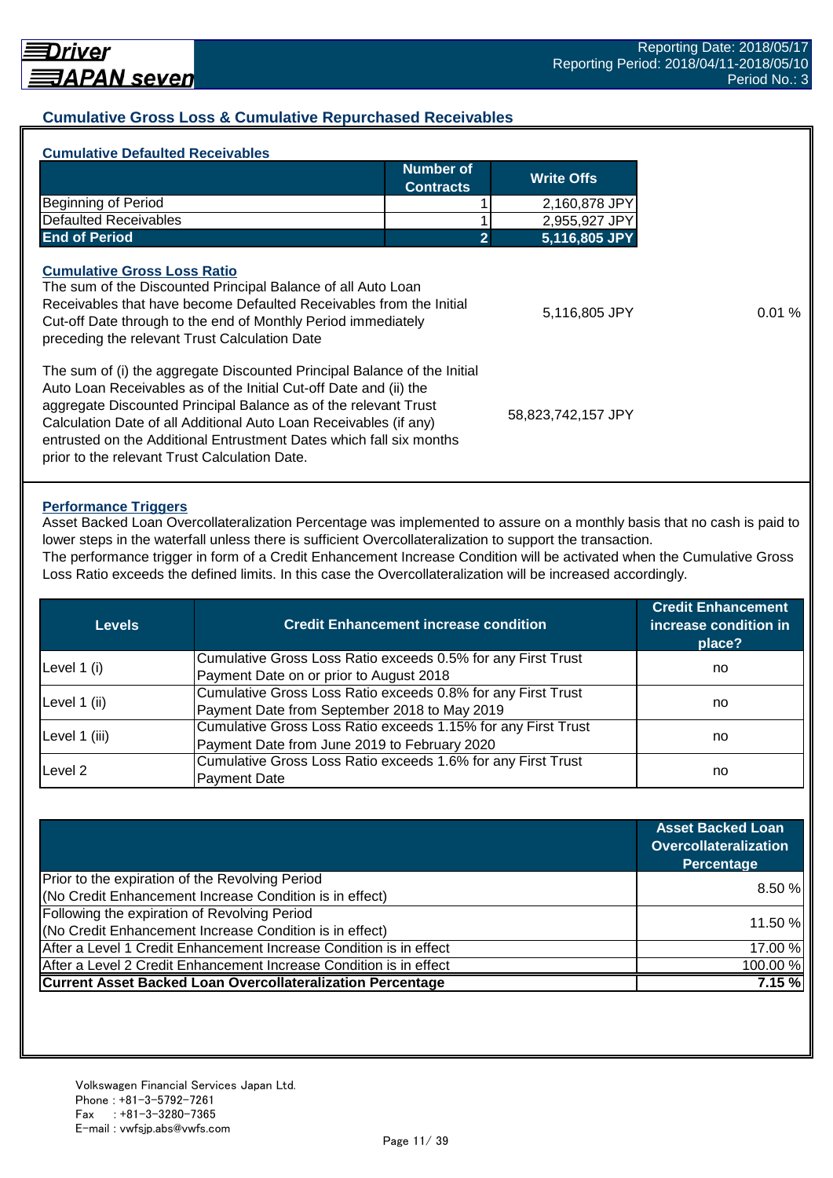## Cumulative Gross Loss & Cumulative Repurchased Receivables

### Cumulative Defaulted Receivables

| | Number of Contracts | Write Offs |
|---|---|---|
| Beginning of Period | 1 | 2,160,878 JPY |
| Defaulted Receivables | 1 | 2,955,927 JPY |
| **End of Period** | **2** | **5,116,805 JPY** |

### Cumulative Gross Loss Ratio

| | | |
|---|---|---|
| The sum of the Discounted Principal Balance of all Auto Loan Receivables that have become Defaulted Receivables from the Initial Cut-off Date through to the end of Monthly Period immediately preceding the relevant Trust Calculation Date | 5,116,805 JPY | 0.01 % |
| The sum of (i) the aggregate Discounted Principal Balance of the Initial Auto Loan Receivables as of the Initial Cut-off Date and (ii) the aggregate Discounted Principal Balance as of the relevant Trust Calculation Date of all Additional Auto Loan Receivables (if any) entrusted on the Additional Entrustment Dates which fall six months prior to the relevant Trust Calculation Date. | 58,823,742,157 JPY | |

### Performance Triggers

Asset Backed Loan Overcollateralization Percentage was implemented to assure on a monthly basis that no cash is paid to lower steps in the waterfall unless there is sufficient Overcollateralization to support the transaction.
The performance trigger in form of a Credit Enhancement Increase Condition will be activated when the Cumulative Gross Loss Ratio exceeds the defined limits. In this case the Overcollateralization will be increased accordingly.

| Levels | Credit Enhancement increase condition | Credit Enhancement increase condition in place? |
|---|---|---|
| Level 1 (i) | Cumulative Gross Loss Ratio exceeds 0.5% for any First Trust Payment Date on or prior to August 2018 | no |
| Level 1 (ii) | Cumulative Gross Loss Ratio exceeds 0.8% for any First Trust Payment Date from September 2018 to May 2019 | no |
| Level 1 (iii) | Cumulative Gross Loss Ratio exceeds 1.15% for any First Trust Payment Date from June 2019 to February 2020 | no |
| Level 2 | Cumulative Gross Loss Ratio exceeds 1.6% for any First Trust Payment Date | no |

| | Asset Backed Loan Overcollateralization Percentage |
|---|---|
| Prior to the expiration of the Revolving Period (No Credit Enhancement Increase Condition is in effect) | 8.50 % |
| Following the expiration of Revolving Period (No Credit Enhancement Increase Condition is in effect) | 11.50 % |
| After a Level 1 Credit Enhancement Increase Condition is in effect | 17.00 % |
| After a Level 2 Credit Enhancement Increase Condition is in effect | 100.00 % |
| **Current Asset Backed Loan Overcollateralization Percentage** | **7.15 %** |

Volkswagen Financial Services Japan Ltd.
Phone : +81-3-5792-7261
Fax : +81-3-3280-7365
E-mail : vwfsjp.abs@vwfs.com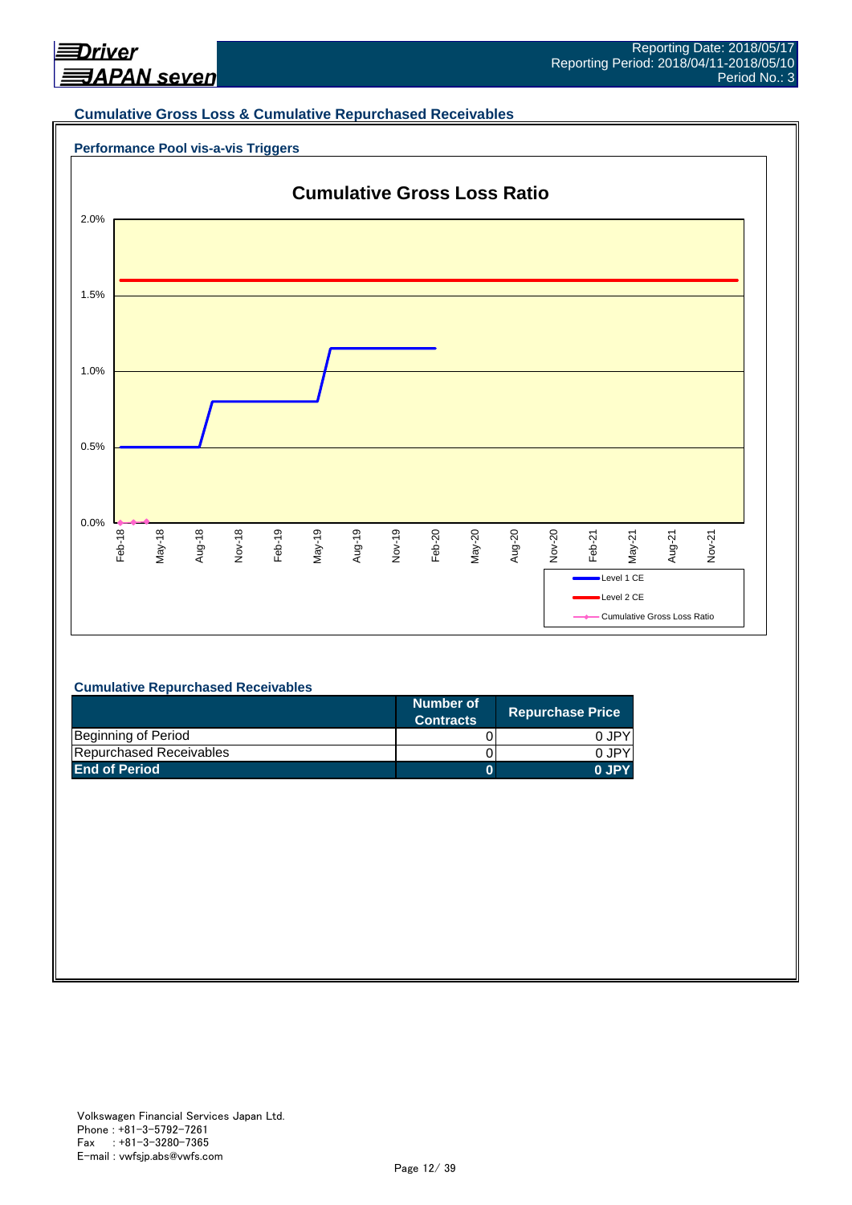## Cumulative Gross Loss & Cumulative Repurchased Receivables

### Performance Pool vis-a-vis Triggers

**Cumulative Gross Loss Ratio**

2.0%
1.5%
1.0%
0.5%
0.0%

Feb-18, May-18, Aug-18, Nov-18, Feb-19, May-19, Aug-19, Nov-19, Feb-20, May-20, Aug-20, Nov-20, Feb-21, May-21, Aug-21, Nov-21

Level 1 CE
Level 2 CE
Cumulative Gross Loss Ratio

### Cumulative Repurchased Receivables

| | Number of Contracts | Repurchase Price |
|---|---|---|
| Beginning of Period | 0 | 0 JPY |
| Repurchased Receivables | 0 | 0 JPY |
| **End of Period** | **0** | **0 JPY** |

Volkswagen Financial Services Japan Ltd.
Phone : +81-3-5792-7261
Fax : +81-3-3280-7365
E-mail : vwfsjp.abs@vwfs.com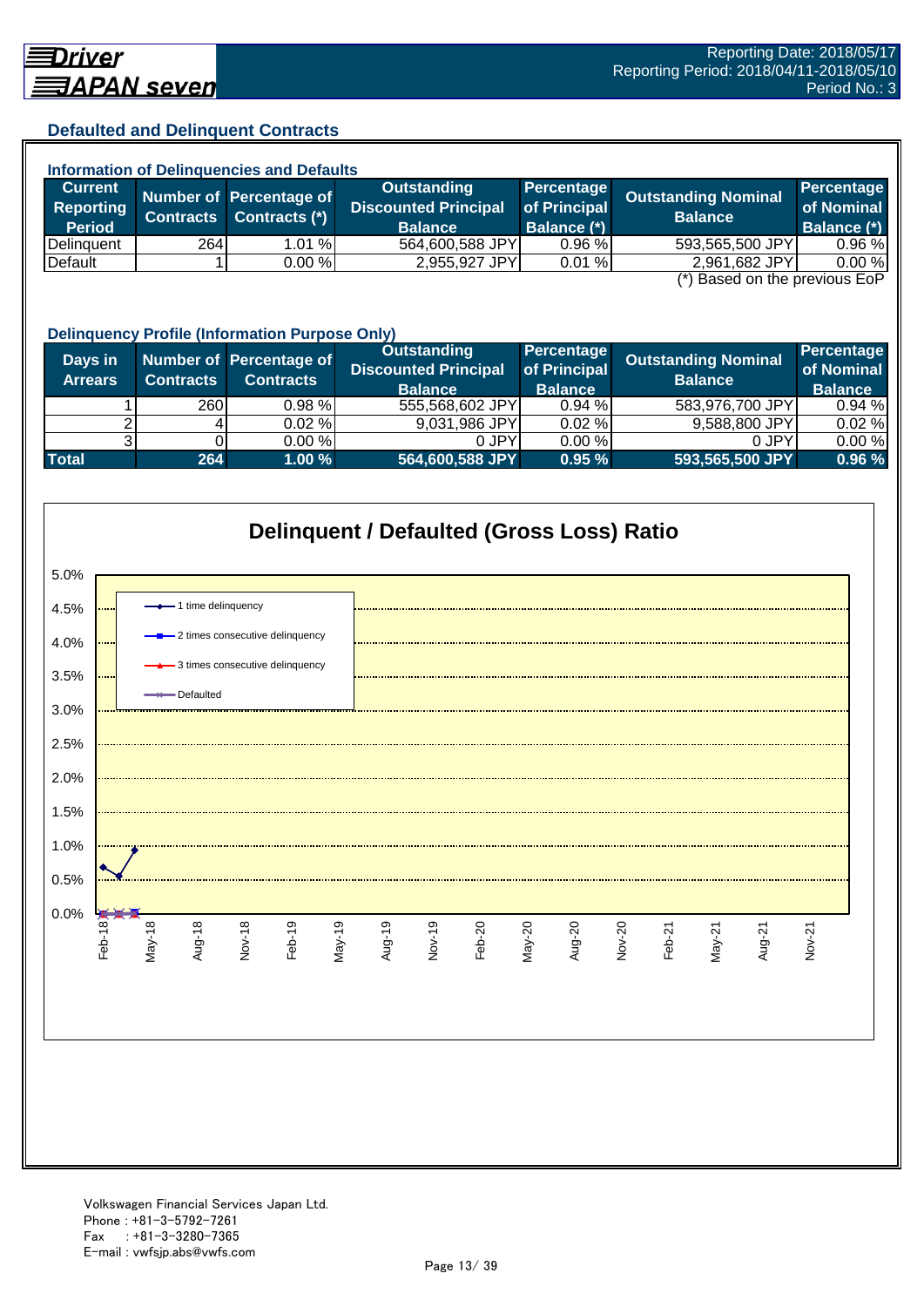## Defaulted and Delinquent Contracts

### Information of Delinquencies and Defaults

| Current Reporting Period | Number of Contracts | Percentage of Contracts (*) | Outstanding Discounted Principal Balance | Percentage of Principal Balance (*) | Outstanding Nominal Balance | Percentage of Nominal Balance (*) |
|---|---|---|---|---|---|---|
| Delinquent | 264 | 1.01 % | 564,600,588 JPY | 0.96 % | 593,565,500 JPY | 0.96 % |
| Default | 1 | 0.00 % | 2,955,927 JPY | 0.01 % | 2,961,682 JPY | 0.00 % |

(*) Based on the previous EoP

### Delinquency Profile (Information Purpose Only)

| Days in Arrears | Number of Contracts | Percentage of Contracts | Outstanding Discounted Principal Balance | Percentage of Principal Balance | Outstanding Nominal Balance | Percentage of Nominal Balance |
|---|---|---|---|---|---|---|
| 1 | 260 | 0.98 % | 555,568,602 JPY | 0.94 % | 583,976,700 JPY | 0.94 % |
| 2 | 4 | 0.02 % | 9,031,986 JPY | 0.02 % | 9,588,800 JPY | 0.02 % |
| 3 | 0 | 0.00 % | 0 JPY | 0.00 % | 0 JPY | 0.00 % |
| **Total** | **264** | **1.00 %** | **564,600,588 JPY** | **0.95 %** | **593,565,500 JPY** | **0.96 %** |

### Delinquent / Defaulted (Gross Loss) Ratio

Legend: 1 time delinquency; 2 times consecutive delinquency; 3 times consecutive delinquency; Defaulted

Y-axis: 0.0% – 5.0%; X-axis: Feb-18 – Nov-21

Volkswagen Financial Services Japan Ltd.
Phone : +81-3-5792-7261
Fax : +81-3-3280-7365
E-mail : vwfsjp.abs@vwfs.com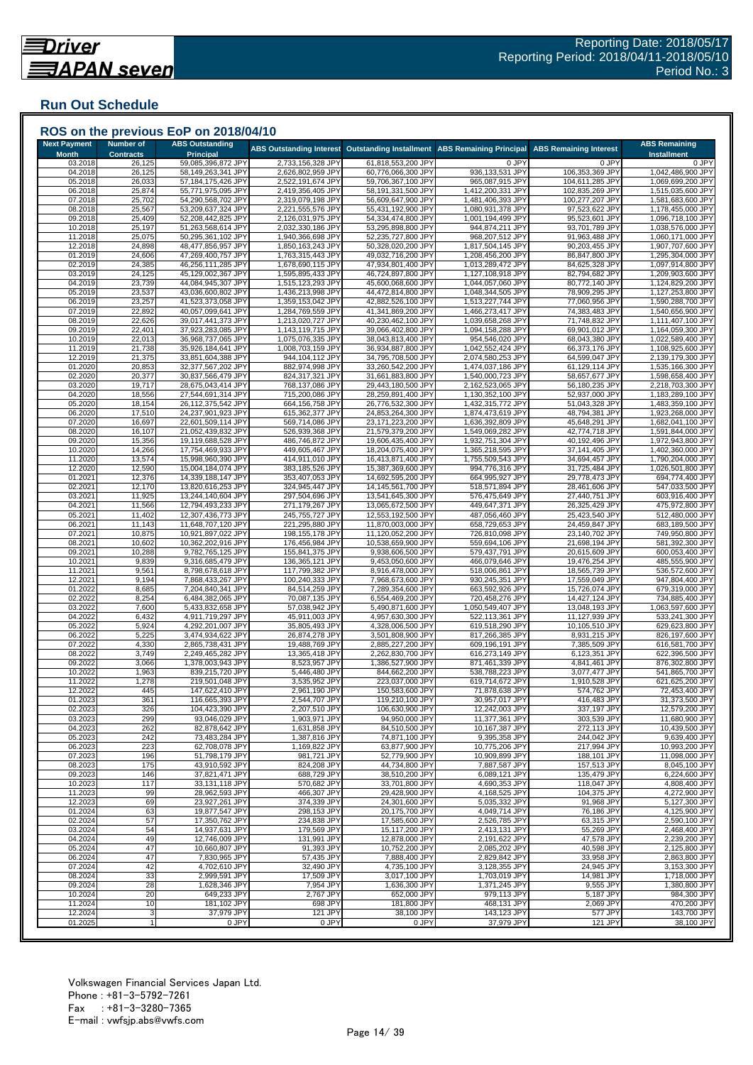## Run Out Schedule

### ROS on the previous EoP on 2018/04/10

| Next Payment Month | Number of Contracts | ABS Outstanding Principal | ABS Outstanding Interest | Outstanding Installment | ABS Remaining Principal | ABS Remaining Interest | ABS Remaining Installment |
|---|---|---|---|---|---|---|---|
| 03.2018 | 26,125 | 59,085,396,872 JPY | 2,733,156,328 JPY | 61,818,553,200 JPY | 0 JPY | 0 JPY | 0 JPY |
| 04.2018 | 26,125 | 58,149,263,341 JPY | 2,626,802,959 JPY | 60,776,066,300 JPY | 936,133,531 JPY | 106,353,369 JPY | 1,042,486,900 JPY |
| 05.2018 | 26,033 | 57,184,175,426 JPY | 2,522,191,674 JPY | 59,706,367,100 JPY | 965,087,915 JPY | 104,611,285 JPY | 1,069,699,200 JPY |
| 06.2018 | 25,874 | 55,771,975,095 JPY | 2,419,356,405 JPY | 58,191,331,500 JPY | 1,412,200,331 JPY | 102,835,269 JPY | 1,515,035,600 JPY |
| 07.2018 | 25,702 | 54,290,568,702 JPY | 2,319,079,198 JPY | 56,609,647,900 JPY | 1,481,406,393 JPY | 100,277,207 JPY | 1,581,683,600 JPY |
| 08.2018 | 25,567 | 53,209,637,324 JPY | 2,221,555,576 JPY | 55,431,192,900 JPY | 1,080,931,378 JPY | 97,523,622 JPY | 1,178,455,000 JPY |
| 09.2018 | 25,409 | 52,208,442,825 JPY | 2,126,031,975 JPY | 54,334,474,800 JPY | 1,001,194,499 JPY | 95,523,601 JPY | 1,096,718,100 JPY |
| 10.2018 | 25,197 | 51,263,568,614 JPY | 2,032,330,186 JPY | 53,295,898,800 JPY | 944,874,211 JPY | 93,701,789 JPY | 1,038,576,000 JPY |
| 11.2018 | 25,075 | 50,295,361,102 JPY | 1,940,366,698 JPY | 52,235,727,800 JPY | 968,207,512 JPY | 91,963,488 JPY | 1,060,171,000 JPY |
| 12.2018 | 24,898 | 48,477,856,957 JPY | 1,850,163,243 JPY | 50,328,020,200 JPY | 1,817,504,145 JPY | 90,203,455 JPY | 1,907,707,600 JPY |
| 01.2019 | 24,606 | 47,269,400,757 JPY | 1,763,315,443 JPY | 49,032,716,200 JPY | 1,208,456,200 JPY | 86,847,800 JPY | 1,295,304,000 JPY |
| 02.2019 | 24,385 | 46,256,111,285 JPY | 1,678,690,115 JPY | 47,934,801,400 JPY | 1,013,289,472 JPY | 84,625,328 JPY | 1,097,914,800 JPY |
| 03.2019 | 24,125 | 45,129,002,367 JPY | 1,595,895,433 JPY | 46,724,897,800 JPY | 1,127,108,918 JPY | 82,794,682 JPY | 1,209,903,600 JPY |
| 04.2019 | 23,739 | 44,084,945,307 JPY | 1,515,123,293 JPY | 45,600,068,600 JPY | 1,044,057,060 JPY | 80,772,140 JPY | 1,124,829,200 JPY |
| 05.2019 | 23,537 | 43,036,600,802 JPY | 1,436,213,998 JPY | 44,472,814,800 JPY | 1,048,344,505 JPY | 78,909,295 JPY | 1,127,253,800 JPY |
| 06.2019 | 23,257 | 41,523,373,058 JPY | 1,359,153,042 JPY | 42,882,526,100 JPY | 1,513,227,744 JPY | 77,060,956 JPY | 1,590,288,700 JPY |
| 07.2019 | 22,892 | 40,057,099,641 JPY | 1,284,769,559 JPY | 41,341,869,200 JPY | 1,466,273,417 JPY | 74,383,483 JPY | 1,540,656,900 JPY |
| 08.2019 | 22,626 | 39,017,441,373 JPY | 1,213,020,727 JPY | 40,230,462,100 JPY | 1,039,658,268 JPY | 71,748,832 JPY | 1,111,407,100 JPY |
| 09.2019 | 22,401 | 37,923,283,085 JPY | 1,143,119,715 JPY | 39,066,402,800 JPY | 1,094,158,288 JPY | 69,901,012 JPY | 1,164,059,300 JPY |
| 10.2019 | 22,013 | 36,968,737,065 JPY | 1,075,076,335 JPY | 38,043,813,400 JPY | 954,546,020 JPY | 68,043,380 JPY | 1,022,589,400 JPY |
| 11.2019 | 21,738 | 35,926,184,641 JPY | 1,008,703,159 JPY | 36,934,887,800 JPY | 1,042,552,424 JPY | 66,373,176 JPY | 1,108,925,600 JPY |
| 12.2019 | 21,375 | 33,851,604,388 JPY | 944,104,112 JPY | 34,795,708,500 JPY | 2,074,580,253 JPY | 64,599,047 JPY | 2,139,179,300 JPY |
| 01.2020 | 20,853 | 32,377,567,202 JPY | 882,974,998 JPY | 33,260,542,200 JPY | 1,474,037,186 JPY | 61,129,114 JPY | 1,535,166,300 JPY |
| 02.2020 | 20,377 | 30,837,566,479 JPY | 824,317,321 JPY | 31,661,883,800 JPY | 1,540,000,723 JPY | 58,657,677 JPY | 1,598,658,400 JPY |
| 03.2020 | 19,717 | 28,675,043,414 JPY | 768,137,086 JPY | 29,443,180,500 JPY | 2,162,523,065 JPY | 56,180,235 JPY | 2,218,703,300 JPY |
| 04.2020 | 18,556 | 27,544,691,314 JPY | 715,200,086 JPY | 28,259,891,400 JPY | 1,130,352,100 JPY | 52,937,000 JPY | 1,183,289,100 JPY |
| 05.2020 | 18,154 | 26,112,375,542 JPY | 664,156,758 JPY | 26,776,532,300 JPY | 1,432,315,772 JPY | 51,043,328 JPY | 1,483,359,100 JPY |
| 06.2020 | 17,510 | 24,237,901,923 JPY | 615,362,377 JPY | 24,853,264,300 JPY | 1,874,473,619 JPY | 48,794,381 JPY | 1,923,268,000 JPY |
| 07.2020 | 16,697 | 22,601,509,114 JPY | 569,714,086 JPY | 23,171,223,200 JPY | 1,636,392,809 JPY | 45,648,291 JPY | 1,682,041,100 JPY |
| 08.2020 | 16,107 | 21,052,439,832 JPY | 526,939,368 JPY | 21,579,379,200 JPY | 1,549,069,282 JPY | 42,774,718 JPY | 1,591,844,000 JPY |
| 09.2020 | 15,356 | 19,119,688,528 JPY | 486,746,872 JPY | 19,606,435,400 JPY | 1,932,751,304 JPY | 40,192,496 JPY | 1,972,943,800 JPY |
| 10.2020 | 14,266 | 17,754,469,933 JPY | 449,605,467 JPY | 18,204,075,400 JPY | 1,365,218,595 JPY | 37,141,405 JPY | 1,402,360,000 JPY |
| 11.2020 | 13,574 | 15,998,960,390 JPY | 414,911,010 JPY | 16,413,871,400 JPY | 1,755,509,543 JPY | 34,694,457 JPY | 1,790,204,000 JPY |
| 12.2020 | 12,590 | 15,004,184,074 JPY | 383,185,526 JPY | 15,387,369,600 JPY | 994,776,316 JPY | 31,725,484 JPY | 1,026,501,800 JPY |
| 01.2021 | 12,376 | 14,339,188,147 JPY | 353,407,053 JPY | 14,692,595,200 JPY | 664,995,927 JPY | 29,778,473 JPY | 694,774,400 JPY |
| 02.2021 | 12,170 | 13,820,616,253 JPY | 324,945,447 JPY | 14,145,561,700 JPY | 518,571,894 JPY | 28,461,606 JPY | 547,033,500 JPY |
| 03.2021 | 11,925 | 13,244,140,604 JPY | 297,504,696 JPY | 13,541,645,300 JPY | 576,475,649 JPY | 27,440,751 JPY | 603,916,400 JPY |
| 04.2021 | 11,566 | 12,794,493,233 JPY | 271,179,267 JPY | 13,065,672,500 JPY | 449,647,371 JPY | 26,325,429 JPY | 475,972,800 JPY |
| 05.2021 | 11,402 | 12,307,436,773 JPY | 245,755,727 JPY | 12,553,192,500 JPY | 487,056,460 JPY | 25,423,540 JPY | 512,480,000 JPY |
| 06.2021 | 11,143 | 11,648,707,120 JPY | 221,295,880 JPY | 11,870,003,000 JPY | 658,729,653 JPY | 24,459,847 JPY | 683,189,500 JPY |
| 07.2021 | 10,875 | 10,921,897,022 JPY | 198,155,178 JPY | 11,120,052,200 JPY | 726,810,098 JPY | 23,140,702 JPY | 749,950,800 JPY |
| 08.2021 | 10,602 | 10,362,202,916 JPY | 176,456,984 JPY | 10,538,659,900 JPY | 559,694,106 JPY | 21,698,194 JPY | 581,392,300 JPY |
| 09.2021 | 10,288 | 9,782,765,125 JPY | 155,841,375 JPY | 9,938,606,500 JPY | 579,437,791 JPY | 20,615,609 JPY | 600,053,400 JPY |
| 10.2021 | 9,839 | 9,316,685,479 JPY | 136,365,121 JPY | 9,453,050,600 JPY | 466,079,646 JPY | 19,476,254 JPY | 485,555,900 JPY |
| 11.2021 | 9,561 | 8,798,678,618 JPY | 117,799,382 JPY | 8,916,478,000 JPY | 518,006,861 JPY | 18,565,739 JPY | 536,572,600 JPY |
| 12.2021 | 9,194 | 7,868,433,267 JPY | 100,240,333 JPY | 7,968,673,600 JPY | 930,245,351 JPY | 17,559,049 JPY | 947,804,400 JPY |
| 01.2022 | 8,685 | 7,204,840,341 JPY | 84,514,259 JPY | 7,289,354,600 JPY | 663,592,926 JPY | 15,726,074 JPY | 679,319,000 JPY |
| 02.2022 | 8,254 | 6,484,382,065 JPY | 70,087,135 JPY | 6,554,469,200 JPY | 720,458,276 JPY | 14,427,124 JPY | 734,885,400 JPY |
| 03.2022 | 7,600 | 5,433,832,658 JPY | 57,038,942 JPY | 5,490,871,600 JPY | 1,050,549,407 JPY | 13,048,193 JPY | 1,063,597,600 JPY |
| 04.2022 | 6,432 | 4,911,719,297 JPY | 45,911,003 JPY | 4,957,630,300 JPY | 522,113,361 JPY | 11,127,939 JPY | 533,241,300 JPY |
| 05.2022 | 5,924 | 4,292,201,007 JPY | 35,805,493 JPY | 4,328,006,500 JPY | 619,518,290 JPY | 10,105,510 JPY | 629,623,800 JPY |
| 06.2022 | 5,225 | 3,474,934,622 JPY | 26,874,278 JPY | 3,501,808,900 JPY | 817,266,385 JPY | 8,931,215 JPY | 826,197,600 JPY |
| 07.2022 | 4,330 | 2,865,738,431 JPY | 19,488,769 JPY | 2,885,227,200 JPY | 609,196,191 JPY | 7,385,509 JPY | 616,581,700 JPY |
| 08.2022 | 3,749 | 2,249,465,282 JPY | 13,365,418 JPY | 2,262,830,700 JPY | 616,273,149 JPY | 6,123,351 JPY | 622,396,500 JPY |
| 09.2022 | 3,066 | 1,378,003,943 JPY | 8,523,957 JPY | 1,386,527,900 JPY | 871,461,339 JPY | 4,841,461 JPY | 876,302,800 JPY |
| 10.2022 | 1,963 | 839,215,720 JPY | 5,446,480 JPY | 844,662,200 JPY | 538,788,223 JPY | 3,077,477 JPY | 541,865,700 JPY |
| 11.2022 | 1,278 | 219,501,048 JPY | 3,535,952 JPY | 223,037,000 JPY | 619,714,672 JPY | 1,910,528 JPY | 621,625,200 JPY |
| 12.2022 | 445 | 147,622,410 JPY | 2,961,190 JPY | 150,583,600 JPY | 71,878,638 JPY | 574,762 JPY | 72,453,400 JPY |
| 01.2023 | 361 | 116,665,393 JPY | 2,544,707 JPY | 119,210,100 JPY | 30,957,017 JPY | 416,483 JPY | 31,373,500 JPY |
| 02.2023 | 326 | 104,423,390 JPY | 2,207,510 JPY | 106,630,900 JPY | 12,242,003 JPY | 337,197 JPY | 12,579,200 JPY |
| 03.2023 | 299 | 93,046,029 JPY | 1,903,971 JPY | 94,950,000 JPY | 11,377,361 JPY | 303,539 JPY | 11,680,900 JPY |
| 04.2023 | 262 | 82,878,642 JPY | 1,631,858 JPY | 84,510,500 JPY | 10,167,387 JPY | 272,113 JPY | 10,439,500 JPY |
| 05.2023 | 242 | 73,483,284 JPY | 1,387,816 JPY | 74,871,100 JPY | 9,395,358 JPY | 244,042 JPY | 9,639,400 JPY |
| 06.2023 | 223 | 62,708,078 JPY | 1,169,822 JPY | 63,877,900 JPY | 10,775,206 JPY | 217,994 JPY | 10,993,200 JPY |
| 07.2023 | 196 | 51,798,179 JPY | 981,721 JPY | 52,779,900 JPY | 10,909,899 JPY | 188,101 JPY | 11,098,000 JPY |
| 08.2023 | 175 | 43,910,592 JPY | 824,208 JPY | 44,734,800 JPY | 7,887,587 JPY | 157,513 JPY | 8,045,100 JPY |
| 09.2023 | 146 | 37,821,471 JPY | 688,729 JPY | 38,510,200 JPY | 6,089,121 JPY | 135,479 JPY | 6,224,600 JPY |
| 10.2023 | 117 | 33,131,118 JPY | 570,682 JPY | 33,701,800 JPY | 4,690,353 JPY | 118,047 JPY | 4,808,400 JPY |
| 11.2023 | 99 | 28,962,593 JPY | 466,307 JPY | 29,428,900 JPY | 4,168,525 JPY | 104,375 JPY | 4,272,900 JPY |
| 12.2023 | 69 | 23,927,261 JPY | 374,339 JPY | 24,301,600 JPY | 5,035,332 JPY | 91,968 JPY | 5,127,300 JPY |
| 01.2024 | 63 | 19,877,547 JPY | 298,153 JPY | 20,175,700 JPY | 4,049,714 JPY | 76,186 JPY | 4,125,900 JPY |
| 02.2024 | 57 | 17,350,762 JPY | 234,838 JPY | 17,585,600 JPY | 2,526,785 JPY | 63,315 JPY | 2,590,100 JPY |
| 03.2024 | 54 | 14,937,631 JPY | 179,569 JPY | 15,117,200 JPY | 2,413,131 JPY | 55,269 JPY | 2,468,400 JPY |
| 04.2024 | 49 | 12,746,009 JPY | 131,991 JPY | 12,878,000 JPY | 2,191,622 JPY | 47,578 JPY | 2,239,200 JPY |
| 05.2024 | 47 | 10,660,807 JPY | 91,393 JPY | 10,752,200 JPY | 2,085,202 JPY | 40,598 JPY | 2,125,800 JPY |
| 06.2024 | 47 | 7,830,965 JPY | 57,435 JPY | 7,888,400 JPY | 2,829,842 JPY | 33,958 JPY | 2,863,800 JPY |
| 07.2024 | 42 | 4,702,610 JPY | 32,490 JPY | 4,735,100 JPY | 3,128,355 JPY | 24,945 JPY | 3,153,300 JPY |
| 08.2024 | 33 | 2,999,591 JPY | 17,509 JPY | 3,017,100 JPY | 1,703,019 JPY | 14,981 JPY | 1,718,000 JPY |
| 09.2024 | 28 | 1,628,346 JPY | 7,954 JPY | 1,636,300 JPY | 1,371,245 JPY | 9,555 JPY | 1,380,800 JPY |
| 10.2024 | 20 | 649,233 JPY | 2,767 JPY | 652,000 JPY | 979,113 JPY | 5,187 JPY | 984,300 JPY |
| 11.2024 | 10 | 181,102 JPY | 698 JPY | 181,800 JPY | 468,131 JPY | 2,069 JPY | 470,200 JPY |
| 12.2024 | 3 | 37,979 JPY | 121 JPY | 38,100 JPY | 143,123 JPY | 577 JPY | 143,700 JPY |
| 01.2025 | 1 | 0 JPY | 0 JPY | 0 JPY | 37,979 JPY | 121 JPY | 38,100 JPY |

Volkswagen Financial Services Japan Ltd.
Phone : +81-3-5792-7261
Fax : +81-3-3280-7365
E-mail : vwfsjp.abs@vwfs.com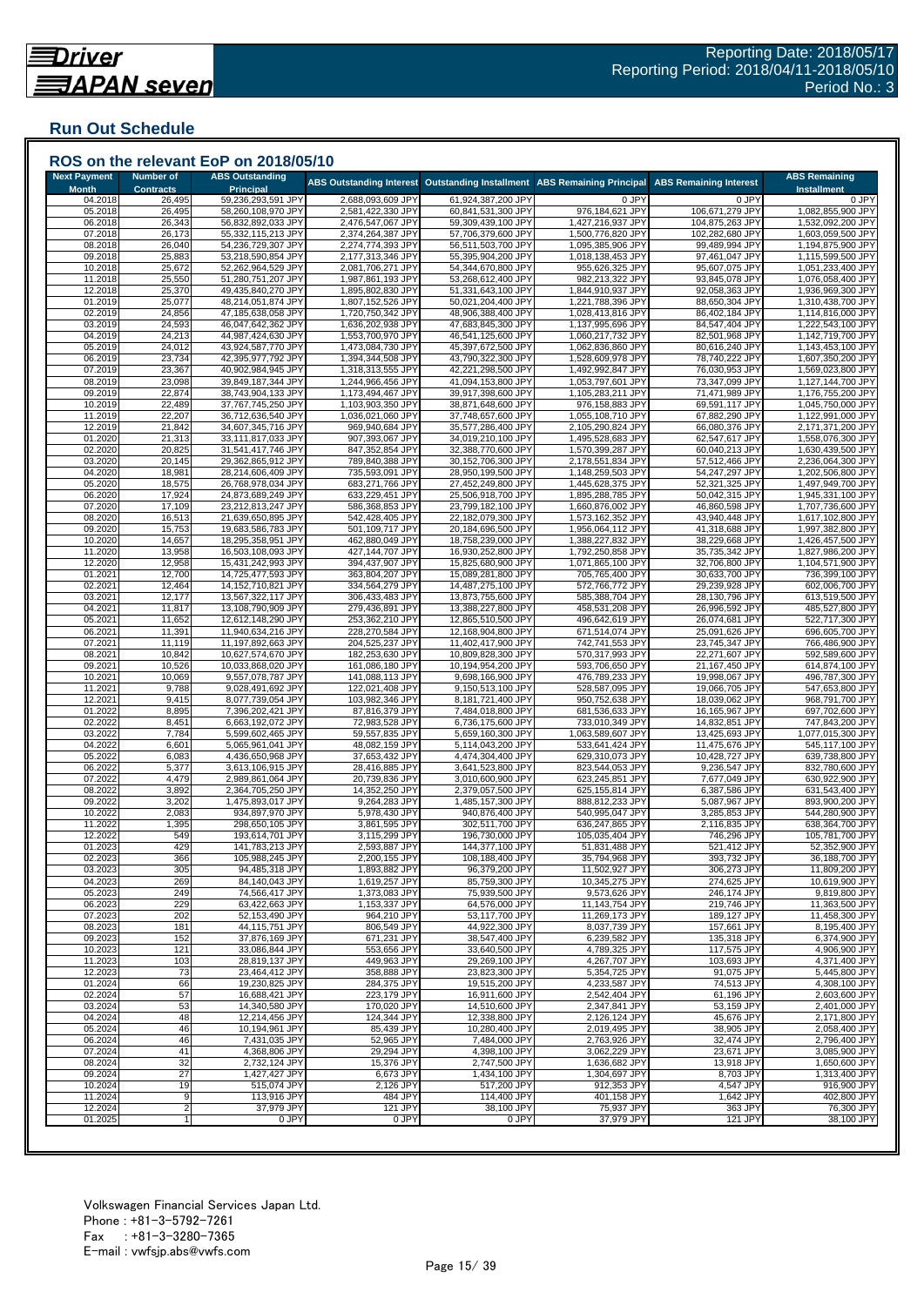# Driver JAPAN seven

Reporting Date: 2018/05/17
Reporting Period: 2018/04/11-2018/05/10
Period No.: 3

## Run Out Schedule

### ROS on the relevant EoP on 2018/05/10

| Next Payment Month | Number of Contracts | ABS Outstanding Principal | ABS Outstanding Interest | Outstanding Installment | ABS Remaining Principal | ABS Remaining Interest | ABS Remaining Installment |
|---|---|---|---|---|---|---|---|
| 04.2018 | 26,495 | 59,236,293,591 JPY | 2,688,093,609 JPY | 61,924,387,200 JPY | 0 JPY | 0 JPY | 0 JPY |
| 05.2018 | 26,495 | 58,260,108,970 JPY | 2,581,422,330 JPY | 60,841,531,300 JPY | 976,184,621 JPY | 106,671,279 JPY | 1,082,855,900 JPY |
| 06.2018 | 26,343 | 56,832,892,033 JPY | 2,476,547,067 JPY | 59,309,439,100 JPY | 1,427,216,937 JPY | 104,875,263 JPY | 1,532,092,200 JPY |
| 07.2018 | 26,173 | 55,332,115,213 JPY | 2,374,264,387 JPY | 57,706,379,600 JPY | 1,500,776,820 JPY | 102,282,680 JPY | 1,603,059,500 JPY |
| 08.2018 | 26,040 | 54,236,729,307 JPY | 2,274,774,393 JPY | 56,511,503,700 JPY | 1,095,385,906 JPY | 99,489,994 JPY | 1,194,875,900 JPY |
| 09.2018 | 25,883 | 53,218,590,854 JPY | 2,177,313,346 JPY | 55,395,904,200 JPY | 1,018,138,453 JPY | 97,461,047 JPY | 1,115,599,500 JPY |
| 10.2018 | 25,672 | 52,262,964,529 JPY | 2,081,706,271 JPY | 54,344,670,800 JPY | 955,626,325 JPY | 95,607,075 JPY | 1,051,233,400 JPY |
| 11.2018 | 25,550 | 51,280,751,207 JPY | 1,987,861,193 JPY | 53,268,612,400 JPY | 982,213,322 JPY | 93,845,078 JPY | 1,076,058,400 JPY |
| 12.2018 | 25,370 | 49,435,840,270 JPY | 1,895,802,830 JPY | 51,331,643,100 JPY | 1,844,910,937 JPY | 92,058,363 JPY | 1,936,969,300 JPY |
| 01.2019 | 25,077 | 48,214,051,874 JPY | 1,807,152,526 JPY | 50,021,204,400 JPY | 1,221,788,396 JPY | 88,650,304 JPY | 1,310,438,700 JPY |
| 02.2019 | 24,856 | 47,185,638,058 JPY | 1,720,750,342 JPY | 48,906,388,400 JPY | 1,028,413,816 JPY | 86,402,184 JPY | 1,114,816,000 JPY |
| 03.2019 | 24,593 | 46,047,642,362 JPY | 1,636,202,938 JPY | 47,683,845,300 JPY | 1,137,995,696 JPY | 84,547,404 JPY | 1,222,543,100 JPY |
| 04.2019 | 24,213 | 44,987,424,630 JPY | 1,553,700,970 JPY | 46,541,125,600 JPY | 1,060,217,732 JPY | 82,501,968 JPY | 1,142,719,700 JPY |
| 05.2019 | 24,012 | 43,924,587,770 JPY | 1,473,084,730 JPY | 45,397,672,500 JPY | 1,062,836,860 JPY | 80,616,240 JPY | 1,143,453,100 JPY |
| 06.2019 | 23,734 | 42,395,977,792 JPY | 1,394,344,508 JPY | 43,790,322,300 JPY | 1,528,609,978 JPY | 78,740,222 JPY | 1,607,350,200 JPY |
| 07.2019 | 23,367 | 40,902,984,945 JPY | 1,318,313,555 JPY | 42,221,298,500 JPY | 1,492,992,847 JPY | 76,030,953 JPY | 1,569,023,800 JPY |
| 08.2019 | 23,098 | 39,849,187,344 JPY | 1,244,966,456 JPY | 41,094,153,800 JPY | 1,053,797,601 JPY | 73,347,099 JPY | 1,127,144,700 JPY |
| 09.2019 | 22,874 | 38,743,904,133 JPY | 1,173,494,467 JPY | 39,917,398,600 JPY | 1,105,283,211 JPY | 71,471,989 JPY | 1,176,755,200 JPY |
| 10.2019 | 22,489 | 37,767,745,250 JPY | 1,103,903,350 JPY | 38,871,648,600 JPY | 976,158,883 JPY | 69,591,117 JPY | 1,045,750,000 JPY |
| 11.2019 | 22,207 | 36,712,636,540 JPY | 1,036,021,060 JPY | 37,748,657,600 JPY | 1,055,108,710 JPY | 67,882,290 JPY | 1,122,991,000 JPY |
| 12.2019 | 21,842 | 34,607,345,716 JPY | 969,940,684 JPY | 35,577,286,400 JPY | 2,105,290,824 JPY | 66,080,376 JPY | 2,171,371,200 JPY |
| 01.2020 | 21,313 | 33,111,817,033 JPY | 907,393,067 JPY | 34,019,210,100 JPY | 1,495,528,683 JPY | 62,547,617 JPY | 1,558,076,300 JPY |
| 02.2020 | 20,825 | 31,541,417,746 JPY | 847,352,854 JPY | 32,388,770,600 JPY | 1,570,399,287 JPY | 60,040,213 JPY | 1,630,439,500 JPY |
| 03.2020 | 20,145 | 29,362,865,912 JPY | 789,840,388 JPY | 30,152,706,300 JPY | 2,178,551,834 JPY | 57,512,466 JPY | 2,236,064,300 JPY |
| 04.2020 | 18,981 | 28,214,606,409 JPY | 735,593,091 JPY | 28,950,199,500 JPY | 1,148,259,503 JPY | 54,247,297 JPY | 1,202,506,800 JPY |
| 05.2020 | 18,575 | 26,768,978,034 JPY | 683,271,766 JPY | 27,452,249,800 JPY | 1,445,628,375 JPY | 52,321,325 JPY | 1,497,949,700 JPY |
| 06.2020 | 17,924 | 24,873,689,249 JPY | 633,229,451 JPY | 25,506,918,700 JPY | 1,895,288,785 JPY | 50,042,315 JPY | 1,945,331,100 JPY |
| 07.2020 | 17,109 | 23,212,813,247 JPY | 586,368,853 JPY | 23,799,182,100 JPY | 1,660,876,002 JPY | 46,860,598 JPY | 1,707,736,600 JPY |
| 08.2020 | 16,513 | 21,639,650,895 JPY | 542,428,405 JPY | 22,182,079,300 JPY | 1,573,162,352 JPY | 43,940,448 JPY | 1,617,102,800 JPY |
| 09.2020 | 15,753 | 19,683,586,783 JPY | 501,109,717 JPY | 20,184,696,500 JPY | 1,956,064,112 JPY | 41,318,688 JPY | 1,997,382,800 JPY |
| 10.2020 | 14,657 | 18,295,358,951 JPY | 462,880,049 JPY | 18,758,239,000 JPY | 1,388,227,832 JPY | 38,229,668 JPY | 1,426,457,500 JPY |
| 11.2020 | 13,958 | 16,503,108,093 JPY | 427,144,707 JPY | 16,930,252,800 JPY | 1,792,250,858 JPY | 35,735,342 JPY | 1,827,986,200 JPY |
| 12.2020 | 12,958 | 15,431,242,993 JPY | 394,437,907 JPY | 15,825,680,900 JPY | 1,071,865,100 JPY | 32,706,800 JPY | 1,104,571,900 JPY |
| 01.2021 | 12,700 | 14,725,477,593 JPY | 363,804,207 JPY | 15,089,281,800 JPY | 705,765,400 JPY | 30,633,700 JPY | 736,399,100 JPY |
| 02.2021 | 12,464 | 14,152,710,821 JPY | 334,564,279 JPY | 14,487,275,100 JPY | 572,766,772 JPY | 29,239,928 JPY | 602,006,700 JPY |
| 03.2021 | 12,177 | 13,567,322,117 JPY | 306,433,483 JPY | 13,873,755,600 JPY | 585,388,704 JPY | 28,130,796 JPY | 613,519,500 JPY |
| 04.2021 | 11,817 | 13,108,790,909 JPY | 279,436,891 JPY | 13,388,227,800 JPY | 458,531,208 JPY | 26,996,592 JPY | 485,527,800 JPY |
| 05.2021 | 11,652 | 12,612,148,290 JPY | 253,362,210 JPY | 12,865,510,500 JPY | 496,642,619 JPY | 26,074,681 JPY | 522,717,300 JPY |
| 06.2021 | 11,391 | 11,940,634,216 JPY | 228,270,584 JPY | 12,168,904,800 JPY | 671,514,074 JPY | 25,091,626 JPY | 696,605,700 JPY |
| 07.2021 | 11,119 | 11,197,892,663 JPY | 204,525,237 JPY | 11,402,417,900 JPY | 742,741,553 JPY | 23,745,347 JPY | 766,486,900 JPY |
| 08.2021 | 10,842 | 10,627,574,670 JPY | 182,253,630 JPY | 10,809,828,300 JPY | 570,317,993 JPY | 22,271,607 JPY | 592,589,600 JPY |
| 09.2021 | 10,526 | 10,033,868,020 JPY | 161,086,180 JPY | 10,194,954,200 JPY | 593,706,650 JPY | 21,167,450 JPY | 614,874,100 JPY |
| 10.2021 | 10,069 | 9,557,078,787 JPY | 141,088,113 JPY | 9,698,166,900 JPY | 476,789,233 JPY | 19,998,067 JPY | 496,787,300 JPY |
| 11.2021 | 9,788 | 9,028,491,692 JPY | 122,021,408 JPY | 9,150,513,100 JPY | 528,587,095 JPY | 19,066,705 JPY | 547,653,800 JPY |
| 12.2021 | 9,415 | 8,077,739,054 JPY | 103,982,346 JPY | 8,181,721,400 JPY | 950,752,638 JPY | 18,039,062 JPY | 968,791,700 JPY |
| 01.2022 | 8,895 | 7,396,202,421 JPY | 87,816,379 JPY | 7,484,018,800 JPY | 681,536,633 JPY | 16,165,967 JPY | 697,702,600 JPY |
| 02.2022 | 8,451 | 6,663,192,072 JPY | 72,983,528 JPY | 6,736,175,600 JPY | 733,010,349 JPY | 14,832,851 JPY | 747,843,200 JPY |
| 03.2022 | 7,784 | 5,599,602,465 JPY | 59,557,835 JPY | 5,659,160,300 JPY | 1,063,589,607 JPY | 13,425,693 JPY | 1,077,015,300 JPY |
| 04.2022 | 6,601 | 5,065,961,041 JPY | 48,082,159 JPY | 5,114,043,200 JPY | 533,641,424 JPY | 11,475,676 JPY | 545,117,100 JPY |
| 05.2022 | 6,083 | 4,436,650,968 JPY | 37,653,432 JPY | 4,474,304,400 JPY | 629,310,073 JPY | 10,428,727 JPY | 639,738,800 JPY |
| 06.2022 | 5,377 | 3,613,106,915 JPY | 28,416,885 JPY | 3,641,523,800 JPY | 823,544,053 JPY | 9,236,547 JPY | 832,780,600 JPY |
| 07.2022 | 4,479 | 2,989,861,064 JPY | 20,739,836 JPY | 3,010,600,900 JPY | 623,245,851 JPY | 7,677,049 JPY | 630,922,900 JPY |
| 08.2022 | 3,892 | 2,364,705,250 JPY | 14,352,250 JPY | 2,379,057,500 JPY | 625,155,814 JPY | 6,387,586 JPY | 631,543,400 JPY |
| 09.2022 | 3,202 | 1,475,893,017 JPY | 9,264,283 JPY | 1,485,157,300 JPY | 888,812,233 JPY | 5,087,967 JPY | 893,900,200 JPY |
| 10.2022 | 2,083 | 934,897,970 JPY | 5,978,430 JPY | 940,876,400 JPY | 540,995,047 JPY | 3,285,853 JPY | 544,280,900 JPY |
| 11.2022 | 1,395 | 298,650,105 JPY | 3,861,595 JPY | 302,511,700 JPY | 636,247,865 JPY | 2,116,835 JPY | 638,364,700 JPY |
| 12.2022 | 549 | 193,614,701 JPY | 3,115,299 JPY | 196,730,000 JPY | 105,035,404 JPY | 746,296 JPY | 105,781,700 JPY |
| 01.2023 | 429 | 141,783,213 JPY | 2,593,887 JPY | 144,377,100 JPY | 51,831,488 JPY | 521,412 JPY | 52,352,900 JPY |
| 02.2023 | 366 | 105,988,245 JPY | 2,200,155 JPY | 108,188,400 JPY | 35,794,968 JPY | 393,732 JPY | 36,188,700 JPY |
| 03.2023 | 305 | 94,485,318 JPY | 1,893,882 JPY | 96,379,200 JPY | 11,502,927 JPY | 306,273 JPY | 11,809,200 JPY |
| 04.2023 | 269 | 84,140,043 JPY | 1,619,257 JPY | 85,759,300 JPY | 10,345,275 JPY | 274,625 JPY | 10,619,900 JPY |
| 05.2023 | 249 | 74,566,417 JPY | 1,373,083 JPY | 75,939,500 JPY | 9,573,626 JPY | 246,174 JPY | 9,819,800 JPY |
| 06.2023 | 229 | 63,422,663 JPY | 1,153,337 JPY | 64,576,000 JPY | 11,143,754 JPY | 219,746 JPY | 11,363,500 JPY |
| 07.2023 | 202 | 52,153,490 JPY | 964,210 JPY | 53,117,700 JPY | 11,269,173 JPY | 189,127 JPY | 11,458,300 JPY |
| 08.2023 | 181 | 44,115,751 JPY | 806,549 JPY | 44,922,300 JPY | 8,037,739 JPY | 157,661 JPY | 8,195,400 JPY |
| 09.2023 | 152 | 37,876,169 JPY | 671,231 JPY | 38,547,400 JPY | 6,239,582 JPY | 135,318 JPY | 6,374,900 JPY |
| 10.2023 | 121 | 33,086,844 JPY | 553,656 JPY | 33,640,500 JPY | 4,789,325 JPY | 117,575 JPY | 4,906,900 JPY |
| 11.2023 | 103 | 28,819,137 JPY | 449,963 JPY | 29,269,100 JPY | 4,267,707 JPY | 103,693 JPY | 4,371,400 JPY |
| 12.2023 | 73 | 23,464,412 JPY | 358,888 JPY | 23,823,300 JPY | 5,354,725 JPY | 91,075 JPY | 5,445,800 JPY |
| 01.2024 | 66 | 19,230,825 JPY | 284,375 JPY | 19,515,200 JPY | 4,233,587 JPY | 74,513 JPY | 4,308,100 JPY |
| 02.2024 | 57 | 16,688,421 JPY | 223,179 JPY | 16,911,600 JPY | 2,542,404 JPY | 61,196 JPY | 2,603,600 JPY |
| 03.2024 | 53 | 14,340,580 JPY | 170,020 JPY | 14,510,600 JPY | 2,347,841 JPY | 53,159 JPY | 2,401,000 JPY |
| 04.2024 | 48 | 12,214,456 JPY | 124,344 JPY | 12,338,800 JPY | 2,126,124 JPY | 45,676 JPY | 2,171,800 JPY |
| 05.2024 | 46 | 10,194,961 JPY | 85,439 JPY | 10,280,400 JPY | 2,019,495 JPY | 38,905 JPY | 2,058,400 JPY |
| 06.2024 | 46 | 7,431,035 JPY | 52,965 JPY | 7,484,000 JPY | 2,763,926 JPY | 32,474 JPY | 2,796,400 JPY |
| 07.2024 | 41 | 4,368,806 JPY | 29,294 JPY | 4,398,100 JPY | 3,062,229 JPY | 23,671 JPY | 3,085,900 JPY |
| 08.2024 | 32 | 2,732,124 JPY | 15,376 JPY | 2,747,500 JPY | 1,636,682 JPY | 13,918 JPY | 1,650,600 JPY |
| 09.2024 | 27 | 1,427,427 JPY | 6,673 JPY | 1,434,100 JPY | 1,304,697 JPY | 8,703 JPY | 1,313,400 JPY |
| 10.2024 | 19 | 515,074 JPY | 2,126 JPY | 517,200 JPY | 912,353 JPY | 4,547 JPY | 916,900 JPY |
| 11.2024 | 9 | 113,916 JPY | 484 JPY | 114,400 JPY | 401,158 JPY | 1,642 JPY | 402,800 JPY |
| 12.2024 | 2 | 37,979 JPY | 121 JPY | 38,100 JPY | 75,937 JPY | 363 JPY | 76,300 JPY |
| 01.2025 | 1 | 0 JPY | 0 JPY | 0 JPY | 37,979 JPY | 121 JPY | 38,100 JPY |

Volkswagen Financial Services Japan Ltd.
Phone : +81-3-5792-7261
Fax : +81-3-3280-7365
E-mail : vwfsjp.abs@vwfs.com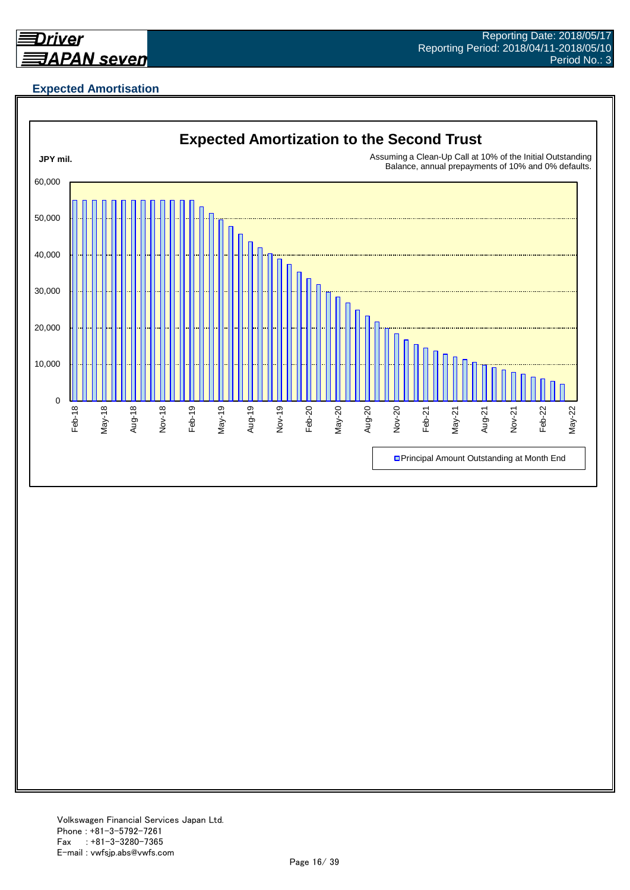## Expected Amortisation

**Expected Amortization to the Second Trust**

JPY mil.

Assuming a Clean-Up Call at 10% of the Initial Outstanding Balance, annual prepayments of 10% and 0% defaults.

Principal Amount Outstanding at Month End

Volkswagen Financial Services Japan Ltd.
Phone : +81-3-5792-7261
Fax : +81-3-3280-7365
E-mail : vwfsjp.abs@vwfs.com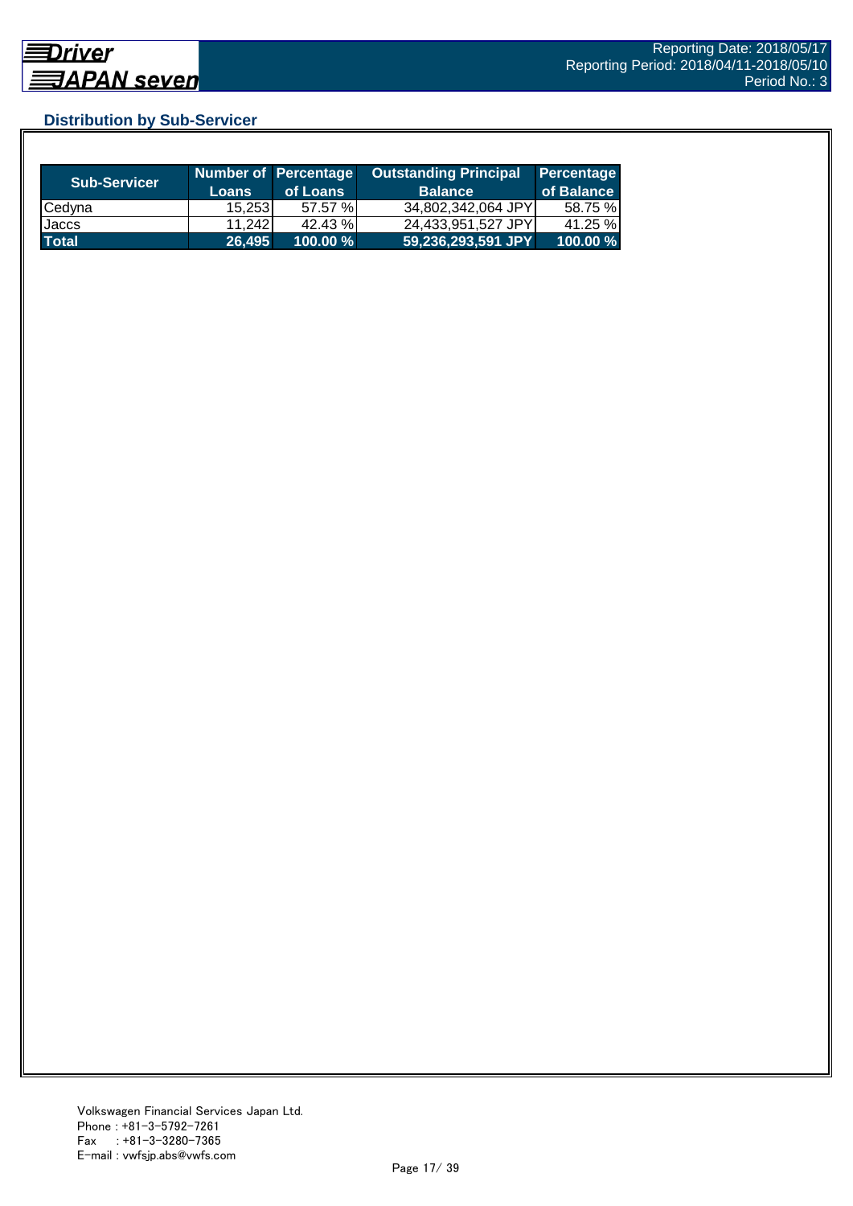## Distribution by Sub-Servicer

| Sub-Servicer | Number of Loans | Percentage of Loans | Outstanding Principal Balance | Percentage of Balance |
|---|---|---|---|---|
| Cedyna | 15,253 | 57.57 % | 34,802,342,064 JPY | 58.75 % |
| Jaccs | 11,242 | 42.43 % | 24,433,951,527 JPY | 41.25 % |
| **Total** | **26,495** | **100.00 %** | **59,236,293,591 JPY** | **100.00 %** |

Volkswagen Financial Services Japan Ltd.
Phone : +81-3-5792-7261
Fax : +81-3-3280-7365
E-mail : vwfsjp.abs@vwfs.com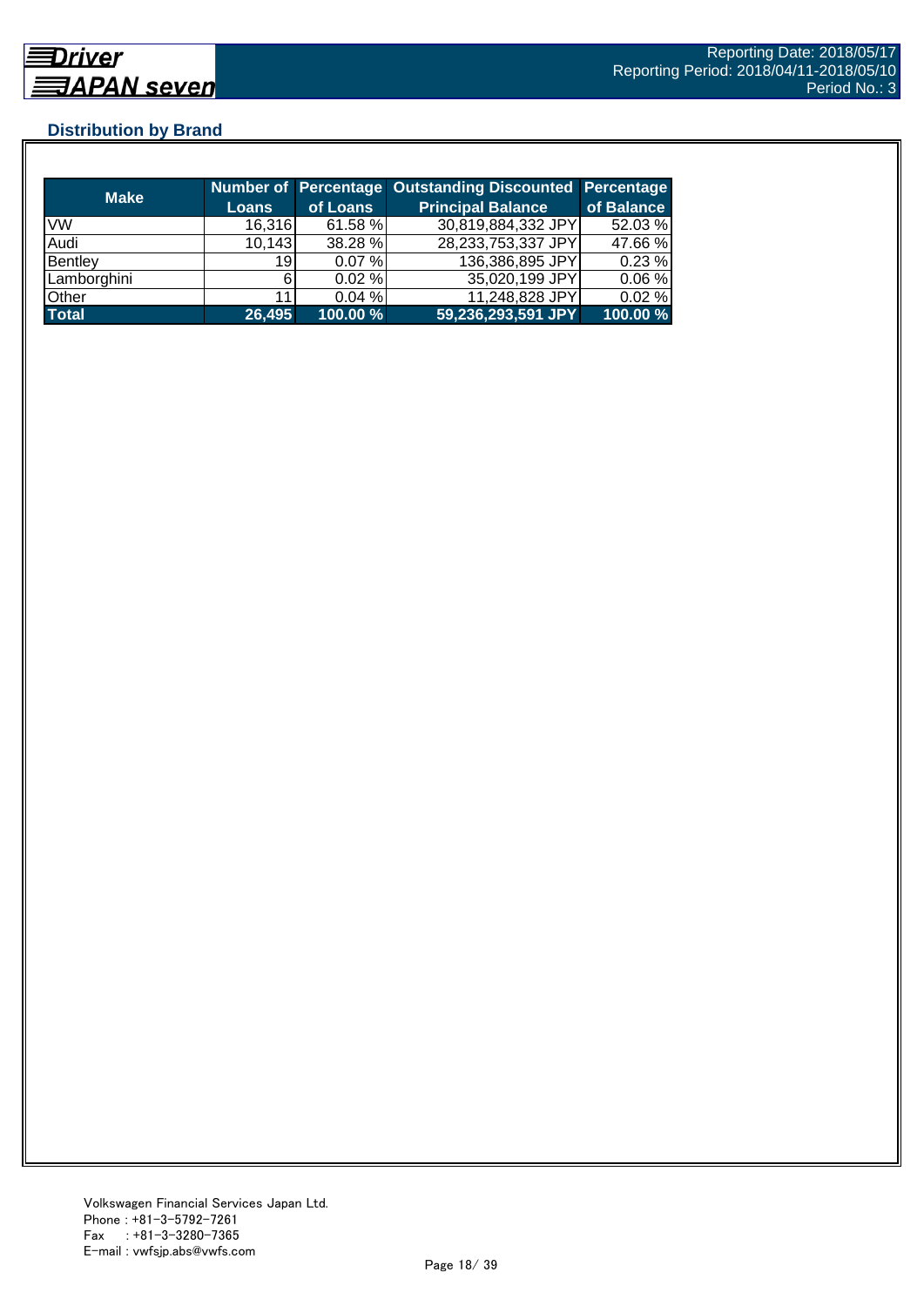## Distribution by Brand

| Make | Number of Loans | Percentage of Loans | Outstanding Discounted Principal Balance | Percentage of Balance |
|---|---|---|---|---|
| VW | 16,316 | 61.58 % | 30,819,884,332 JPY | 52.03 % |
| Audi | 10,143 | 38.28 % | 28,233,753,337 JPY | 47.66 % |
| Bentley | 19 | 0.07 % | 136,386,895 JPY | 0.23 % |
| Lamborghini | 6 | 0.02 % | 35,020,199 JPY | 0.06 % |
| Other | 11 | 0.04 % | 11,248,828 JPY | 0.02 % |
| **Total** | **26,495** | **100.00 %** | **59,236,293,591 JPY** | **100.00 %** |

Volkswagen Financial Services Japan Ltd.
Phone : +81-3-5792-7261
Fax : +81-3-3280-7365
E-mail : vwfsjp.abs@vwfs.com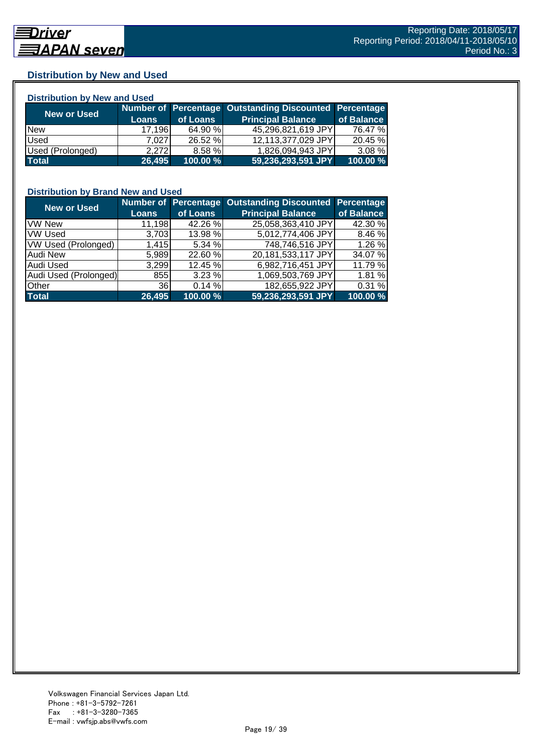## Distribution by New and Used

### Distribution by New and Used

| New or Used | Number of Loans | Percentage of Loans | Outstanding Discounted Principal Balance | Percentage of Balance |
|---|---|---|---|---|
| New | 17,196 | 64.90 % | 45,296,821,619 JPY | 76.47 % |
| Used | 7,027 | 26.52 % | 12,113,377,029 JPY | 20.45 % |
| Used (Prolonged) | 2,272 | 8.58 % | 1,826,094,943 JPY | 3.08 % |
| **Total** | **26,495** | **100.00 %** | **59,236,293,591 JPY** | **100.00 %** |

### Distribution by Brand New and Used

| New or Used | Number of Loans | Percentage of Loans | Outstanding Discounted Principal Balance | Percentage of Balance |
|---|---|---|---|---|
| VW New | 11,198 | 42.26 % | 25,058,363,410 JPY | 42.30 % |
| VW Used | 3,703 | 13.98 % | 5,012,774,406 JPY | 8.46 % |
| VW Used (Prolonged) | 1,415 | 5.34 % | 748,746,516 JPY | 1.26 % |
| Audi New | 5,989 | 22.60 % | 20,181,533,117 JPY | 34.07 % |
| Audi Used | 3,299 | 12.45 % | 6,982,716,451 JPY | 11.79 % |
| Audi Used (Prolonged) | 855 | 3.23 % | 1,069,503,769 JPY | 1.81 % |
| Other | 36 | 0.14 % | 182,655,922 JPY | 0.31 % |
| **Total** | **26,495** | **100.00 %** | **59,236,293,591 JPY** | **100.00 %** |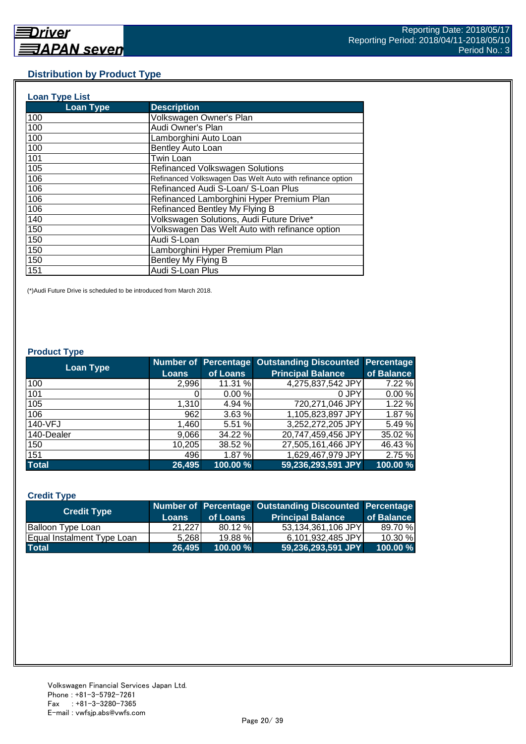## Distribution by Product Type

### Loan Type List

| Loan Type | Description |
|---|---|
| 100 | Volkswagen Owner's Plan |
| 100 | Audi Owner's Plan |
| 100 | Lamborghini Auto Loan |
| 100 | Bentley Auto Loan |
| 101 | Twin Loan |
| 105 | Refinanced Volkswagen Solutions |
| 106 | Refinanced Volkswagen Das Welt Auto with refinance option |
| 106 | Refinanced Audi S-Loan/ S-Loan Plus |
| 106 | Refinanced Lamborghini Hyper Premium Plan |
| 106 | Refinanced Bentley My Flying B |
| 140 | Volkswagen Solutions, Audi Future Drive* |
| 150 | Volkswagen Das Welt Auto with refinance option |
| 150 | Audi S-Loan |
| 150 | Lamborghini Hyper Premium Plan |
| 150 | Bentley My Flying B |
| 151 | Audi S-Loan Plus |

(*)Audi Future Drive is scheduled to be introduced from March 2018.

### Product Type

| Loan Type | Number of Loans | Percentage of Loans | Outstanding Discounted Principal Balance | Percentage of Balance |
|---|---|---|---|---|
| 100 | 2,996 | 11.31 % | 4,275,837,542 JPY | 7.22 % |
| 101 | 0 | 0.00 % | 0 JPY | 0.00 % |
| 105 | 1,310 | 4.94 % | 720,271,046 JPY | 1.22 % |
| 106 | 962 | 3.63 % | 1,105,823,897 JPY | 1.87 % |
| 140-VFJ | 1,460 | 5.51 % | 3,252,272,205 JPY | 5.49 % |
| 140-Dealer | 9,066 | 34.22 % | 20,747,459,456 JPY | 35.02 % |
| 150 | 10,205 | 38.52 % | 27,505,161,466 JPY | 46.43 % |
| 151 | 496 | 1.87 % | 1,629,467,979 JPY | 2.75 % |
| **Total** | **26,495** | **100.00 %** | **59,236,293,591 JPY** | **100.00 %** |

### Credit Type

| Credit Type | Number of Loans | Percentage of Loans | Outstanding Discounted Principal Balance | Percentage of Balance |
|---|---|---|---|---|
| Balloon Type Loan | 21,227 | 80.12 % | 53,134,361,106 JPY | 89.70 % |
| Equal Instalment Type Loan | 5,268 | 19.88 % | 6,101,932,485 JPY | 10.30 % |
| **Total** | **26,495** | **100.00 %** | **59,236,293,591 JPY** | **100.00 %** |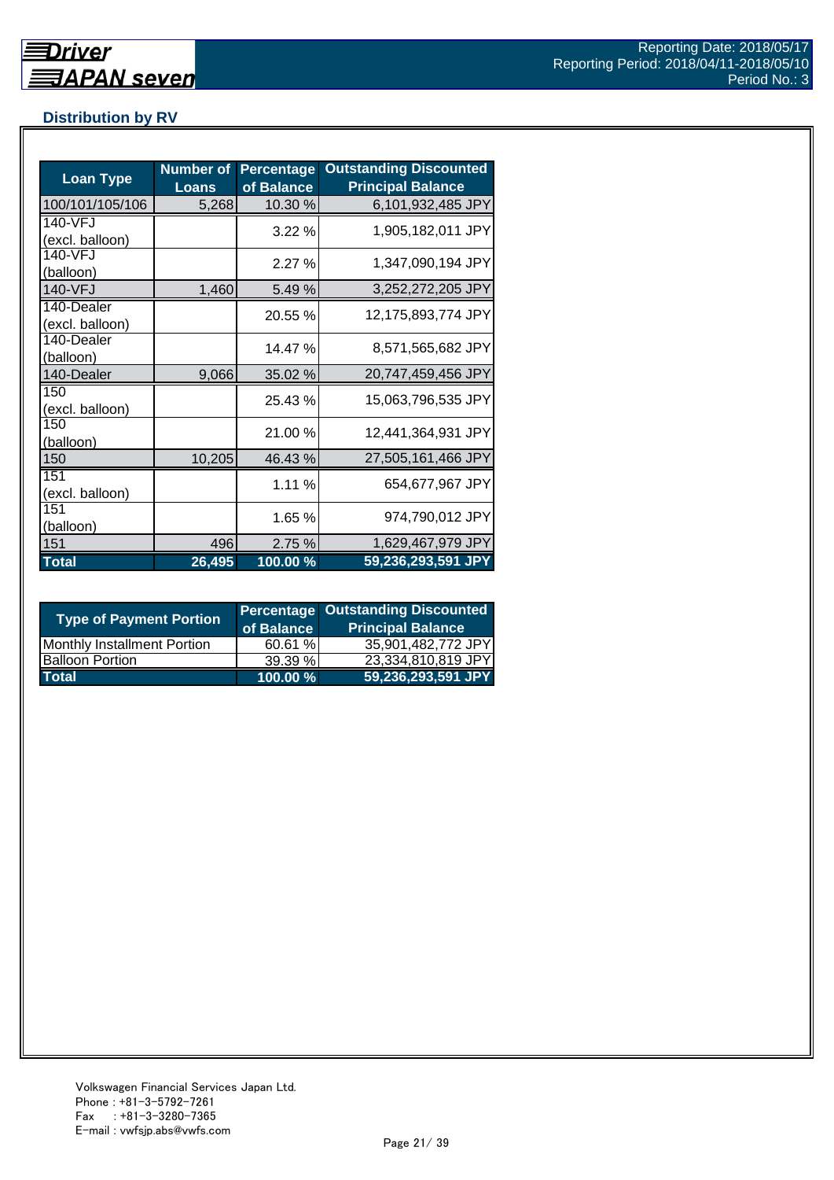## Distribution by RV

| Loan Type | Number of Loans | Percentage of Balance | Outstanding Discounted Principal Balance |
|---|---|---|---|
| 100/101/105/106 | 5,268 | 10.30 % | 6,101,932,485 JPY |
| 140-VFJ (excl. balloon) | | 3.22 % | 1,905,182,011 JPY |
| 140-VFJ (balloon) | | 2.27 % | 1,347,090,194 JPY |
| 140-VFJ | 1,460 | 5.49 % | 3,252,272,205 JPY |
| 140-Dealer (excl. balloon) | | 20.55 % | 12,175,893,774 JPY |
| 140-Dealer (balloon) | | 14.47 % | 8,571,565,682 JPY |
| 140-Dealer | 9,066 | 35.02 % | 20,747,459,456 JPY |
| 150 (excl. balloon) | | 25.43 % | 15,063,796,535 JPY |
| 150 (balloon) | | 21.00 % | 12,441,364,931 JPY |
| 150 | 10,205 | 46.43 % | 27,505,161,466 JPY |
| 151 (excl. balloon) | | 1.11 % | 654,677,967 JPY |
| 151 (balloon) | | 1.65 % | 974,790,012 JPY |
| 151 | 496 | 2.75 % | 1,629,467,979 JPY |
| **Total** | **26,495** | **100.00 %** | **59,236,293,591 JPY** |

| Type of Payment Portion | Percentage of Balance | Outstanding Discounted Principal Balance |
|---|---|---|
| Monthly Installment Portion | 60.61 % | 35,901,482,772 JPY |
| Balloon Portion | 39.39 % | 23,334,810,819 JPY |
| **Total** | **100.00 %** | **59,236,293,591 JPY** |

Volkswagen Financial Services Japan Ltd.
Phone : +81-3-5792-7261
Fax : +81-3-3280-7365
E-mail : vwfsjp.abs@vwfs.com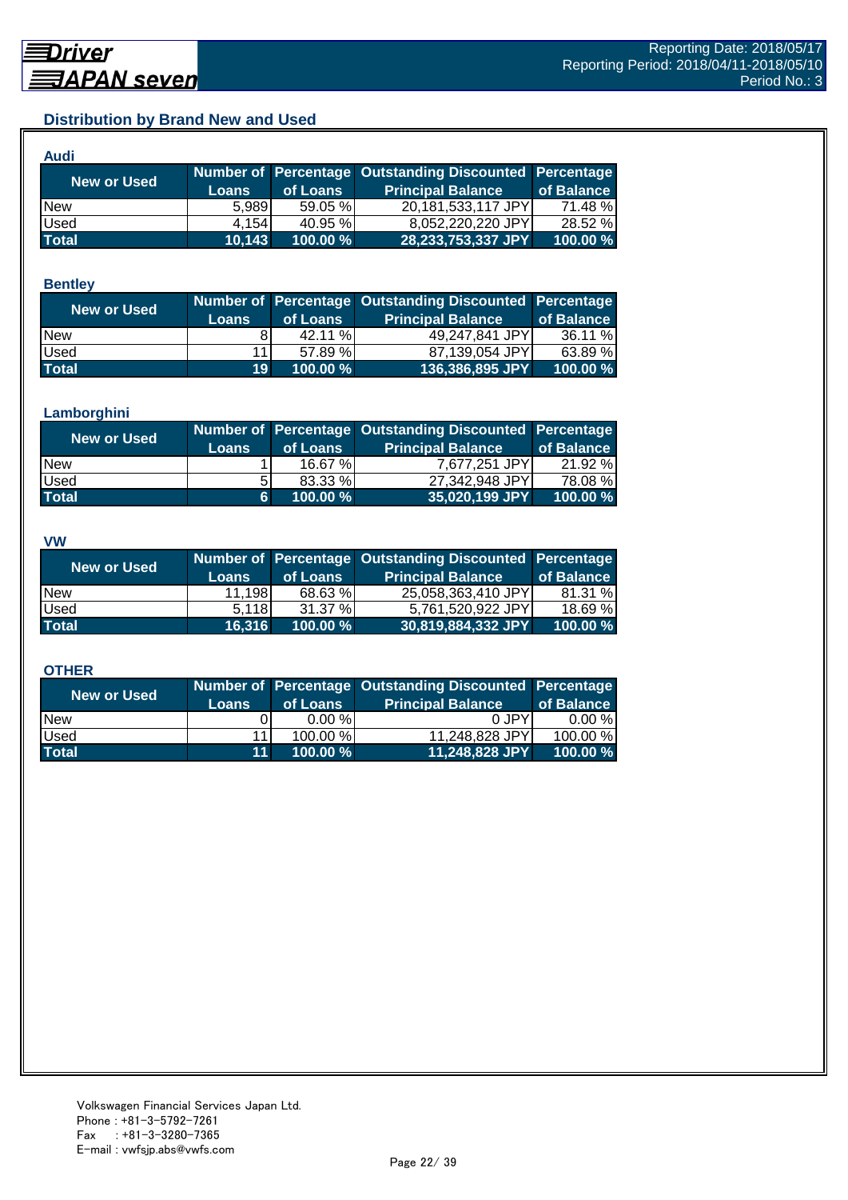## Distribution by Brand New and Used

### Audi

| New or Used | Number of Loans | Percentage of Loans | Outstanding Discounted Principal Balance | Percentage of Balance |
|---|---|---|---|---|
| New | 5,989 | 59.05 % | 20,181,533,117 JPY | 71.48 % |
| Used | 4,154 | 40.95 % | 8,052,220,220 JPY | 28.52 % |
| **Total** | **10,143** | **100.00 %** | **28,233,753,337 JPY** | **100.00 %** |

### Bentley

| New or Used | Number of Loans | Percentage of Loans | Outstanding Discounted Principal Balance | Percentage of Balance |
|---|---|---|---|---|
| New | 8 | 42.11 % | 49,247,841 JPY | 36.11 % |
| Used | 11 | 57.89 % | 87,139,054 JPY | 63.89 % |
| **Total** | **19** | **100.00 %** | **136,386,895 JPY** | **100.00 %** |

### Lamborghini

| New or Used | Number of Loans | Percentage of Loans | Outstanding Discounted Principal Balance | Percentage of Balance |
|---|---|---|---|---|
| New | 1 | 16.67 % | 7,677,251 JPY | 21.92 % |
| Used | 5 | 83.33 % | 27,342,948 JPY | 78.08 % |
| **Total** | **6** | **100.00 %** | **35,020,199 JPY** | **100.00 %** |

### VW

| New or Used | Number of Loans | Percentage of Loans | Outstanding Discounted Principal Balance | Percentage of Balance |
|---|---|---|---|---|
| New | 11,198 | 68.63 % | 25,058,363,410 JPY | 81.31 % |
| Used | 5,118 | 31.37 % | 5,761,520,922 JPY | 18.69 % |
| **Total** | **16,316** | **100.00 %** | **30,819,884,332 JPY** | **100.00 %** |

### OTHER

| New or Used | Number of Loans | Percentage of Loans | Outstanding Discounted Principal Balance | Percentage of Balance |
|---|---|---|---|---|
| New | 0 | 0.00 % | 0 JPY | 0.00 % |
| Used | 11 | 100.00 % | 11,248,828 JPY | 100.00 % |
| **Total** | **11** | **100.00 %** | **11,248,828 JPY** | **100.00 %** |

Volkswagen Financial Services Japan Ltd.
Phone : +81-3-5792-7261
Fax : +81-3-3280-7365
E-mail : vwfsjp.abs@vwfs.com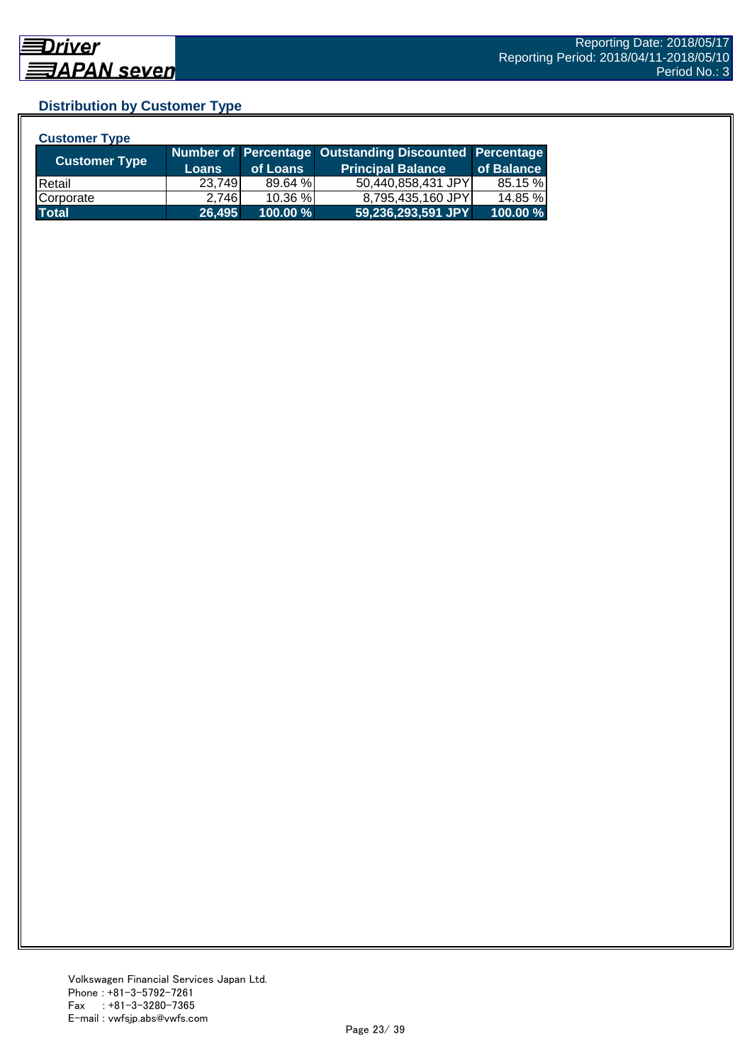## Distribution by Customer Type

### Customer Type

| Customer Type | Number of Loans | Percentage of Loans | Outstanding Discounted Principal Balance | Percentage of Balance |
|---|---|---|---|---|
| Retail | 23,749 | 89.64 % | 50,440,858,431 JPY | 85.15 % |
| Corporate | 2,746 | 10.36 % | 8,795,435,160 JPY | 14.85 % |
| **Total** | **26,495** | **100.00 %** | **59,236,293,591 JPY** | **100.00 %** |

Volkswagen Financial Services Japan Ltd.
Phone : +81-3-5792-7261
Fax : +81-3-3280-7365
E-mail : vwfsjp.abs@vwfs.com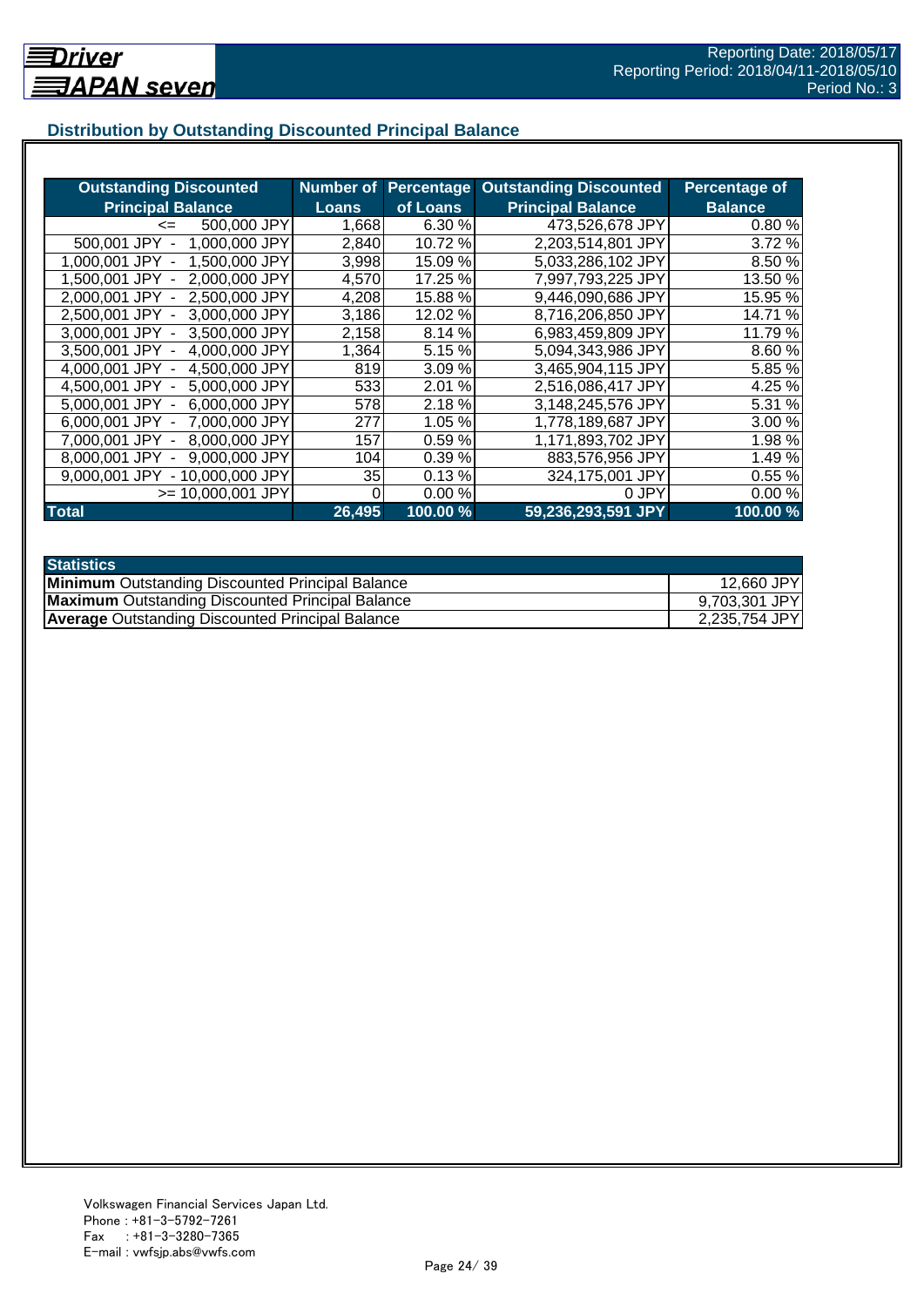## Distribution by Outstanding Discounted Principal Balance

| Outstanding Discounted Principal Balance | Number of Loans | Percentage of Loans | Outstanding Discounted Principal Balance | Percentage of Balance |
|---|---|---|---|---|
| <= 500,000 JPY | 1,668 | 6.30 % | 473,526,678 JPY | 0.80 % |
| 500,001 JPY - 1,000,000 JPY | 2,840 | 10.72 % | 2,203,514,801 JPY | 3.72 % |
| 1,000,001 JPY - 1,500,000 JPY | 3,998 | 15.09 % | 5,033,286,102 JPY | 8.50 % |
| 1,500,001 JPY - 2,000,000 JPY | 4,570 | 17.25 % | 7,997,793,225 JPY | 13.50 % |
| 2,000,001 JPY - 2,500,000 JPY | 4,208 | 15.88 % | 9,446,090,686 JPY | 15.95 % |
| 2,500,001 JPY - 3,000,000 JPY | 3,186 | 12.02 % | 8,716,206,850 JPY | 14.71 % |
| 3,000,001 JPY - 3,500,000 JPY | 2,158 | 8.14 % | 6,983,459,809 JPY | 11.79 % |
| 3,500,001 JPY - 4,000,000 JPY | 1,364 | 5.15 % | 5,094,343,986 JPY | 8.60 % |
| 4,000,001 JPY - 4,500,000 JPY | 819 | 3.09 % | 3,465,904,115 JPY | 5.85 % |
| 4,500,001 JPY - 5,000,000 JPY | 533 | 2.01 % | 2,516,086,417 JPY | 4.25 % |
| 5,000,001 JPY - 6,000,000 JPY | 578 | 2.18 % | 3,148,245,576 JPY | 5.31 % |
| 6,000,001 JPY - 7,000,000 JPY | 277 | 1.05 % | 1,778,189,687 JPY | 3.00 % |
| 7,000,001 JPY - 8,000,000 JPY | 157 | 0.59 % | 1,171,893,702 JPY | 1.98 % |
| 8,000,001 JPY - 9,000,000 JPY | 104 | 0.39 % | 883,576,956 JPY | 1.49 % |
| 9,000,001 JPY - 10,000,000 JPY | 35 | 0.13 % | 324,175,001 JPY | 0.55 % |
| >= 10,000,001 JPY | 0 | 0.00 % | 0 JPY | 0.00 % |
| **Total** | **26,495** | **100.00 %** | **59,236,293,591 JPY** | **100.00 %** |

| Statistics | |
|---|---|
| **Minimum** Outstanding Discounted Principal Balance | 12,660 JPY |
| **Maximum** Outstanding Discounted Principal Balance | 9,703,301 JPY |
| **Average** Outstanding Discounted Principal Balance | 2,235,754 JPY |

Volkswagen Financial Services Japan Ltd.
Phone : +81-3-5792-7261
Fax : +81-3-3280-7365
E-mail : vwfsjp.abs@vwfs.com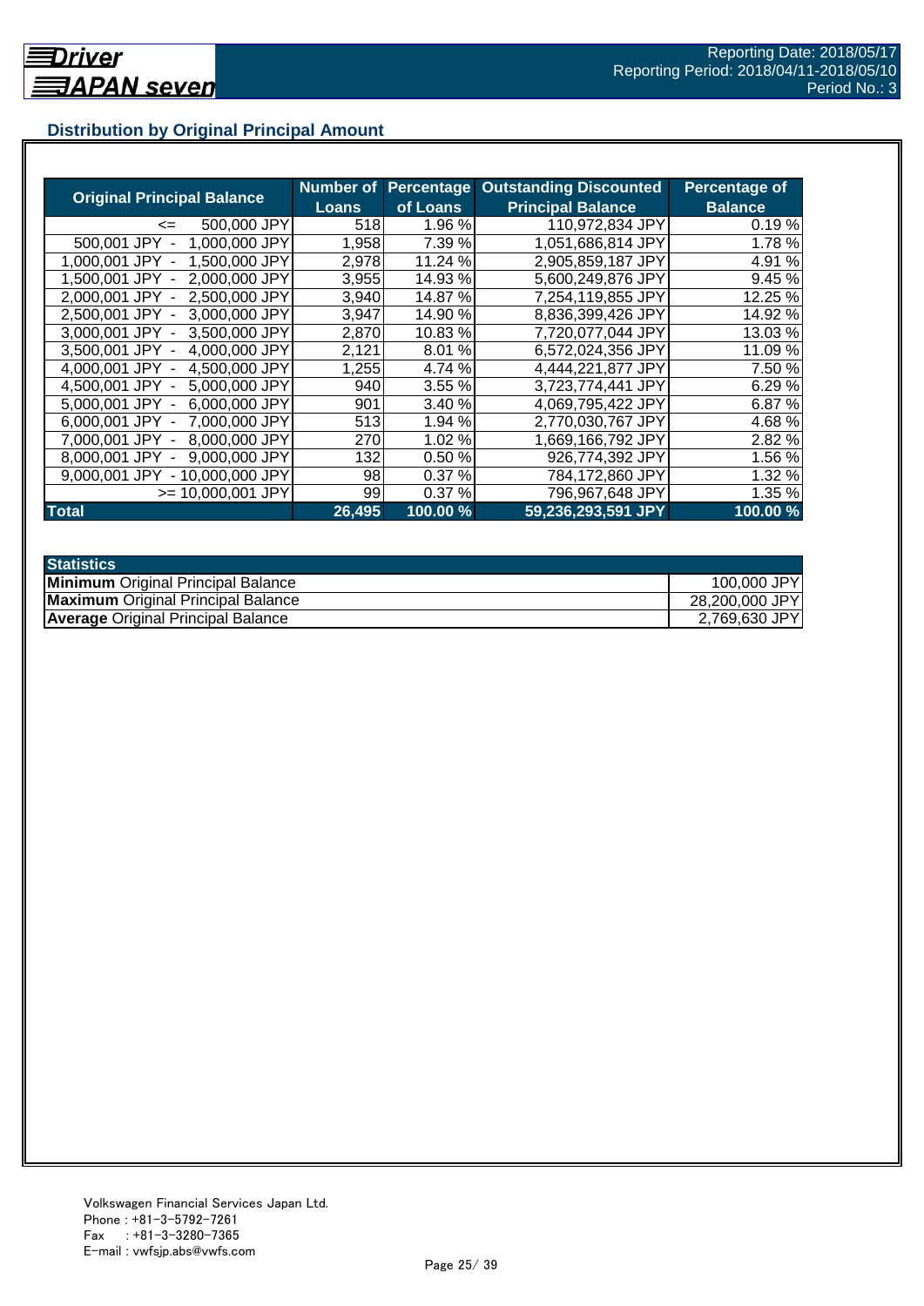## Distribution by Original Principal Amount

| Original Principal Balance | Number of Loans | Percentage of Loans | Outstanding Discounted Principal Balance | Percentage of Balance |
|---|---|---|---|---|
| <= 500,000 JPY | 518 | 1.96 % | 110,972,834 JPY | 0.19 % |
| 500,001 JPY - 1,000,000 JPY | 1,958 | 7.39 % | 1,051,686,814 JPY | 1.78 % |
| 1,000,001 JPY - 1,500,000 JPY | 2,978 | 11.24 % | 2,905,859,187 JPY | 4.91 % |
| 1,500,001 JPY - 2,000,000 JPY | 3,955 | 14.93 % | 5,600,249,876 JPY | 9.45 % |
| 2,000,001 JPY - 2,500,000 JPY | 3,940 | 14.87 % | 7,254,119,855 JPY | 12.25 % |
| 2,500,001 JPY - 3,000,000 JPY | 3,947 | 14.90 % | 8,836,399,426 JPY | 14.92 % |
| 3,000,001 JPY - 3,500,000 JPY | 2,870 | 10.83 % | 7,720,077,044 JPY | 13.03 % |
| 3,500,001 JPY - 4,000,000 JPY | 2,121 | 8.01 % | 6,572,024,356 JPY | 11.09 % |
| 4,000,001 JPY - 4,500,000 JPY | 1,255 | 4.74 % | 4,444,221,877 JPY | 7.50 % |
| 4,500,001 JPY - 5,000,000 JPY | 940 | 3.55 % | 3,723,774,441 JPY | 6.29 % |
| 5,000,001 JPY - 6,000,000 JPY | 901 | 3.40 % | 4,069,795,422 JPY | 6.87 % |
| 6,000,001 JPY - 7,000,000 JPY | 513 | 1.94 % | 2,770,030,767 JPY | 4.68 % |
| 7,000,001 JPY - 8,000,000 JPY | 270 | 1.02 % | 1,669,166,792 JPY | 2.82 % |
| 8,000,001 JPY - 9,000,000 JPY | 132 | 0.50 % | 926,774,392 JPY | 1.56 % |
| 9,000,001 JPY - 10,000,000 JPY | 98 | 0.37 % | 784,172,860 JPY | 1.32 % |
| >= 10,000,001 JPY | 99 | 0.37 % | 796,967,648 JPY | 1.35 % |
| **Total** | **26,495** | **100.00 %** | **59,236,293,591 JPY** | **100.00 %** |

| Statistics | |
|---|---|
| **Minimum** Original Principal Balance | 100,000 JPY |
| **Maximum** Original Principal Balance | 28,200,000 JPY |
| **Average** Original Principal Balance | 2,769,630 JPY |

Volkswagen Financial Services Japan Ltd.
Phone : +81-3-5792-7261
Fax : +81-3-3280-7365
E-mail : vwfsjp.abs@vwfs.com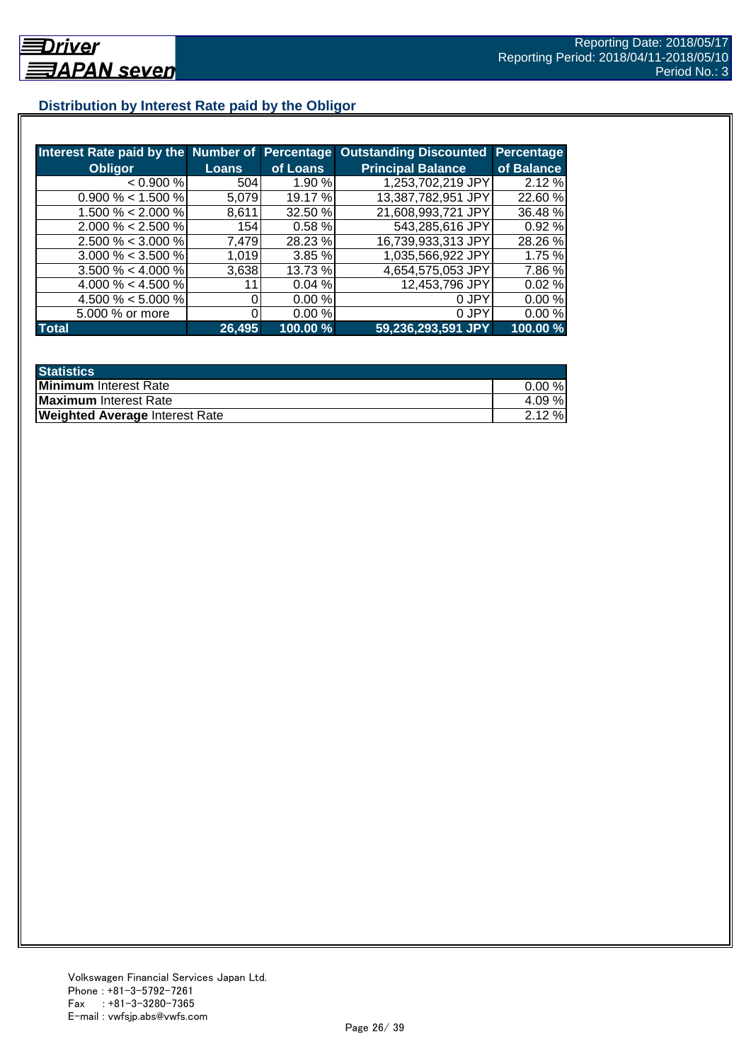## Distribution by Interest Rate paid by the Obligor

| Interest Rate paid by the Obligor | Number of Loans | Percentage of Loans | Outstanding Discounted Principal Balance | Percentage of Balance |
|---|---|---|---|---|
| < 0.900 % | 504 | 1.90 % | 1,253,702,219 JPY | 2.12 % |
| 0.900 % < 1.500 % | 5,079 | 19.17 % | 13,387,782,951 JPY | 22.60 % |
| 1.500 % < 2.000 % | 8,611 | 32.50 % | 21,608,993,721 JPY | 36.48 % |
| 2.000 % < 2.500 % | 154 | 0.58 % | 543,285,616 JPY | 0.92 % |
| 2.500 % < 3.000 % | 7,479 | 28.23 % | 16,739,933,313 JPY | 28.26 % |
| 3.000 % < 3.500 % | 1,019 | 3.85 % | 1,035,566,922 JPY | 1.75 % |
| 3.500 % < 4.000 % | 3,638 | 13.73 % | 4,654,575,053 JPY | 7.86 % |
| 4.000 % < 4.500 % | 11 | 0.04 % | 12,453,796 JPY | 0.02 % |
| 4.500 % < 5.000 % | 0 | 0.00 % | 0 JPY | 0.00 % |
| 5.000 % or more | 0 | 0.00 % | 0 JPY | 0.00 % |
| **Total** | **26,495** | **100.00 %** | **59,236,293,591 JPY** | **100.00 %** |

| Statistics | |
|---|---|
| **Minimum** Interest Rate | 0.00 % |
| **Maximum** Interest Rate | 4.09 % |
| **Weighted Average** Interest Rate | 2.12 % |

Volkswagen Financial Services Japan Ltd.
Phone : +81-3-5792-7261
Fax : +81-3-3280-7365
E-mail : vwfsjp.abs@vwfs.com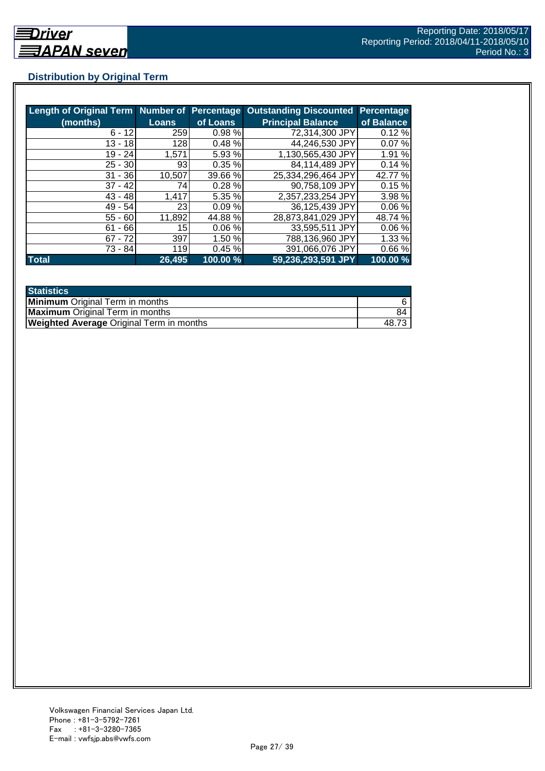## Distribution by Original Term

| Length of Original Term (months) | Number of Loans | Percentage of Loans | Outstanding Discounted Principal Balance | Percentage of Balance |
|---|---|---|---|---|
| 6 - 12 | 259 | 0.98 % | 72,314,300 JPY | 0.12 % |
| 13 - 18 | 128 | 0.48 % | 44,246,530 JPY | 0.07 % |
| 19 - 24 | 1,571 | 5.93 % | 1,130,565,430 JPY | 1.91 % |
| 25 - 30 | 93 | 0.35 % | 84,114,489 JPY | 0.14 % |
| 31 - 36 | 10,507 | 39.66 % | 25,334,296,464 JPY | 42.77 % |
| 37 - 42 | 74 | 0.28 % | 90,758,109 JPY | 0.15 % |
| 43 - 48 | 1,417 | 5.35 % | 2,357,233,254 JPY | 3.98 % |
| 49 - 54 | 23 | 0.09 % | 36,125,439 JPY | 0.06 % |
| 55 - 60 | 11,892 | 44.88 % | 28,873,841,029 JPY | 48.74 % |
| 61 - 66 | 15 | 0.06 % | 33,595,511 JPY | 0.06 % |
| 67 - 72 | 397 | 1.50 % | 788,136,960 JPY | 1.33 % |
| 73 - 84 | 119 | 0.45 % | 391,066,076 JPY | 0.66 % |
| **Total** | **26,495** | **100.00 %** | **59,236,293,591 JPY** | **100.00 %** |

| Statistics | |
|---|---|
| **Minimum** Original Term in months | 6 |
| **Maximum** Original Term in months | 84 |
| **Weighted Average** Original Term in months | 48.73 |

Volkswagen Financial Services Japan Ltd.
Phone : +81-3-5792-7261
Fax : +81-3-3280-7365
E-mail : vwfsjp.abs@vwfs.com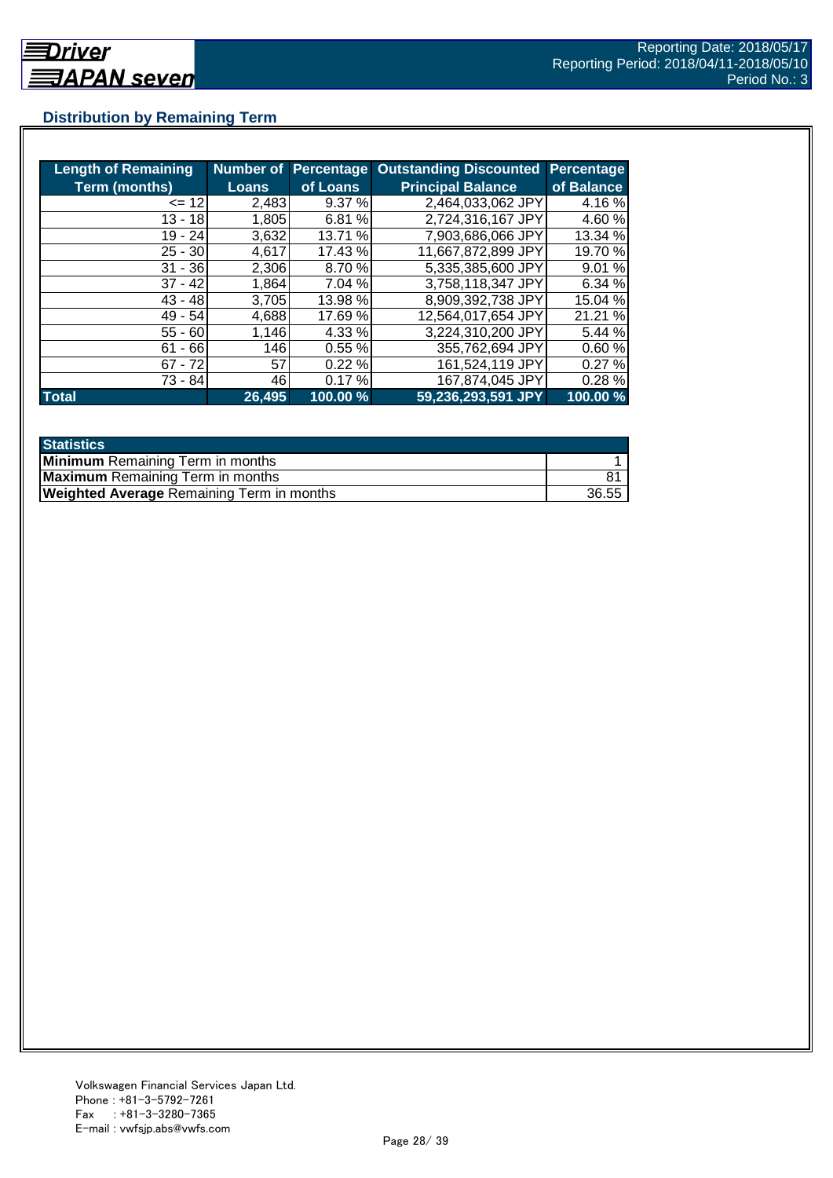## Distribution by Remaining Term

| Length of Remaining Term (months) | Number of Loans | Percentage of Loans | Outstanding Discounted Principal Balance | Percentage of Balance |
|---|---|---|---|---|
| <= 12 | 2,483 | 9.37 % | 2,464,033,062 JPY | 4.16 % |
| 13 - 18 | 1,805 | 6.81 % | 2,724,316,167 JPY | 4.60 % |
| 19 - 24 | 3,632 | 13.71 % | 7,903,686,066 JPY | 13.34 % |
| 25 - 30 | 4,617 | 17.43 % | 11,667,872,899 JPY | 19.70 % |
| 31 - 36 | 2,306 | 8.70 % | 5,335,385,600 JPY | 9.01 % |
| 37 - 42 | 1,864 | 7.04 % | 3,758,118,347 JPY | 6.34 % |
| 43 - 48 | 3,705 | 13.98 % | 8,909,392,738 JPY | 15.04 % |
| 49 - 54 | 4,688 | 17.69 % | 12,564,017,654 JPY | 21.21 % |
| 55 - 60 | 1,146 | 4.33 % | 3,224,310,200 JPY | 5.44 % |
| 61 - 66 | 146 | 0.55 % | 355,762,694 JPY | 0.60 % |
| 67 - 72 | 57 | 0.22 % | 161,524,119 JPY | 0.27 % |
| 73 - 84 | 46 | 0.17 % | 167,874,045 JPY | 0.28 % |
| **Total** | **26,495** | **100.00 %** | **59,236,293,591 JPY** | **100.00 %** |

| Statistics | |
|---|---|
| **Minimum** Remaining Term in months | 1 |
| **Maximum** Remaining Term in months | 81 |
| **Weighted Average** Remaining Term in months | 36.55 |

Volkswagen Financial Services Japan Ltd.
Phone : +81-3-5792-7261
Fax : +81-3-3280-7365
E-mail : vwfsjp.abs@vwfs.com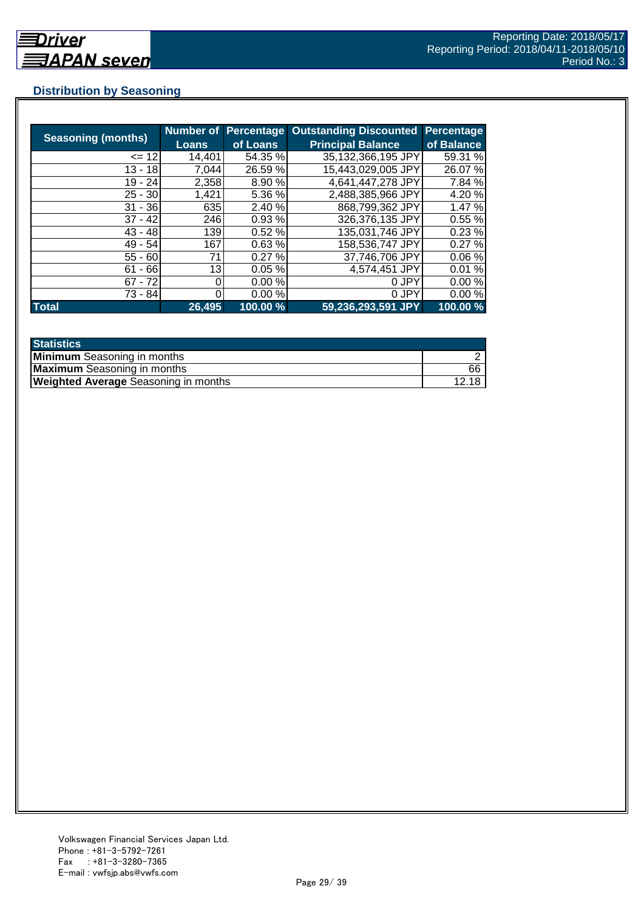## Distribution by Seasoning

| Seasoning (months) | Number of Loans | Percentage of Loans | Outstanding Discounted Principal Balance | Percentage of Balance |
|---|---|---|---|---|
| <= 12 | 14,401 | 54.35 % | 35,132,366,195 JPY | 59.31 % |
| 13 - 18 | 7,044 | 26.59 % | 15,443,029,005 JPY | 26.07 % |
| 19 - 24 | 2,358 | 8.90 % | 4,641,447,278 JPY | 7.84 % |
| 25 - 30 | 1,421 | 5.36 % | 2,488,385,966 JPY | 4.20 % |
| 31 - 36 | 635 | 2.40 % | 868,799,362 JPY | 1.47 % |
| 37 - 42 | 246 | 0.93 % | 326,376,135 JPY | 0.55 % |
| 43 - 48 | 139 | 0.52 % | 135,031,746 JPY | 0.23 % |
| 49 - 54 | 167 | 0.63 % | 158,536,747 JPY | 0.27 % |
| 55 - 60 | 71 | 0.27 % | 37,746,706 JPY | 0.06 % |
| 61 - 66 | 13 | 0.05 % | 4,574,451 JPY | 0.01 % |
| 67 - 72 | 0 | 0.00 % | 0 JPY | 0.00 % |
| 73 - 84 | 0 | 0.00 % | 0 JPY | 0.00 % |
| **Total** | **26,495** | **100.00 %** | **59,236,293,591 JPY** | **100.00 %** |

| Statistics | |
|---|---|
| **Minimum** Seasoning in months | 2 |
| **Maximum** Seasoning in months | 66 |
| **Weighted Average** Seasoning in months | 12.18 |

Volkswagen Financial Services Japan Ltd.
Phone : +81-3-5792-7261
Fax : +81-3-3280-7365
E-mail : vwfsjp.abs@vwfs.com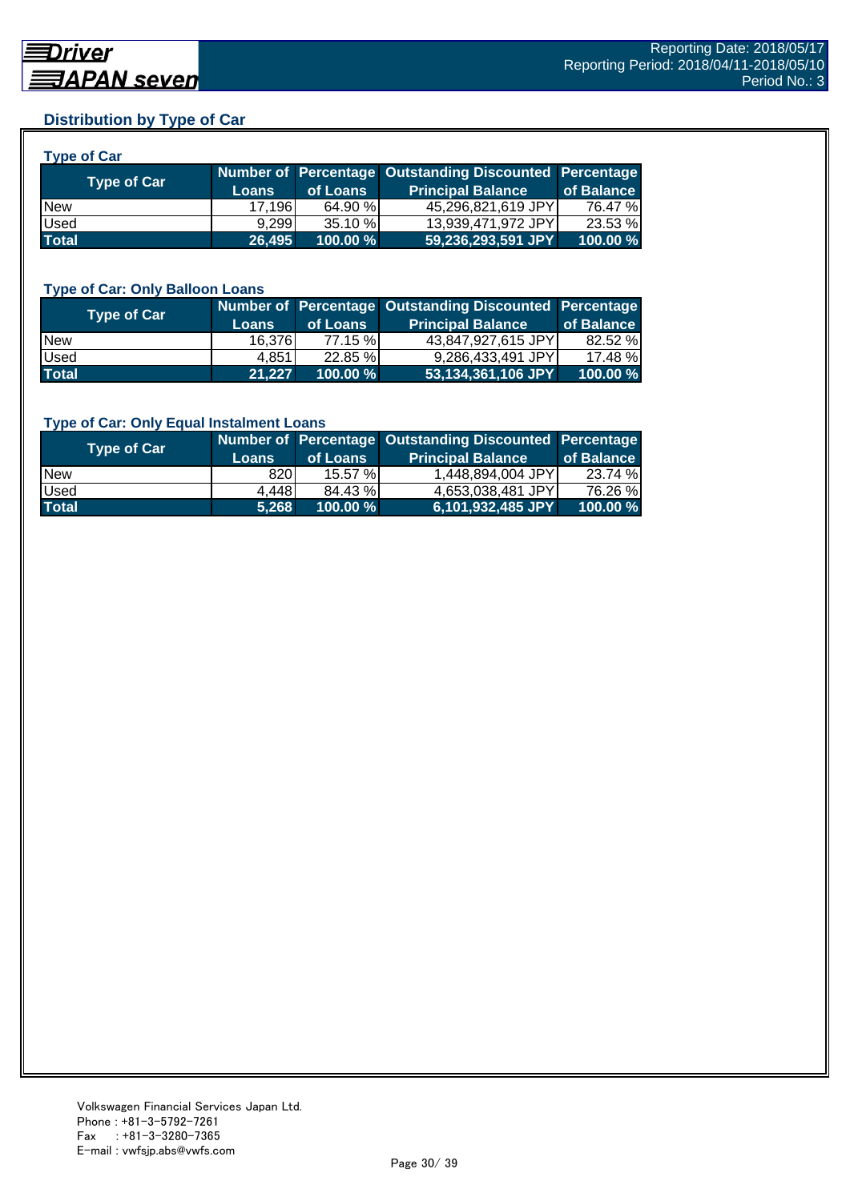## Distribution by Type of Car

### Type of Car

| Type of Car | Number of Loans | Percentage of Loans | Outstanding Discounted Principal Balance | Percentage of Balance |
|---|---|---|---|---|
| New | 17,196 | 64.90 % | 45,296,821,619 JPY | 76.47 % |
| Used | 9,299 | 35.10 % | 13,939,471,972 JPY | 23.53 % |
| **Total** | **26,495** | **100.00 %** | **59,236,293,591 JPY** | **100.00 %** |

### Type of Car: Only Balloon Loans

| Type of Car | Number of Loans | Percentage of Loans | Outstanding Discounted Principal Balance | Percentage of Balance |
|---|---|---|---|---|
| New | 16,376 | 77.15 % | 43,847,927,615 JPY | 82.52 % |
| Used | 4,851 | 22.85 % | 9,286,433,491 JPY | 17.48 % |
| **Total** | **21,227** | **100.00 %** | **53,134,361,106 JPY** | **100.00 %** |

### Type of Car: Only Equal Instalment Loans

| Type of Car | Number of Loans | Percentage of Loans | Outstanding Discounted Principal Balance | Percentage of Balance |
|---|---|---|---|---|
| New | 820 | 15.57 % | 1,448,894,004 JPY | 23.74 % |
| Used | 4,448 | 84.43 % | 4,653,038,481 JPY | 76.26 % |
| **Total** | **5,268** | **100.00 %** | **6,101,932,485 JPY** | **100.00 %** |

Volkswagen Financial Services Japan Ltd.
Phone : +81-3-5792-7261
Fax : +81-3-3280-7365
E-mail : vwfsjp.abs@vwfs.com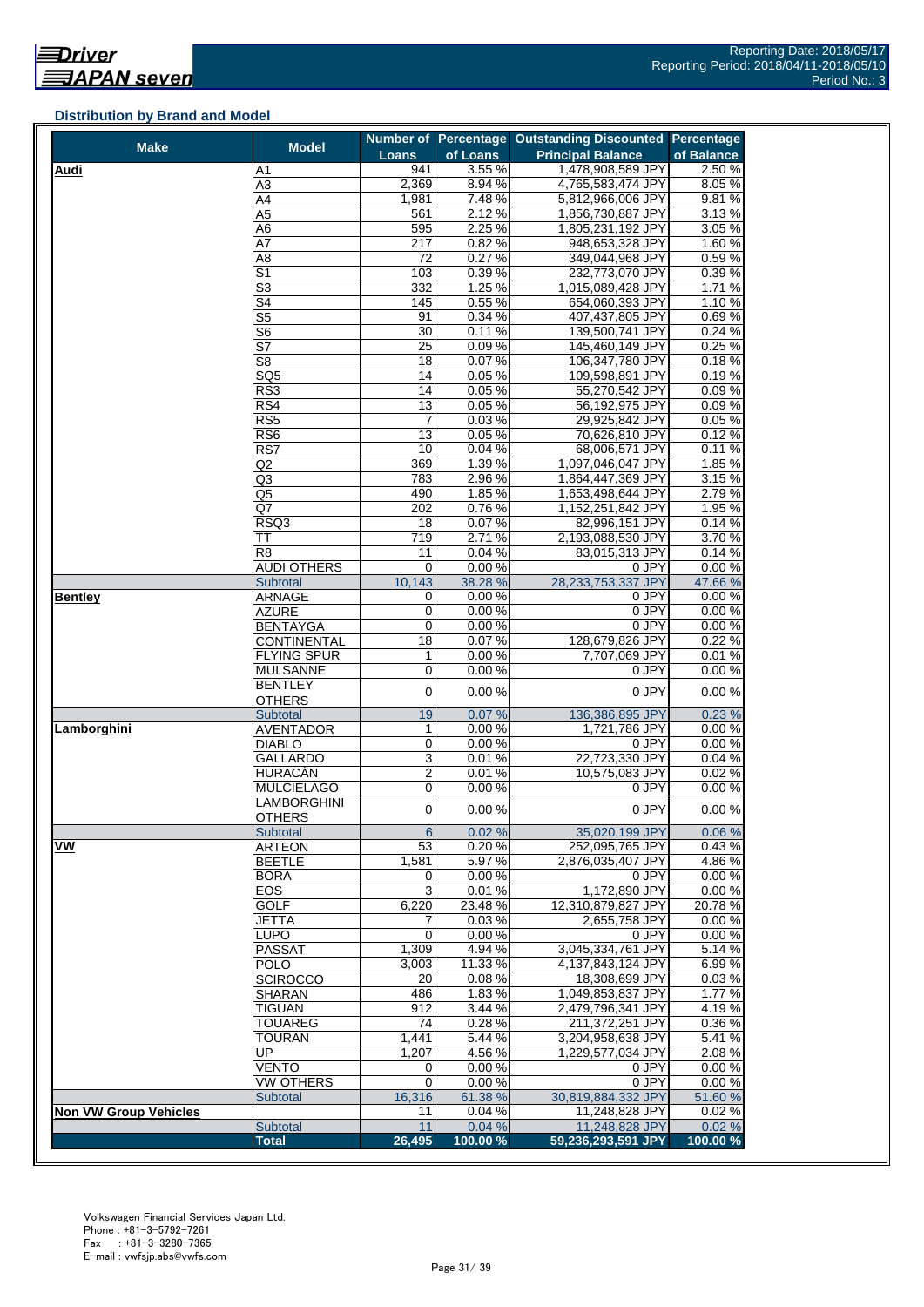## Distribution by Brand and Model

| Make | Model | Number of Loans | Percentage of Loans | Outstanding Discounted Principal Balance | Percentage of Balance |
|---|---|---|---|---|---|
| **Audi** | A1 | 941 | 3.55 % | 1,478,908,589 JPY | 2.50 % |
| | A3 | 2,369 | 8.94 % | 4,765,583,474 JPY | 8.05 % |
| | A4 | 1,981 | 7.48 % | 5,812,966,006 JPY | 9.81 % |
| | A5 | 561 | 2.12 % | 1,856,730,887 JPY | 3.13 % |
| | A6 | 595 | 2.25 % | 1,805,231,192 JPY | 3.05 % |
| | A7 | 217 | 0.82 % | 948,653,328 JPY | 1.60 % |
| | A8 | 72 | 0.27 % | 349,044,968 JPY | 0.59 % |
| | S1 | 103 | 0.39 % | 232,773,070 JPY | 0.39 % |
| | S3 | 332 | 1.25 % | 1,015,089,428 JPY | 1.71 % |
| | S4 | 145 | 0.55 % | 654,060,393 JPY | 1.10 % |
| | S5 | 91 | 0.34 % | 407,437,805 JPY | 0.69 % |
| | S6 | 30 | 0.11 % | 139,500,741 JPY | 0.24 % |
| | S7 | 25 | 0.09 % | 145,460,149 JPY | 0.25 % |
| | S8 | 18 | 0.07 % | 106,347,780 JPY | 0.18 % |
| | SQ5 | 14 | 0.05 % | 109,598,891 JPY | 0.19 % |
| | RS3 | 14 | 0.05 % | 55,270,542 JPY | 0.09 % |
| | RS4 | 13 | 0.05 % | 56,192,975 JPY | 0.09 % |
| | RS5 | 7 | 0.03 % | 29,925,842 JPY | 0.05 % |
| | RS6 | 13 | 0.05 % | 70,626,810 JPY | 0.12 % |
| | RS7 | 10 | 0.04 % | 68,006,571 JPY | 0.11 % |
| | Q2 | 369 | 1.39 % | 1,097,046,047 JPY | 1.85 % |
| | Q3 | 783 | 2.96 % | 1,864,447,369 JPY | 3.15 % |
| | Q5 | 490 | 1.85 % | 1,653,498,644 JPY | 2.79 % |
| | Q7 | 202 | 0.76 % | 1,152,251,842 JPY | 1.95 % |
| | RSQ3 | 18 | 0.07 % | 82,996,151 JPY | 0.14 % |
| | TT | 719 | 2.71 % | 2,193,088,530 JPY | 3.70 % |
| | R8 | 11 | 0.04 % | 83,015,313 JPY | 0.14 % |
| | AUDI OTHERS | 0 | 0.00 % | 0 JPY | 0.00 % |
| | Subtotal | 10,143 | 38.28 % | 28,233,753,337 JPY | 47.66 % |
| **Bentley** | ARNAGE | 0 | 0.00 % | 0 JPY | 0.00 % |
| | AZURE | 0 | 0.00 % | 0 JPY | 0.00 % |
| | BENTAYGA | 0 | 0.00 % | 0 JPY | 0.00 % |
| | CONTINENTAL | 18 | 0.07 % | 128,679,826 JPY | 0.22 % |
| | FLYING SPUR | 1 | 0.00 % | 7,707,069 JPY | 0.01 % |
| | MULSANNE | 0 | 0.00 % | 0 JPY | 0.00 % |
| | BENTLEY OTHERS | 0 | 0.00 % | 0 JPY | 0.00 % |
| | Subtotal | 19 | 0.07 % | 136,386,895 JPY | 0.23 % |
| **Lamborghini** | AVENTADOR | 1 | 0.00 % | 1,721,786 JPY | 0.00 % |
| | DIABLO | 0 | 0.00 % | 0 JPY | 0.00 % |
| | GALLARDO | 3 | 0.01 % | 22,723,330 JPY | 0.04 % |
| | HURACAN | 2 | 0.01 % | 10,575,083 JPY | 0.02 % |
| | MULCIELAGO | 0 | 0.00 % | 0 JPY | 0.00 % |
| | LAMBORGHINI OTHERS | 0 | 0.00 % | 0 JPY | 0.00 % |
| | Subtotal | 6 | 0.02 % | 35,020,199 JPY | 0.06 % |
| **VW** | ARTEON | 53 | 0.20 % | 252,095,765 JPY | 0.43 % |
| | BEETLE | 1,581 | 5.97 % | 2,876,035,407 JPY | 4.86 % |
| | BORA | 0 | 0.00 % | 0 JPY | 0.00 % |
| | EOS | 3 | 0.01 % | 1,172,890 JPY | 0.00 % |
| | GOLF | 6,220 | 23.48 % | 12,310,879,827 JPY | 20.78 % |
| | JETTA | 7 | 0.03 % | 2,655,758 JPY | 0.00 % |
| | LUPO | 0 | 0.00 % | 0 JPY | 0.00 % |
| | PASSAT | 1,309 | 4.94 % | 3,045,334,761 JPY | 5.14 % |
| | POLO | 3,003 | 11.33 % | 4,137,843,124 JPY | 6.99 % |
| | SCIROCCO | 20 | 0.08 % | 18,308,699 JPY | 0.03 % |
| | SHARAN | 486 | 1.83 % | 1,049,853,837 JPY | 1.77 % |
| | TIGUAN | 912 | 3.44 % | 2,479,796,341 JPY | 4.19 % |
| | TOUAREG | 74 | 0.28 % | 211,372,251 JPY | 0.36 % |
| | TOURAN | 1,441 | 5.44 % | 3,204,958,638 JPY | 5.41 % |
| | UP | 1,207 | 4.56 % | 1,229,577,034 JPY | 2.08 % |
| | VENTO | 0 | 0.00 % | 0 JPY | 0.00 % |
| | VW OTHERS | 0 | 0.00 % | 0 JPY | 0.00 % |
| | Subtotal | 16,316 | 61.38 % | 30,819,884,332 JPY | 51.60 % |
| **Non VW Group Vehicles** | | 11 | 0.04 % | 11,248,828 JPY | 0.02 % |
| | Subtotal | 11 | 0.04 % | 11,248,828 JPY | 0.02 % |
| | **Total** | **26,495** | **100.00 %** | **59,236,293,591 JPY** | **100.00 %** |

Volkswagen Financial Services Japan Ltd.
Phone : +81-3-5792-7261
Fax : +81-3-3280-7365
E-mail : vwfsjp.abs@vwfs.com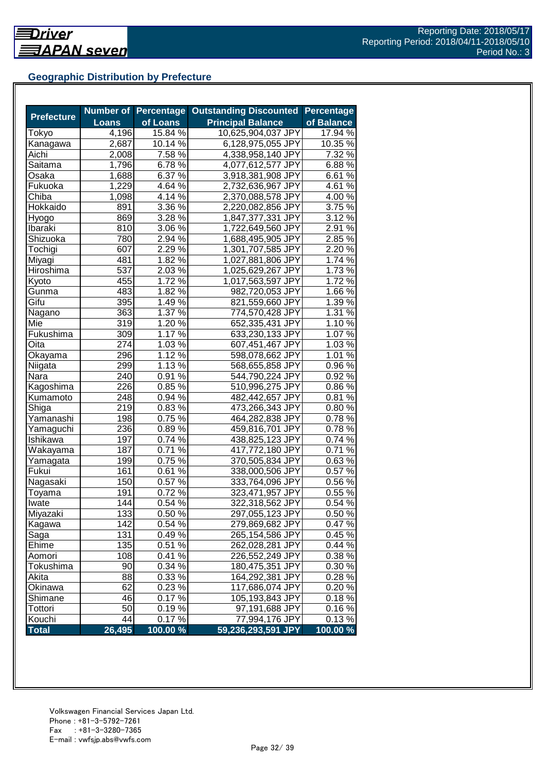## Geographic Distribution by Prefecture

| Prefecture | Number of Loans | Percentage of Loans | Outstanding Discounted Principal Balance | Percentage of Balance |
|---|---|---|---|---|
| Tokyo | 4,196 | 15.84 % | 10,625,904,037 JPY | 17.94 % |
| Kanagawa | 2,687 | 10.14 % | 6,128,975,055 JPY | 10.35 % |
| Aichi | 2,008 | 7.58 % | 4,338,958,140 JPY | 7.32 % |
| Saitama | 1,796 | 6.78 % | 4,077,612,577 JPY | 6.88 % |
| Osaka | 1,688 | 6.37 % | 3,918,381,908 JPY | 6.61 % |
| Fukuoka | 1,229 | 4.64 % | 2,732,636,967 JPY | 4.61 % |
| Chiba | 1,098 | 4.14 % | 2,370,088,578 JPY | 4.00 % |
| Hokkaido | 891 | 3.36 % | 2,220,082,856 JPY | 3.75 % |
| Hyogo | 869 | 3.28 % | 1,847,377,331 JPY | 3.12 % |
| Ibaraki | 810 | 3.06 % | 1,722,649,560 JPY | 2.91 % |
| Shizuoka | 780 | 2.94 % | 1,688,495,905 JPY | 2.85 % |
| Tochigi | 607 | 2.29 % | 1,301,707,585 JPY | 2.20 % |
| Miyagi | 481 | 1.82 % | 1,027,881,806 JPY | 1.74 % |
| Hiroshima | 537 | 2.03 % | 1,025,629,267 JPY | 1.73 % |
| Kyoto | 455 | 1.72 % | 1,017,563,597 JPY | 1.72 % |
| Gunma | 483 | 1.82 % | 982,720,053 JPY | 1.66 % |
| Gifu | 395 | 1.49 % | 821,559,660 JPY | 1.39 % |
| Nagano | 363 | 1.37 % | 774,570,428 JPY | 1.31 % |
| Mie | 319 | 1.20 % | 652,335,431 JPY | 1.10 % |
| Fukushima | 309 | 1.17 % | 633,230,133 JPY | 1.07 % |
| Oita | 274 | 1.03 % | 607,451,467 JPY | 1.03 % |
| Okayama | 296 | 1.12 % | 598,078,662 JPY | 1.01 % |
| Niigata | 299 | 1.13 % | 568,655,858 JPY | 0.96 % |
| Nara | 240 | 0.91 % | 544,790,224 JPY | 0.92 % |
| Kagoshima | 226 | 0.85 % | 510,996,275 JPY | 0.86 % |
| Kumamoto | 248 | 0.94 % | 482,442,657 JPY | 0.81 % |
| Shiga | 219 | 0.83 % | 473,266,343 JPY | 0.80 % |
| Yamanashi | 198 | 0.75 % | 464,282,838 JPY | 0.78 % |
| Yamaguchi | 236 | 0.89 % | 459,816,701 JPY | 0.78 % |
| Ishikawa | 197 | 0.74 % | 438,825,123 JPY | 0.74 % |
| Wakayama | 187 | 0.71 % | 417,772,180 JPY | 0.71 % |
| Yamagata | 199 | 0.75 % | 370,505,834 JPY | 0.63 % |
| Fukui | 161 | 0.61 % | 338,000,506 JPY | 0.57 % |
| Nagasaki | 150 | 0.57 % | 333,764,096 JPY | 0.56 % |
| Toyama | 191 | 0.72 % | 323,471,957 JPY | 0.55 % |
| Iwate | 144 | 0.54 % | 322,318,562 JPY | 0.54 % |
| Miyazaki | 133 | 0.50 % | 297,055,123 JPY | 0.50 % |
| Kagawa | 142 | 0.54 % | 279,869,682 JPY | 0.47 % |
| Saga | 131 | 0.49 % | 265,154,586 JPY | 0.45 % |
| Ehime | 135 | 0.51 % | 262,028,281 JPY | 0.44 % |
| Aomori | 108 | 0.41 % | 226,552,249 JPY | 0.38 % |
| Tokushima | 90 | 0.34 % | 180,475,351 JPY | 0.30 % |
| Akita | 88 | 0.33 % | 164,292,381 JPY | 0.28 % |
| Okinawa | 62 | 0.23 % | 117,686,074 JPY | 0.20 % |
| Shimane | 46 | 0.17 % | 105,193,843 JPY | 0.18 % |
| Tottori | 50 | 0.19 % | 97,191,688 JPY | 0.16 % |
| Kouchi | 44 | 0.17 % | 77,994,176 JPY | 0.13 % |
| **Total** | **26,495** | **100.00 %** | **59,236,293,591 JPY** | **100.00 %** |

Volkswagen Financial Services Japan Ltd.
Phone : +81-3-5792-7261
Fax : +81-3-3280-7365
E-mail : vwfsjp.abs@vwfs.com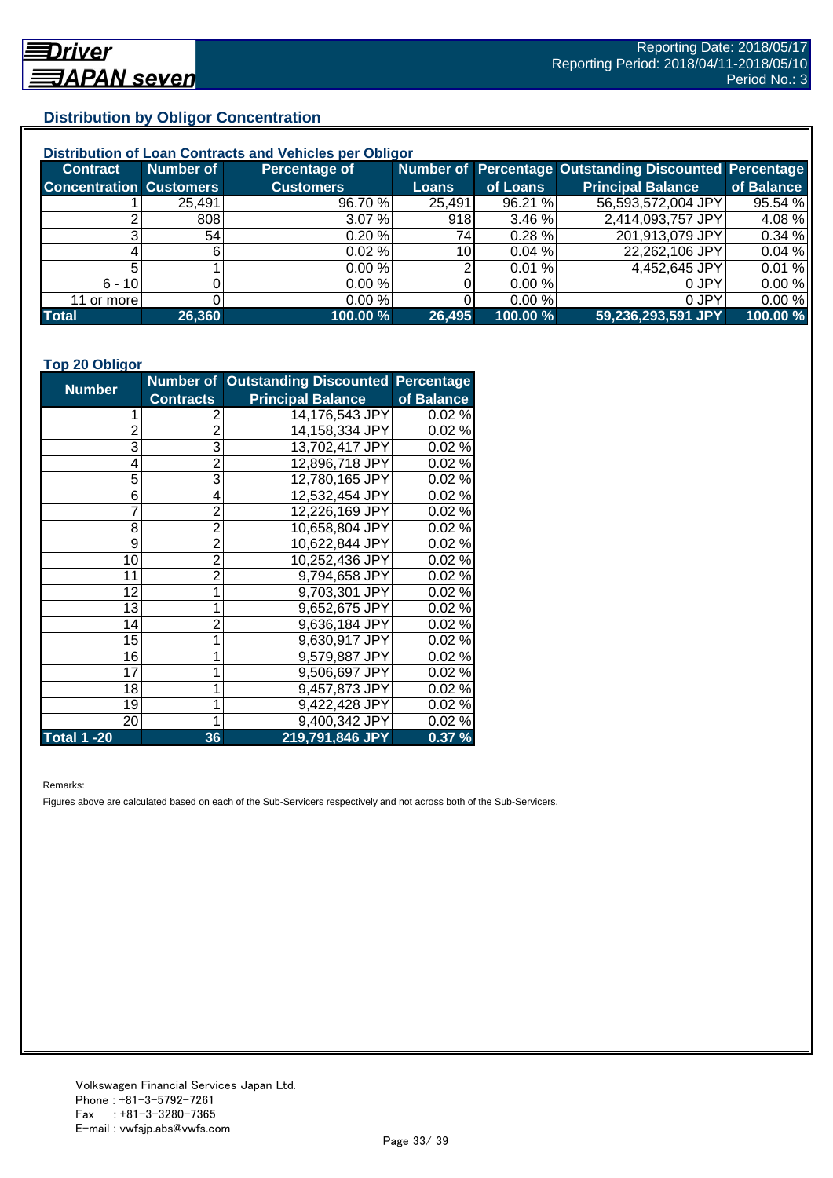## Distribution by Obligor Concentration

### Distribution of Loan Contracts and Vehicles per Obligor

| Contract Concentration | Number of Customers | Percentage of Customers | Number of Loans | Percentage of Loans | Outstanding Discounted Principal Balance | Percentage of Balance |
|---|---|---|---|---|---|---|
| 1 | 25,491 | 96.70 % | 25,491 | 96.21 % | 56,593,572,004 JPY | 95.54 % |
| 2 | 808 | 3.07 % | 918 | 3.46 % | 2,414,093,757 JPY | 4.08 % |
| 3 | 54 | 0.20 % | 74 | 0.28 % | 201,913,079 JPY | 0.34 % |
| 4 | 6 | 0.02 % | 10 | 0.04 % | 22,262,106 JPY | 0.04 % |
| 5 | 1 | 0.00 % | 2 | 0.01 % | 4,452,645 JPY | 0.01 % |
| 6 - 10 | 0 | 0.00 % | 0 | 0.00 % | 0 JPY | 0.00 % |
| 11 or more | 0 | 0.00 % | 0 | 0.00 % | 0 JPY | 0.00 % |
| **Total** | **26,360** | **100.00 %** | **26,495** | **100.00 %** | **59,236,293,591 JPY** | **100.00 %** |

### Top 20 Obligor

| Number | Number of Contracts | Outstanding Discounted Principal Balance | Percentage of Balance |
|---|---|---|---|
| 1 | 2 | 14,176,543 JPY | 0.02 % |
| 2 | 2 | 14,158,334 JPY | 0.02 % |
| 3 | 3 | 13,702,417 JPY | 0.02 % |
| 4 | 2 | 12,896,718 JPY | 0.02 % |
| 5 | 3 | 12,780,165 JPY | 0.02 % |
| 6 | 4 | 12,532,454 JPY | 0.02 % |
| 7 | 2 | 12,226,169 JPY | 0.02 % |
| 8 | 2 | 10,658,804 JPY | 0.02 % |
| 9 | 2 | 10,622,844 JPY | 0.02 % |
| 10 | 2 | 10,252,436 JPY | 0.02 % |
| 11 | 2 | 9,794,658 JPY | 0.02 % |
| 12 | 1 | 9,703,301 JPY | 0.02 % |
| 13 | 1 | 9,652,675 JPY | 0.02 % |
| 14 | 2 | 9,636,184 JPY | 0.02 % |
| 15 | 1 | 9,630,917 JPY | 0.02 % |
| 16 | 1 | 9,579,887 JPY | 0.02 % |
| 17 | 1 | 9,506,697 JPY | 0.02 % |
| 18 | 1 | 9,457,873 JPY | 0.02 % |
| 19 | 1 | 9,422,428 JPY | 0.02 % |
| 20 | 1 | 9,400,342 JPY | 0.02 % |
| **Total 1 -20** | **36** | **219,791,846 JPY** | **0.37 %** |

Remarks:

Figures above are calculated based on each of the Sub-Servicers respectively and not across both of the Sub-Servicers.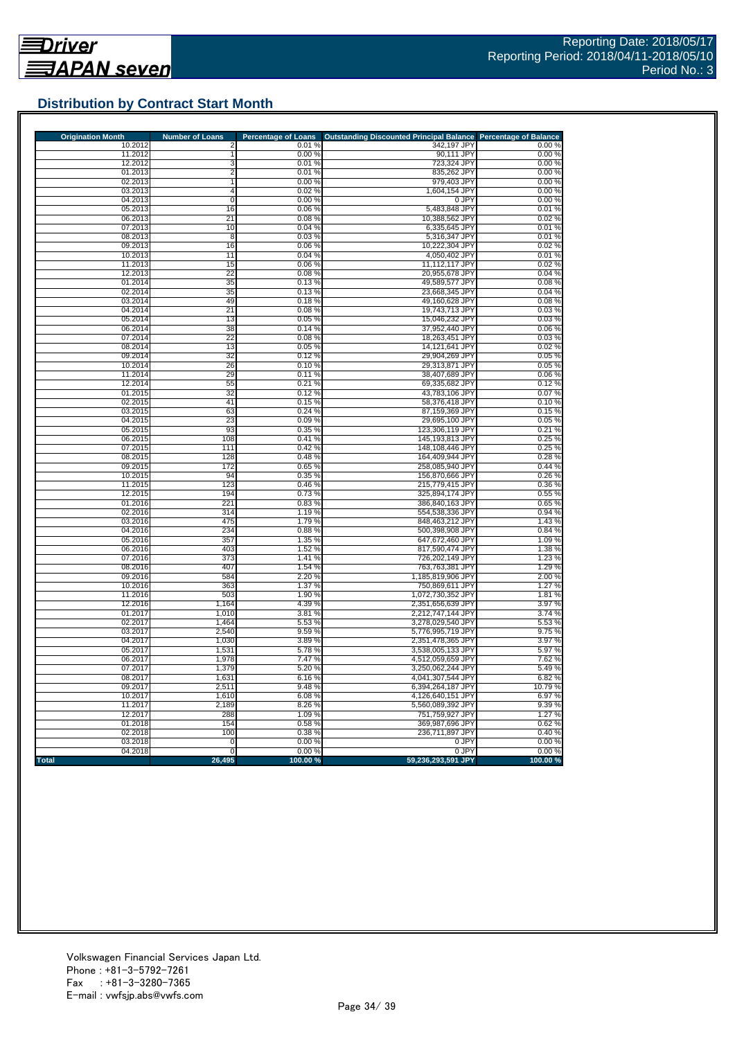## Distribution by Contract Start Month

| Origination Month | Number of Loans | Percentage of Loans | Outstanding Discounted Principal Balance | Percentage of Balance |
|---|---|---|---|---|
| 10.2012 | 2 | 0.01 % | 342,197 JPY | 0.00 % |
| 11.2012 | 1 | 0.00 % | 90,111 JPY | 0.00 % |
| 12.2012 | 3 | 0.01 % | 723,324 JPY | 0.00 % |
| 01.2013 | 2 | 0.01 % | 835,262 JPY | 0.00 % |
| 02.2013 | 1 | 0.00 % | 979,403 JPY | 0.00 % |
| 03.2013 | 4 | 0.02 % | 1,604,154 JPY | 0.00 % |
| 04.2013 | 0 | 0.00 % | 0 JPY | 0.00 % |
| 05.2013 | 16 | 0.06 % | 5,483,848 JPY | 0.01 % |
| 06.2013 | 21 | 0.08 % | 10,388,562 JPY | 0.02 % |
| 07.2013 | 10 | 0.04 % | 6,335,645 JPY | 0.01 % |
| 08.2013 | 8 | 0.03 % | 5,316,347 JPY | 0.01 % |
| 09.2013 | 16 | 0.06 % | 10,222,304 JPY | 0.02 % |
| 10.2013 | 11 | 0.04 % | 4,050,402 JPY | 0.01 % |
| 11.2013 | 15 | 0.06 % | 11,112,117 JPY | 0.02 % |
| 12.2013 | 22 | 0.08 % | 20,955,678 JPY | 0.04 % |
| 01.2014 | 35 | 0.13 % | 49,589,577 JPY | 0.08 % |
| 02.2014 | 35 | 0.13 % | 23,668,345 JPY | 0.04 % |
| 03.2014 | 49 | 0.18 % | 49,160,628 JPY | 0.08 % |
| 04.2014 | 21 | 0.08 % | 19,743,713 JPY | 0.03 % |
| 05.2014 | 13 | 0.05 % | 15,046,232 JPY | 0.03 % |
| 06.2014 | 38 | 0.14 % | 37,952,440 JPY | 0.06 % |
| 07.2014 | 22 | 0.08 % | 18,263,451 JPY | 0.03 % |
| 08.2014 | 13 | 0.05 % | 14,121,641 JPY | 0.02 % |
| 09.2014 | 32 | 0.12 % | 29,904,269 JPY | 0.05 % |
| 10.2014 | 26 | 0.10 % | 29,313,871 JPY | 0.05 % |
| 11.2014 | 29 | 0.11 % | 38,407,689 JPY | 0.06 % |
| 12.2014 | 55 | 0.21 % | 69,335,682 JPY | 0.12 % |
| 01.2015 | 32 | 0.12 % | 43,783,106 JPY | 0.07 % |
| 02.2015 | 41 | 0.15 % | 58,376,418 JPY | 0.10 % |
| 03.2015 | 63 | 0.24 % | 87,159,369 JPY | 0.15 % |
| 04.2015 | 23 | 0.09 % | 29,695,100 JPY | 0.05 % |
| 05.2015 | 93 | 0.35 % | 123,306,119 JPY | 0.21 % |
| 06.2015 | 108 | 0.41 % | 145,193,813 JPY | 0.25 % |
| 07.2015 | 111 | 0.42 % | 148,108,446 JPY | 0.25 % |
| 08.2015 | 128 | 0.48 % | 164,409,944 JPY | 0.28 % |
| 09.2015 | 172 | 0.65 % | 258,085,940 JPY | 0.44 % |
| 10.2015 | 94 | 0.35 % | 156,870,666 JPY | 0.26 % |
| 11.2015 | 123 | 0.46 % | 215,779,415 JPY | 0.36 % |
| 12.2015 | 194 | 0.73 % | 325,894,174 JPY | 0.55 % |
| 01.2016 | 221 | 0.83 % | 386,840,163 JPY | 0.65 % |
| 02.2016 | 314 | 1.19 % | 554,538,336 JPY | 0.94 % |
| 03.2016 | 475 | 1.79 % | 848,463,212 JPY | 1.43 % |
| 04.2016 | 234 | 0.88 % | 500,398,908 JPY | 0.84 % |
| 05.2016 | 357 | 1.35 % | 647,672,460 JPY | 1.09 % |
| 06.2016 | 403 | 1.52 % | 817,590,474 JPY | 1.38 % |
| 07.2016 | 373 | 1.41 % | 726,202,149 JPY | 1.23 % |
| 08.2016 | 407 | 1.54 % | 763,763,381 JPY | 1.29 % |
| 09.2016 | 584 | 2.20 % | 1,185,819,906 JPY | 2.00 % |
| 10.2016 | 363 | 1.37 % | 750,869,611 JPY | 1.27 % |
| 11.2016 | 503 | 1.90 % | 1,072,730,352 JPY | 1.81 % |
| 12.2016 | 1,164 | 4.39 % | 2,351,656,639 JPY | 3.97 % |
| 01.2017 | 1,010 | 3.81 % | 2,212,747,144 JPY | 3.74 % |
| 02.2017 | 1,464 | 5.53 % | 3,278,029,540 JPY | 5.53 % |
| 03.2017 | 2,540 | 9.59 % | 5,776,995,719 JPY | 9.75 % |
| 04.2017 | 1,030 | 3.89 % | 2,351,478,365 JPY | 3.97 % |
| 05.2017 | 1,531 | 5.78 % | 3,538,005,133 JPY | 5.97 % |
| 06.2017 | 1,978 | 7.47 % | 4,512,059,659 JPY | 7.62 % |
| 07.2017 | 1,379 | 5.20 % | 3,250,062,244 JPY | 5.49 % |
| 08.2017 | 1,631 | 6.16 % | 4,041,307,544 JPY | 6.82 % |
| 09.2017 | 2,511 | 9.48 % | 6,394,264,187 JPY | 10.79 % |
| 10.2017 | 1,610 | 6.08 % | 4,126,640,151 JPY | 6.97 % |
| 11.2017 | 2,189 | 8.26 % | 5,560,089,392 JPY | 9.39 % |
| 12.2017 | 288 | 1.09 % | 751,759,927 JPY | 1.27 % |
| 01.2018 | 154 | 0.58 % | 369,987,696 JPY | 0.62 % |
| 02.2018 | 100 | 0.38 % | 236,711,897 JPY | 0.40 % |
| 03.2018 | 0 | 0.00 % | 0 JPY | 0.00 % |
| 04.2018 | 0 | 0.00 % | 0 JPY | 0.00 % |
| **Total** | **26,495** | **100.00 %** | **59,236,293,591 JPY** | **100.00 %** |

Volkswagen Financial Services Japan Ltd.
Phone : +81-3-5792-7261
Fax : +81-3-3280-7365
E-mail : vwfsjp.abs@vwfs.com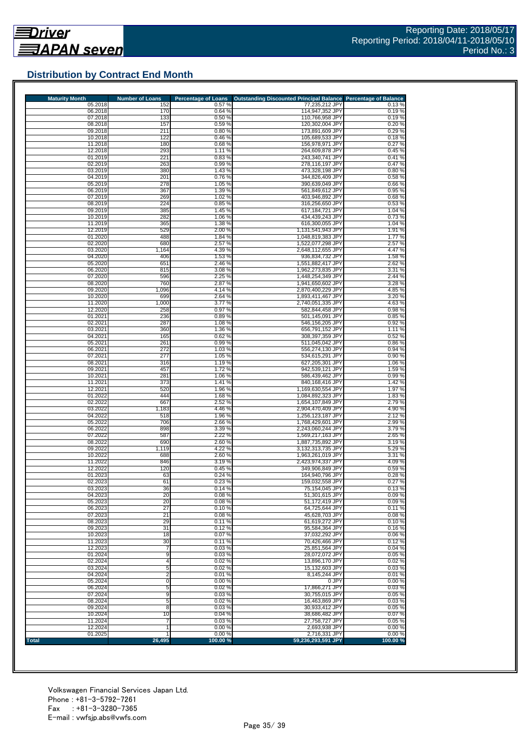## Distribution by Contract End Month

| Maturity Month | Number of Loans | Percentage of Loans | Outstanding Discounted Principal Balance | Percentage of Balance |
|---|---|---|---|---|
| 05.2018 | 152 | 0.57 % | 77,235,212 JPY | 0.13 % |
| 06.2018 | 170 | 0.64 % | 114,947,352 JPY | 0.19 % |
| 07.2018 | 133 | 0.50 % | 110,766,958 JPY | 0.19 % |
| 08.2018 | 157 | 0.59 % | 120,302,004 JPY | 0.20 % |
| 09.2018 | 211 | 0.80 % | 173,891,609 JPY | 0.29 % |
| 10.2018 | 122 | 0.46 % | 105,689,533 JPY | 0.18 % |
| 11.2018 | 180 | 0.68 % | 156,978,971 JPY | 0.27 % |
| 12.2018 | 293 | 1.11 % | 264,609,878 JPY | 0.45 % |
| 01.2019 | 221 | 0.83 % | 243,340,741 JPY | 0.41 % |
| 02.2019 | 263 | 0.99 % | 278,116,197 JPY | 0.47 % |
| 03.2019 | 380 | 1.43 % | 473,328,198 JPY | 0.80 % |
| 04.2019 | 201 | 0.76 % | 344,826,409 JPY | 0.58 % |
| 05.2019 | 278 | 1.05 % | 390,639,049 JPY | 0.66 % |
| 06.2019 | 367 | 1.39 % | 561,849,612 JPY | 0.95 % |
| 07.2019 | 269 | 1.02 % | 403,946,892 JPY | 0.68 % |
| 08.2019 | 224 | 0.85 % | 316,256,650 JPY | 0.53 % |
| 09.2019 | 385 | 1.45 % | 617,184,721 JPY | 1.04 % |
| 10.2019 | 282 | 1.06 % | 434,439,243 JPY | 0.73 % |
| 11.2019 | 365 | 1.38 % | 616,300,055 JPY | 1.04 % |
| 12.2019 | 529 | 2.00 % | 1,131,541,943 JPY | 1.91 % |
| 01.2020 | 488 | 1.84 % | 1,048,819,383 JPY | 1.77 % |
| 02.2020 | 680 | 2.57 % | 1,522,077,298 JPY | 2.57 % |
| 03.2020 | 1,164 | 4.39 % | 2,648,112,655 JPY | 4.47 % |
| 04.2020 | 406 | 1.53 % | 936,834,732 JPY | 1.58 % |
| 05.2020 | 651 | 2.46 % | 1,551,882,417 JPY | 2.62 % |
| 06.2020 | 815 | 3.08 % | 1,962,273,835 JPY | 3.31 % |
| 07.2020 | 596 | 2.25 % | 1,448,254,349 JPY | 2.44 % |
| 08.2020 | 760 | 2.87 % | 1,941,650,602 JPY | 3.28 % |
| 09.2020 | 1,096 | 4.14 % | 2,870,400,229 JPY | 4.85 % |
| 10.2020 | 699 | 2.64 % | 1,893,411,467 JPY | 3.20 % |
| 11.2020 | 1,000 | 3.77 % | 2,740,051,335 JPY | 4.63 % |
| 12.2020 | 258 | 0.97 % | 582,844,458 JPY | 0.98 % |
| 01.2021 | 236 | 0.89 % | 501,145,091 JPY | 0.85 % |
| 02.2021 | 287 | 1.08 % | 546,156,205 JPY | 0.92 % |
| 03.2021 | 360 | 1.36 % | 656,791,152 JPY | 1.11 % |
| 04.2021 | 165 | 0.62 % | 308,397,359 JPY | 0.52 % |
| 05.2021 | 261 | 0.99 % | 511,045,042 JPY | 0.86 % |
| 06.2021 | 272 | 1.03 % | 556,274,130 JPY | 0.94 % |
| 07.2021 | 277 | 1.05 % | 534,615,291 JPY | 0.90 % |
| 08.2021 | 316 | 1.19 % | 627,205,301 JPY | 1.06 % |
| 09.2021 | 457 | 1.72 % | 942,539,121 JPY | 1.59 % |
| 10.2021 | 281 | 1.06 % | 586,439,462 JPY | 0.99 % |
| 11.2021 | 373 | 1.41 % | 840,168,416 JPY | 1.42 % |
| 12.2021 | 520 | 1.96 % | 1,169,630,554 JPY | 1.97 % |
| 01.2022 | 444 | 1.68 % | 1,084,892,323 JPY | 1.83 % |
| 02.2022 | 667 | 2.52 % | 1,654,107,849 JPY | 2.79 % |
| 03.2022 | 1,183 | 4.46 % | 2,904,470,409 JPY | 4.90 % |
| 04.2022 | 518 | 1.96 % | 1,256,123,187 JPY | 2.12 % |
| 05.2022 | 706 | 2.66 % | 1,768,429,601 JPY | 2.99 % |
| 06.2022 | 898 | 3.39 % | 2,243,060,244 JPY | 3.79 % |
| 07.2022 | 587 | 2.22 % | 1,569,217,163 JPY | 2.65 % |
| 08.2022 | 690 | 2.60 % | 1,887,735,892 JPY | 3.19 % |
| 09.2022 | 1,119 | 4.22 % | 3,132,313,735 JPY | 5.29 % |
| 10.2022 | 688 | 2.60 % | 1,963,261,019 JPY | 3.31 % |
| 11.2022 | 846 | 3.19 % | 2,423,974,337 JPY | 4.09 % |
| 12.2022 | 120 | 0.45 % | 349,906,849 JPY | 0.59 % |
| 01.2023 | 63 | 0.24 % | 164,940,796 JPY | 0.28 % |
| 02.2023 | 61 | 0.23 % | 159,032,558 JPY | 0.27 % |
| 03.2023 | 36 | 0.14 % | 75,154,045 JPY | 0.13 % |
| 04.2023 | 20 | 0.08 % | 51,301,615 JPY | 0.09 % |
| 05.2023 | 20 | 0.08 % | 51,172,419 JPY | 0.09 % |
| 06.2023 | 27 | 0.10 % | 64,725,644 JPY | 0.11 % |
| 07.2023 | 21 | 0.08 % | 45,628,703 JPY | 0.08 % |
| 08.2023 | 29 | 0.11 % | 61,619,272 JPY | 0.10 % |
| 09.2023 | 31 | 0.12 % | 95,584,364 JPY | 0.16 % |
| 10.2023 | 18 | 0.07 % | 37,032,292 JPY | 0.06 % |
| 11.2023 | 30 | 0.11 % | 70,426,466 JPY | 0.12 % |
| 12.2023 | 7 | 0.03 % | 25,851,564 JPY | 0.04 % |
| 01.2024 | 9 | 0.03 % | 28,072,072 JPY | 0.05 % |
| 02.2024 | 4 | 0.02 % | 13,896,170 JPY | 0.02 % |
| 03.2024 | 5 | 0.02 % | 15,132,603 JPY | 0.03 % |
| 04.2024 | 2 | 0.01 % | 8,145,244 JPY | 0.01 % |
| 05.2024 | 0 | 0.00 % | 0 JPY | 0.00 % |
| 06.2024 | 5 | 0.02 % | 17,866,271 JPY | 0.03 % |
| 07.2024 | 9 | 0.03 % | 30,755,015 JPY | 0.05 % |
| 08.2024 | 5 | 0.02 % | 16,463,869 JPY | 0.03 % |
| 09.2024 | 8 | 0.03 % | 30,933,412 JPY | 0.05 % |
| 10.2024 | 10 | 0.04 % | 38,686,482 JPY | 0.07 % |
| 11.2024 | 7 | 0.03 % | 27,758,727 JPY | 0.05 % |
| 12.2024 | 1 | 0.00 % | 2,693,938 JPY | 0.00 % |
| 01.2025 | 1 | 0.00 % | 2,716,331 JPY | 0.00 % |
| **Total** | **26,495** | **100.00 %** | **59,236,293,591 JPY** | **100.00 %** |

Volkswagen Financial Services Japan Ltd.
Phone : +81-3-5792-7261
Fax : +81-3-3280-7365
E-mail : vwfsjp.abs@vwfs.com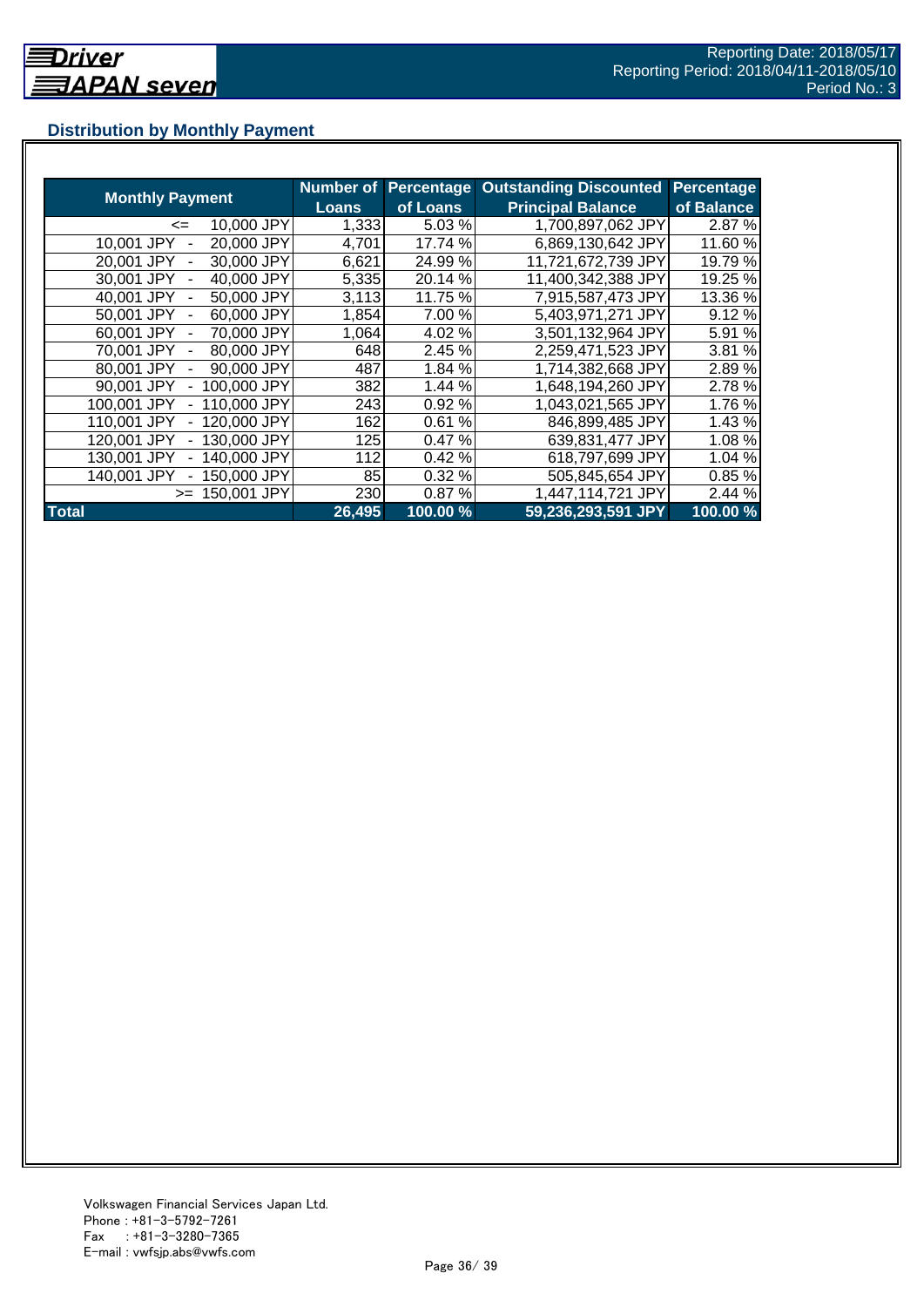## Distribution by Monthly Payment

| Monthly Payment | Number of Loans | Percentage of Loans | Outstanding Discounted Principal Balance | Percentage of Balance |
|---|---|---|---|---|
| <= 10,000 JPY | 1,333 | 5.03 % | 1,700,897,062 JPY | 2.87 % |
| 10,001 JPY - 20,000 JPY | 4,701 | 17.74 % | 6,869,130,642 JPY | 11.60 % |
| 20,001 JPY - 30,000 JPY | 6,621 | 24.99 % | 11,721,672,739 JPY | 19.79 % |
| 30,001 JPY - 40,000 JPY | 5,335 | 20.14 % | 11,400,342,388 JPY | 19.25 % |
| 40,001 JPY - 50,000 JPY | 3,113 | 11.75 % | 7,915,587,473 JPY | 13.36 % |
| 50,001 JPY - 60,000 JPY | 1,854 | 7.00 % | 5,403,971,271 JPY | 9.12 % |
| 60,001 JPY - 70,000 JPY | 1,064 | 4.02 % | 3,501,132,964 JPY | 5.91 % |
| 70,001 JPY - 80,000 JPY | 648 | 2.45 % | 2,259,471,523 JPY | 3.81 % |
| 80,001 JPY - 90,000 JPY | 487 | 1.84 % | 1,714,382,668 JPY | 2.89 % |
| 90,001 JPY - 100,000 JPY | 382 | 1.44 % | 1,648,194,260 JPY | 2.78 % |
| 100,001 JPY - 110,000 JPY | 243 | 0.92 % | 1,043,021,565 JPY | 1.76 % |
| 110,001 JPY - 120,000 JPY | 162 | 0.61 % | 846,899,485 JPY | 1.43 % |
| 120,001 JPY - 130,000 JPY | 125 | 0.47 % | 639,831,477 JPY | 1.08 % |
| 130,001 JPY - 140,000 JPY | 112 | 0.42 % | 618,797,699 JPY | 1.04 % |
| 140,001 JPY - 150,000 JPY | 85 | 0.32 % | 505,845,654 JPY | 0.85 % |
| >= 150,001 JPY | 230 | 0.87 % | 1,447,114,721 JPY | 2.44 % |
| **Total** | **26,495** | **100.00 %** | **59,236,293,591 JPY** | **100.00 %** |

Volkswagen Financial Services Japan Ltd.
Phone : +81-3-5792-7261
Fax : +81-3-3280-7365
E-mail : vwfsjp.abs@vwfs.com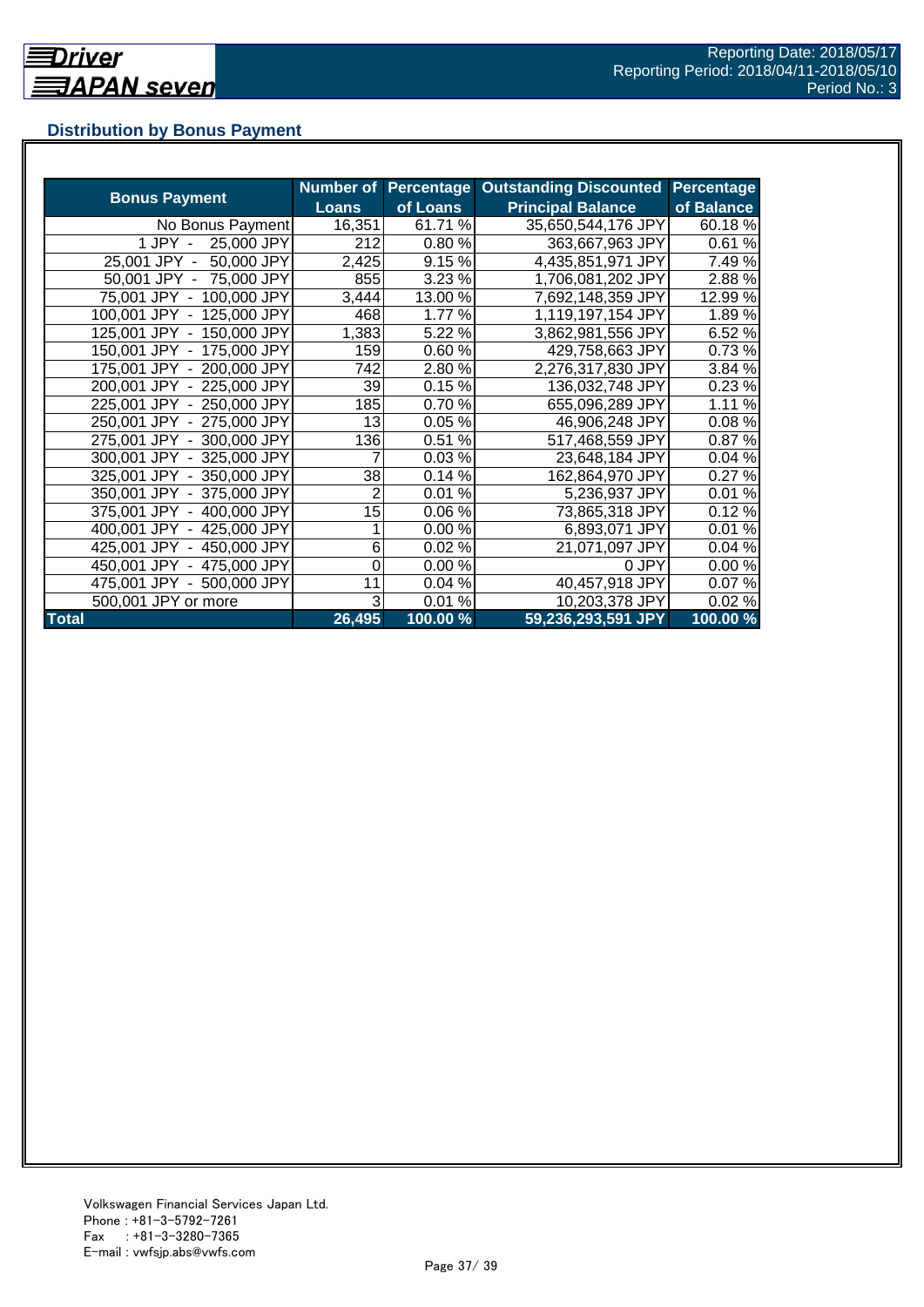## Distribution by Bonus Payment

| Bonus Payment | Number of Loans | Percentage of Loans | Outstanding Discounted Principal Balance | Percentage of Balance |
|---|---|---|---|---|
| No Bonus Payment | 16,351 | 61.71 % | 35,650,544,176 JPY | 60.18 % |
| 1 JPY - 25,000 JPY | 212 | 0.80 % | 363,667,963 JPY | 0.61 % |
| 25,001 JPY - 50,000 JPY | 2,425 | 9.15 % | 4,435,851,971 JPY | 7.49 % |
| 50,001 JPY - 75,000 JPY | 855 | 3.23 % | 1,706,081,202 JPY | 2.88 % |
| 75,001 JPY - 100,000 JPY | 3,444 | 13.00 % | 7,692,148,359 JPY | 12.99 % |
| 100,001 JPY - 125,000 JPY | 468 | 1.77 % | 1,119,197,154 JPY | 1.89 % |
| 125,001 JPY - 150,000 JPY | 1,383 | 5.22 % | 3,862,981,556 JPY | 6.52 % |
| 150,001 JPY - 175,000 JPY | 159 | 0.60 % | 429,758,663 JPY | 0.73 % |
| 175,001 JPY - 200,000 JPY | 742 | 2.80 % | 2,276,317,830 JPY | 3.84 % |
| 200,001 JPY - 225,000 JPY | 39 | 0.15 % | 136,032,748 JPY | 0.23 % |
| 225,001 JPY - 250,000 JPY | 185 | 0.70 % | 655,096,289 JPY | 1.11 % |
| 250,001 JPY - 275,000 JPY | 13 | 0.05 % | 46,906,248 JPY | 0.08 % |
| 275,001 JPY - 300,000 JPY | 136 | 0.51 % | 517,468,559 JPY | 0.87 % |
| 300,001 JPY - 325,000 JPY | 7 | 0.03 % | 23,648,184 JPY | 0.04 % |
| 325,001 JPY - 350,000 JPY | 38 | 0.14 % | 162,864,970 JPY | 0.27 % |
| 350,001 JPY - 375,000 JPY | 2 | 0.01 % | 5,236,937 JPY | 0.01 % |
| 375,001 JPY - 400,000 JPY | 15 | 0.06 % | 73,865,318 JPY | 0.12 % |
| 400,001 JPY - 425,000 JPY | 1 | 0.00 % | 6,893,071 JPY | 0.01 % |
| 425,001 JPY - 450,000 JPY | 6 | 0.02 % | 21,071,097 JPY | 0.04 % |
| 450,001 JPY - 475,000 JPY | 0 | 0.00 % | 0 JPY | 0.00 % |
| 475,001 JPY - 500,000 JPY | 11 | 0.04 % | 40,457,918 JPY | 0.07 % |
| 500,001 JPY or more | 3 | 0.01 % | 10,203,378 JPY | 0.02 % |
| **Total** | **26,495** | **100.00 %** | **59,236,293,591 JPY** | **100.00 %** |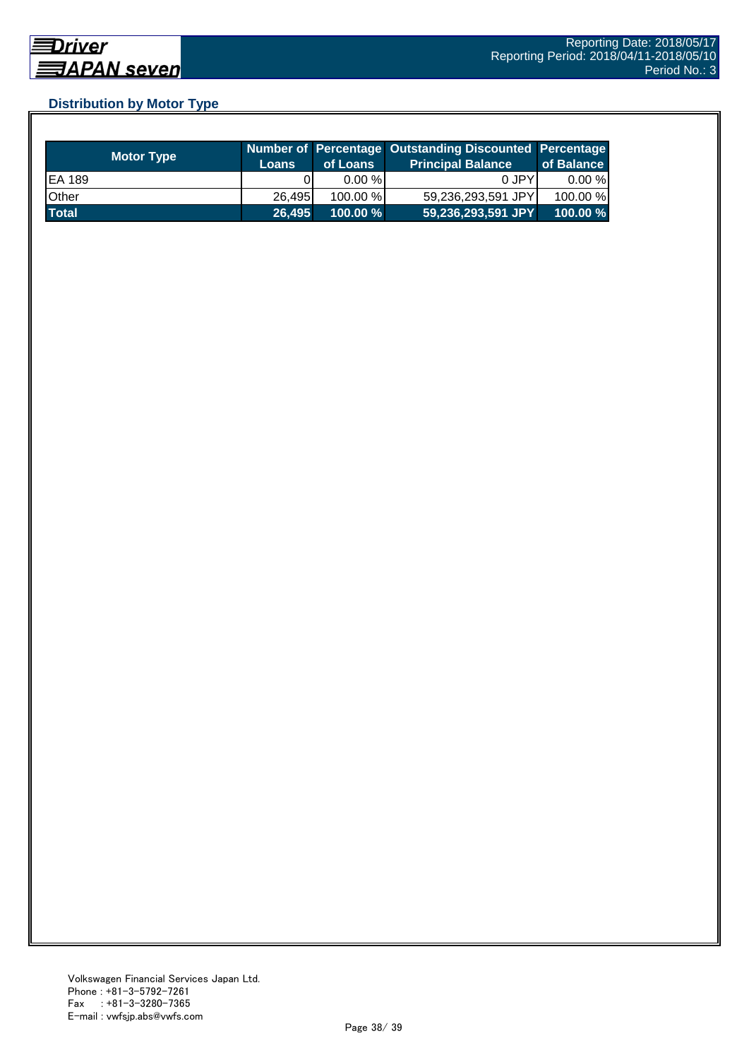## Distribution by Motor Type

| Motor Type | Number of Loans | Percentage of Loans | Outstanding Discounted Principal Balance | Percentage of Balance |
|---|---|---|---|---|
| EA 189 | 0 | 0.00 % | 0 JPY | 0.00 % |
| Other | 26,495 | 100.00 % | 59,236,293,591 JPY | 100.00 % |
| **Total** | **26,495** | **100.00 %** | **59,236,293,591 JPY** | **100.00 %** |

Volkswagen Financial Services Japan Ltd.
Phone : +81-3-5792-7261
Fax : +81-3-3280-7365
E-mail : vwfsjp.abs@vwfs.com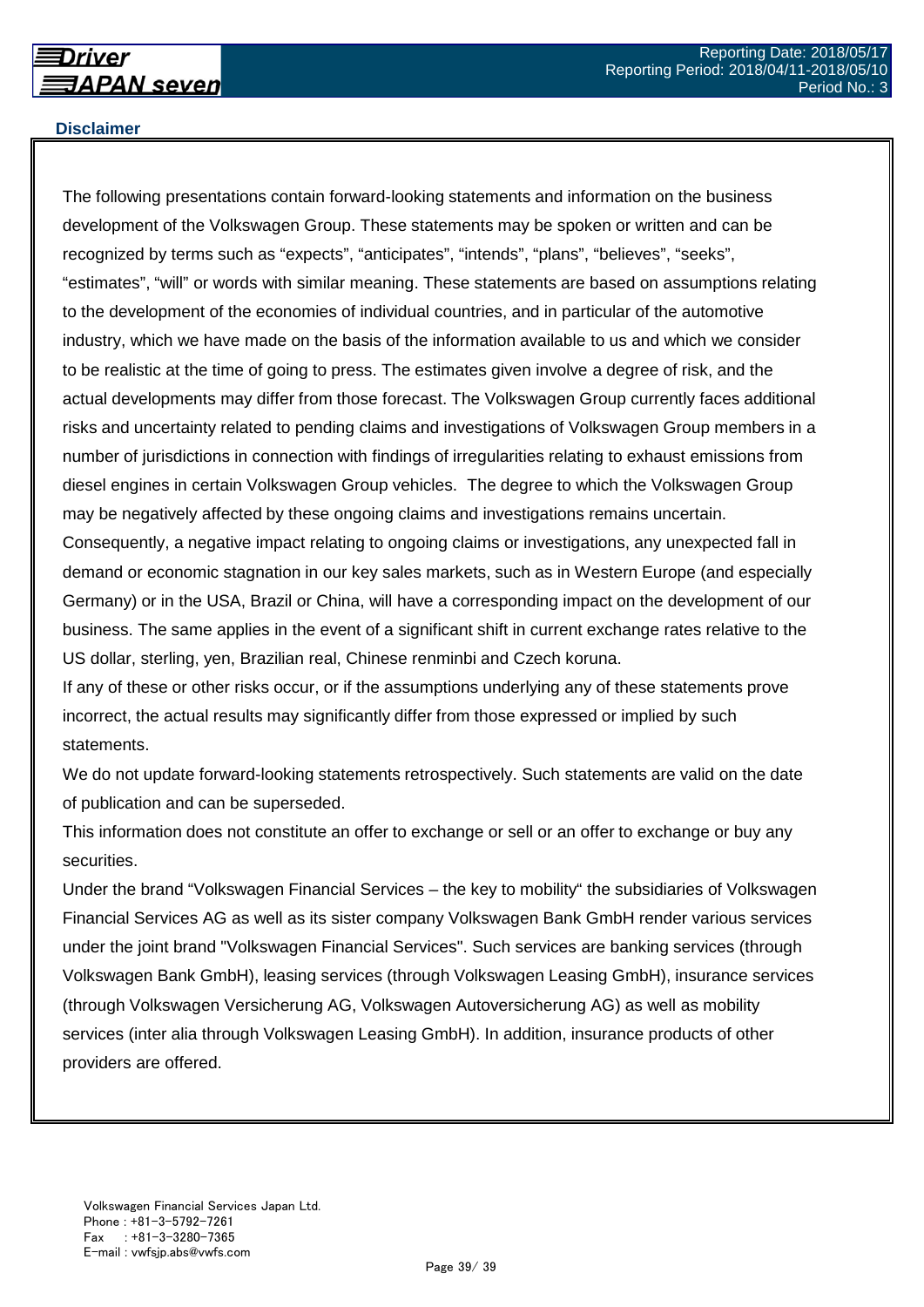## Disclaimer

The following presentations contain forward-looking statements and information on the business development of the Volkswagen Group. These statements may be spoken or written and can be recognized by terms such as "expects", "anticipates", "intends", "plans", "believes", "seeks", "estimates", "will" or words with similar meaning. These statements are based on assumptions relating to the development of the economies of individual countries, and in particular of the automotive industry, which we have made on the basis of the information available to us and which we consider to be realistic at the time of going to press. The estimates given involve a degree of risk, and the actual developments may differ from those forecast. The Volkswagen Group currently faces additional risks and uncertainty related to pending claims and investigations of Volkswagen Group members in a number of jurisdictions in connection with findings of irregularities relating to exhaust emissions from diesel engines in certain Volkswagen Group vehicles. The degree to which the Volkswagen Group may be negatively affected by these ongoing claims and investigations remains uncertain.
Consequently, a negative impact relating to ongoing claims or investigations, any unexpected fall in demand or economic stagnation in our key sales markets, such as in Western Europe (and especially Germany) or in the USA, Brazil or China, will have a corresponding impact on the development of our business. The same applies in the event of a significant shift in current exchange rates relative to the US dollar, sterling, yen, Brazilian real, Chinese renminbi and Czech koruna.
If any of these or other risks occur, or if the assumptions underlying any of these statements prove incorrect, the actual results may significantly differ from those expressed or implied by such statements.
We do not update forward-looking statements retrospectively. Such statements are valid on the date of publication and can be superseded.
This information does not constitute an offer to exchange or sell or an offer to exchange or buy any securities.
Under the brand "Volkswagen Financial Services – the key to mobility" the subsidiaries of Volkswagen Financial Services AG as well as its sister company Volkswagen Bank GmbH render various services under the joint brand "Volkswagen Financial Services". Such services are banking services (through Volkswagen Bank GmbH), leasing services (through Volkswagen Leasing GmbH), insurance services (through Volkswagen Versicherung AG, Volkswagen Autoversicherung AG) as well as mobility services (inter alia through Volkswagen Leasing GmbH). In addition, insurance products of other providers are offered.

Volkswagen Financial Services Japan Ltd.
Phone : +81-3-5792-7261
Fax : +81-3-3280-7365
E-mail : vwfsjp.abs@vwfs.com